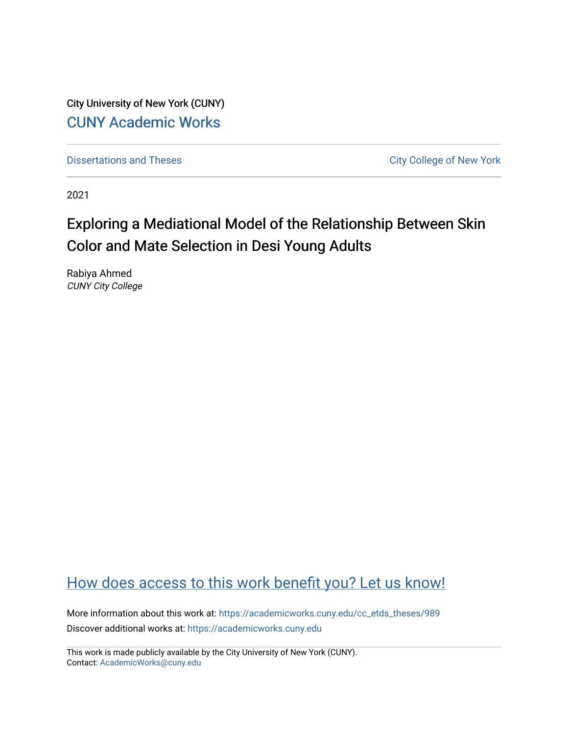City University of New York (CUNY)

CUNY Academic Works

Dissertations and Theses

City College of New York

2021

# Exploring a Mediational Model of the Relationship Between Skin Color and Mate Selection in Desi Young Adults

Rabiya Ahmed
*CUNY City College*

How does access to this work benefit you? Let us know!

More information about this work at: https://academicworks.cuny.edu/cc_etds_theses/989
Discover additional works at: https://academicworks.cuny.edu

This work is made publicly available by the City University of New York (CUNY).
Contact: AcademicWorks@cuny.edu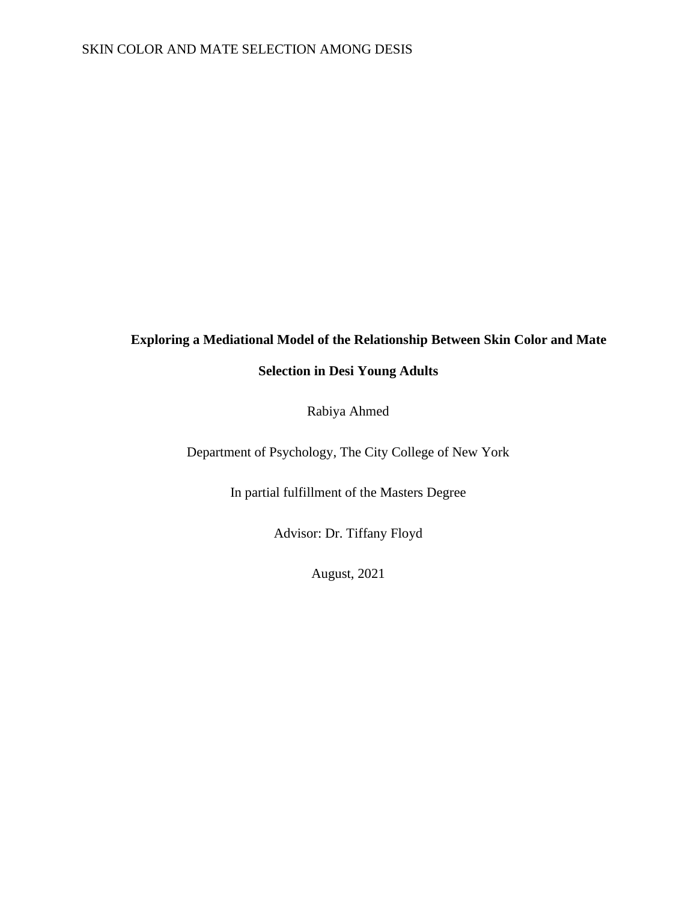# Exploring a Mediational Model of the Relationship Between Skin Color and Mate Selection in Desi Young Adults

Rabiya Ahmed

Department of Psychology, The City College of New York

In partial fulfillment of the Masters Degree

Advisor: Dr. Tiffany Floyd

August, 2021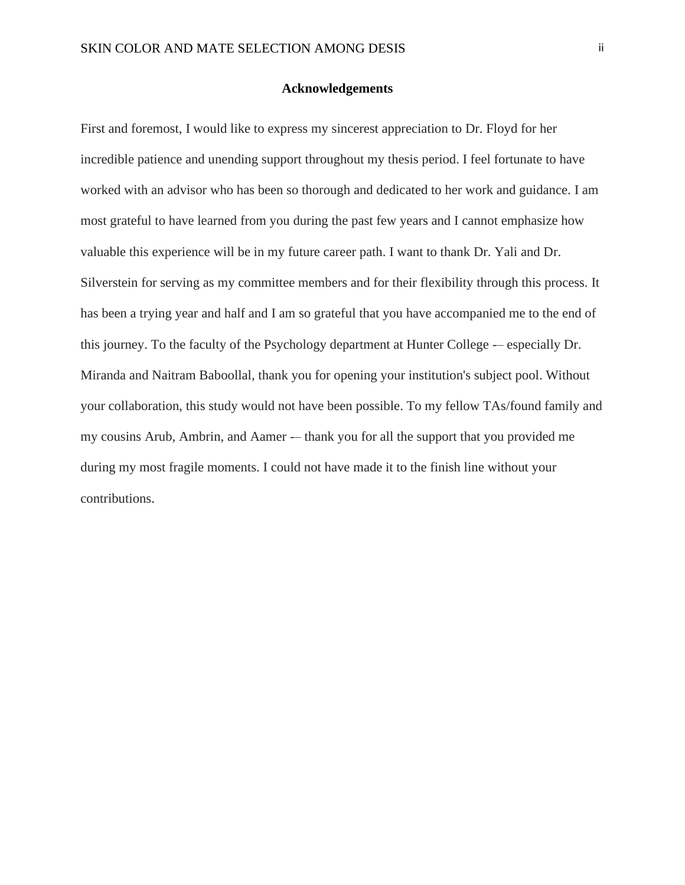## Acknowledgements

First and foremost, I would like to express my sincerest appreciation to Dr. Floyd for her incredible patience and unending support throughout my thesis period. I feel fortunate to have worked with an advisor who has been so thorough and dedicated to her work and guidance. I am most grateful to have learned from you during the past few years and I cannot emphasize how valuable this experience will be in my future career path. I want to thank Dr. Yali and Dr. Silverstein for serving as my committee members and for their flexibility through this process. It has been a trying year and half and I am so grateful that you have accompanied me to the end of this journey. To the faculty of the Psychology department at Hunter College -– especially Dr. Miranda and Naitram Baboollal, thank you for opening your institution's subject pool. Without your collaboration, this study would not have been possible. To my fellow TAs/found family and my cousins Arub, Ambrin, and Aamer -– thank you for all the support that you provided me during my most fragile moments. I could not have made it to the finish line without your contributions.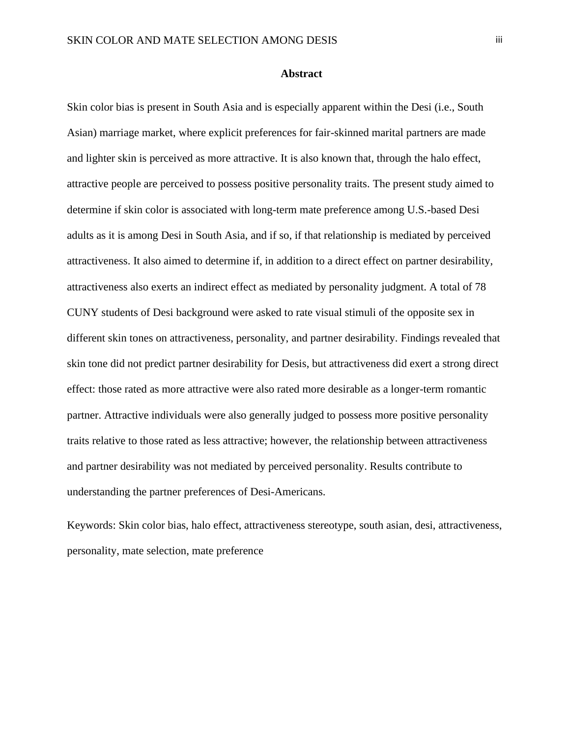## Abstract

Skin color bias is present in South Asia and is especially apparent within the Desi (i.e., South Asian) marriage market, where explicit preferences for fair-skinned marital partners are made and lighter skin is perceived as more attractive. It is also known that, through the halo effect, attractive people are perceived to possess positive personality traits. The present study aimed to determine if skin color is associated with long-term mate preference among U.S.-based Desi adults as it is among Desi in South Asia, and if so, if that relationship is mediated by perceived attractiveness. It also aimed to determine if, in addition to a direct effect on partner desirability, attractiveness also exerts an indirect effect as mediated by personality judgment. A total of 78 CUNY students of Desi background were asked to rate visual stimuli of the opposite sex in different skin tones on attractiveness, personality, and partner desirability. Findings revealed that skin tone did not predict partner desirability for Desis, but attractiveness did exert a strong direct effect: those rated as more attractive were also rated more desirable as a longer-term romantic partner. Attractive individuals were also generally judged to possess more positive personality traits relative to those rated as less attractive; however, the relationship between attractiveness and partner desirability was not mediated by perceived personality. Results contribute to understanding the partner preferences of Desi-Americans.

Keywords: Skin color bias, halo effect, attractiveness stereotype, south asian, desi, attractiveness, personality, mate selection, mate preference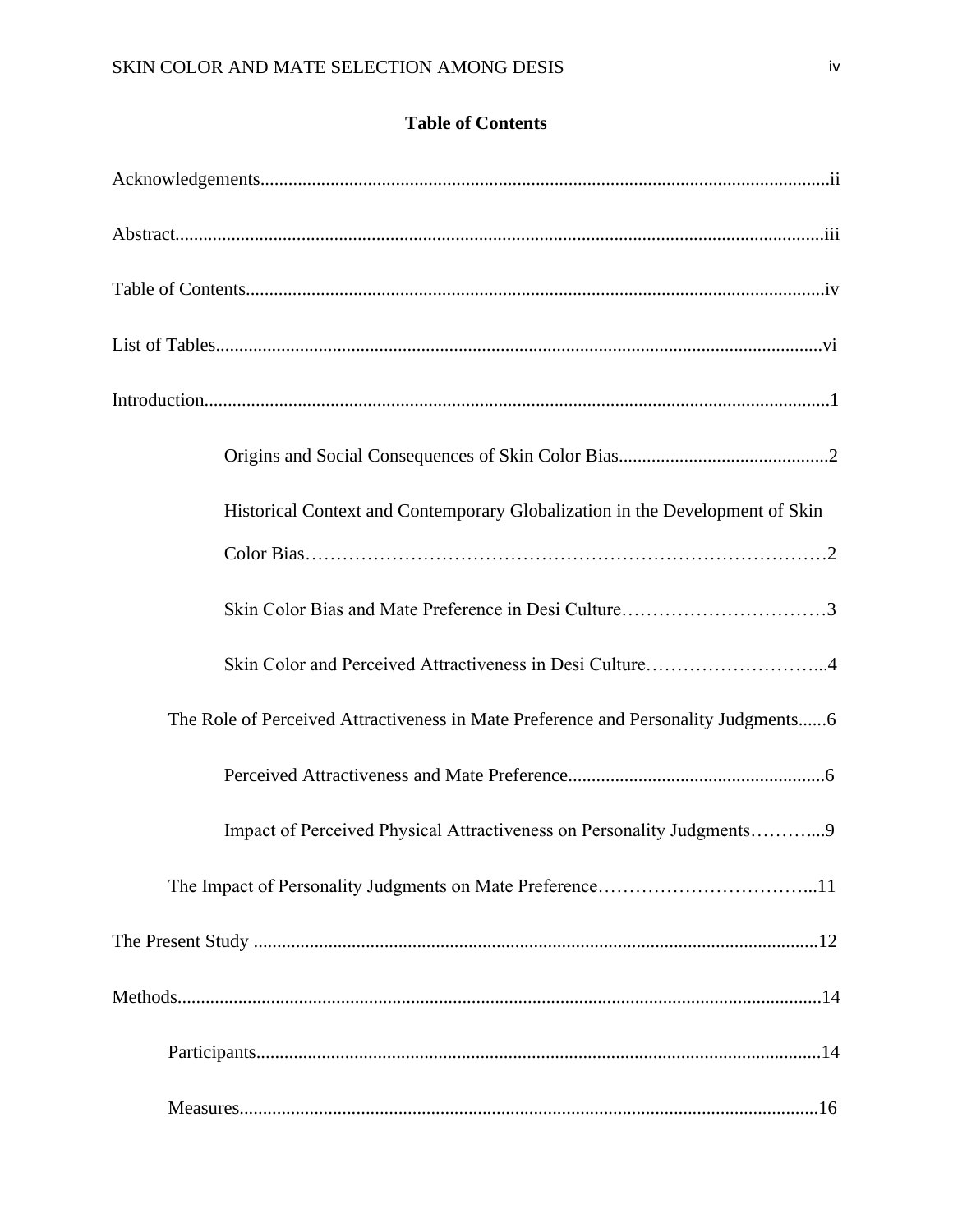**Table of Contents**

Acknowledgements....................................................................................................................ii

Abstract....................................................................................................................................iii

Table of Contents.....................................................................................................................iv

List of Tables............................................................................................................................vi

Introduction..............................................................................................................................1

Origins and Social Consequences of Skin Color Bias.............................................2

Historical Context and Contemporary Globalization in the Development of Skin Color Bias…………………………………………………………………………2

Skin Color Bias and Mate Preference in Desi Culture…………………………….3

Skin Color and Perceived Attractiveness in Desi Culture………………………...4

The Role of Perceived Attractiveness in Mate Preference and Personality Judgments......6

Perceived Attractiveness and Mate Preference.......................................................6

Impact of Perceived Physical Attractiveness on Personality Judgments………....9

The Impact of Personality Judgments on Mate Preference……………………………...11

The Present Study ..................................................................................................................12

Methods..................................................................................................................................14

Participants.................................................................................................................14

Measures.....................................................................................................................16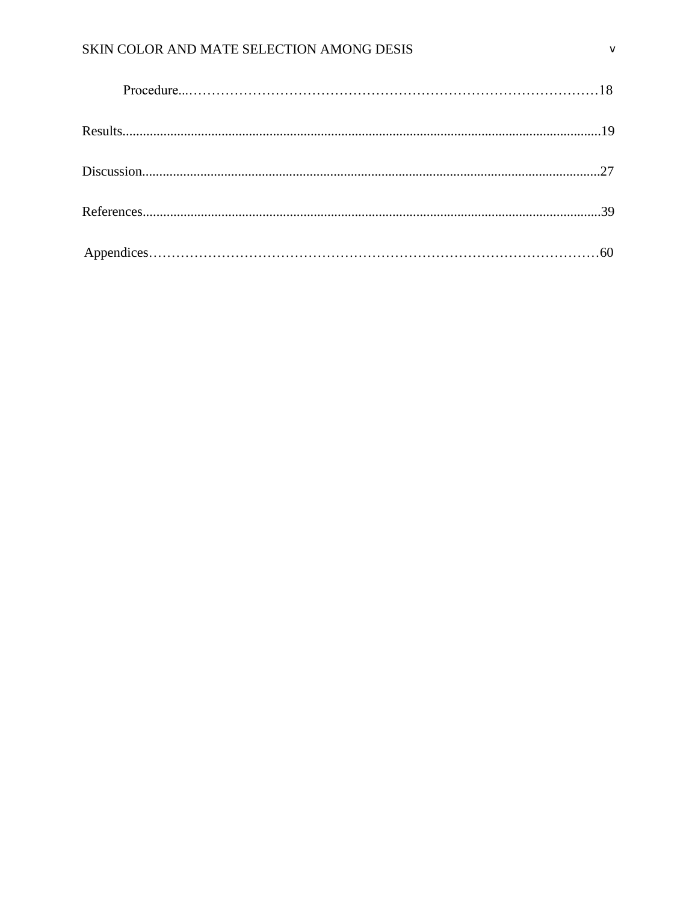Procedure......................................................................................18

Results..........................................................................................................................19

Discussion.....................................................................................................................27

References.....................................................................................................................39

Appendices....................................................................................................................60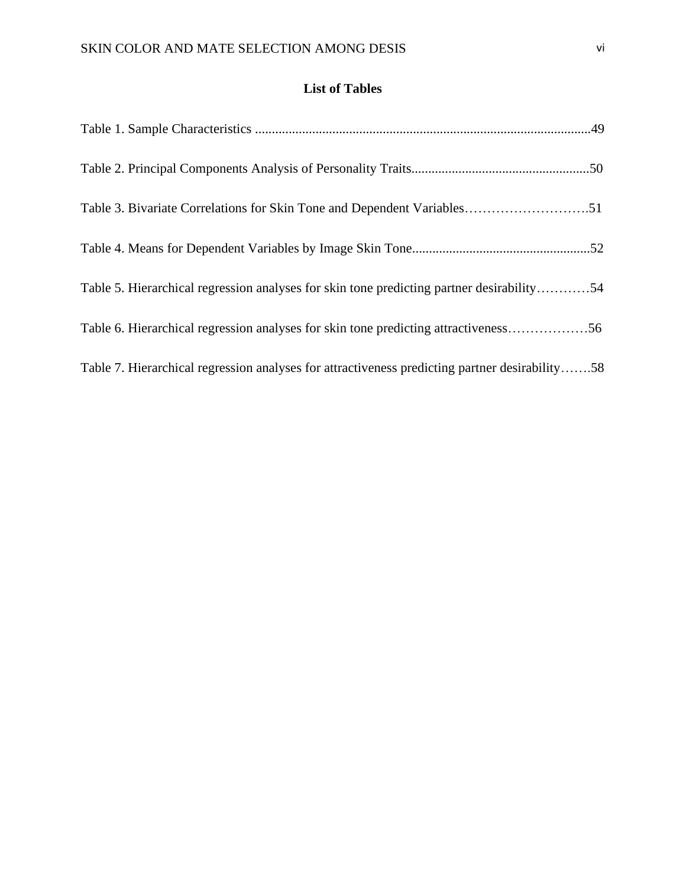## List of Tables

Table 1. Sample Characteristics ....................................................................................................49

Table 2. Principal Components Analysis of Personality Traits.....................................................50

Table 3. Bivariate Correlations for Skin Tone and Dependent Variables……………………….51

Table 4. Means for Dependent Variables by Image Skin Tone.....................................................52

Table 5. Hierarchical regression analyses for skin tone predicting partner desirability…………54

Table 6. Hierarchical regression analyses for skin tone predicting attractiveness………………56

Table 7. Hierarchical regression analyses for attractiveness predicting partner desirability…….58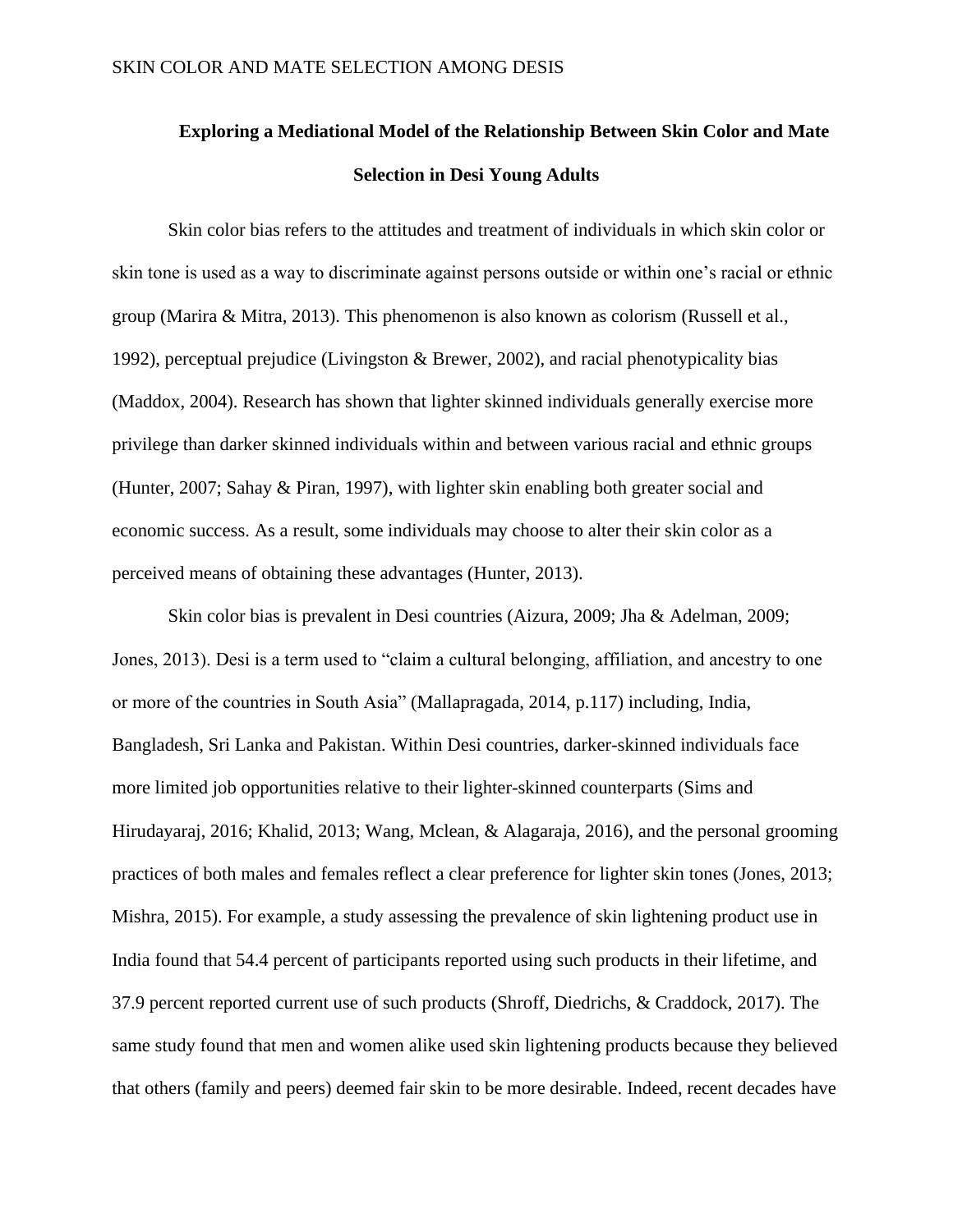**Exploring a Mediational Model of the Relationship Between Skin Color and Mate Selection in Desi Young Adults**

Skin color bias refers to the attitudes and treatment of individuals in which skin color or skin tone is used as a way to discriminate against persons outside or within one's racial or ethnic group (Marira & Mitra, 2013). This phenomenon is also known as colorism (Russell et al., 1992), perceptual prejudice (Livingston & Brewer, 2002), and racial phenotypicality bias (Maddox, 2004). Research has shown that lighter skinned individuals generally exercise more privilege than darker skinned individuals within and between various racial and ethnic groups (Hunter, 2007; Sahay & Piran, 1997), with lighter skin enabling both greater social and economic success. As a result, some individuals may choose to alter their skin color as a perceived means of obtaining these advantages (Hunter, 2013).

Skin color bias is prevalent in Desi countries (Aizura, 2009; Jha & Adelman, 2009; Jones, 2013). Desi is a term used to "claim a cultural belonging, affiliation, and ancestry to one or more of the countries in South Asia" (Mallapragada, 2014, p.117) including, India, Bangladesh, Sri Lanka and Pakistan. Within Desi countries, darker-skinned individuals face more limited job opportunities relative to their lighter-skinned counterparts (Sims and Hirudayaraj, 2016; Khalid, 2013; Wang, Mclean, & Alagaraja, 2016), and the personal grooming practices of both males and females reflect a clear preference for lighter skin tones (Jones, 2013; Mishra, 2015). For example, a study assessing the prevalence of skin lightening product use in India found that 54.4 percent of participants reported using such products in their lifetime, and 37.9 percent reported current use of such products (Shroff, Diedrichs, & Craddock, 2017). The same study found that men and women alike used skin lightening products because they believed that others (family and peers) deemed fair skin to be more desirable. Indeed, recent decades have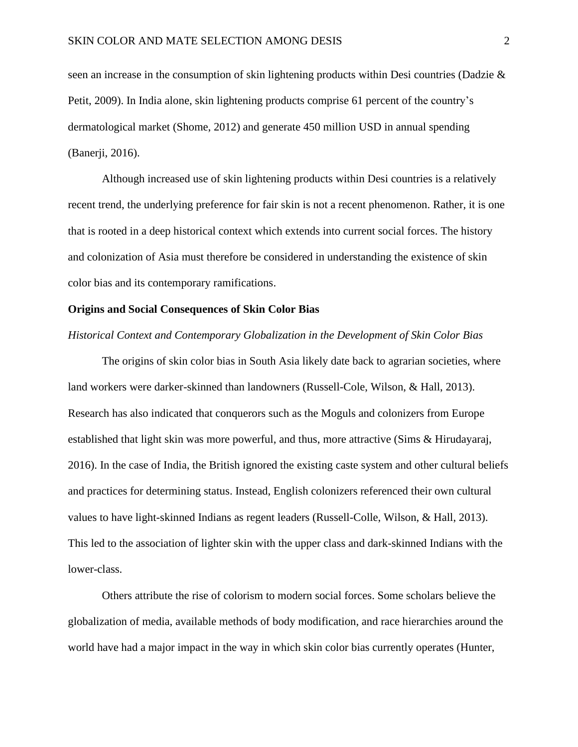seen an increase in the consumption of skin lightening products within Desi countries (Dadzie & Petit, 2009). In India alone, skin lightening products comprise 61 percent of the country's dermatological market (Shome, 2012) and generate 450 million USD in annual spending (Banerji, 2016).

Although increased use of skin lightening products within Desi countries is a relatively recent trend, the underlying preference for fair skin is not a recent phenomenon. Rather, it is one that is rooted in a deep historical context which extends into current social forces. The history and colonization of Asia must therefore be considered in understanding the existence of skin color bias and its contemporary ramifications.

**Origins and Social Consequences of Skin Color Bias**

*Historical Context and Contemporary Globalization in the Development of Skin Color Bias*

The origins of skin color bias in South Asia likely date back to agrarian societies, where land workers were darker-skinned than landowners (Russell-Cole, Wilson, & Hall, 2013). Research has also indicated that conquerors such as the Moguls and colonizers from Europe established that light skin was more powerful, and thus, more attractive (Sims & Hirudayaraj, 2016). In the case of India, the British ignored the existing caste system and other cultural beliefs and practices for determining status. Instead, English colonizers referenced their own cultural values to have light-skinned Indians as regent leaders (Russell-Colle, Wilson, & Hall, 2013). This led to the association of lighter skin with the upper class and dark-skinned Indians with the lower-class.

Others attribute the rise of colorism to modern social forces. Some scholars believe the globalization of media, available methods of body modification, and race hierarchies around the world have had a major impact in the way in which skin color bias currently operates (Hunter,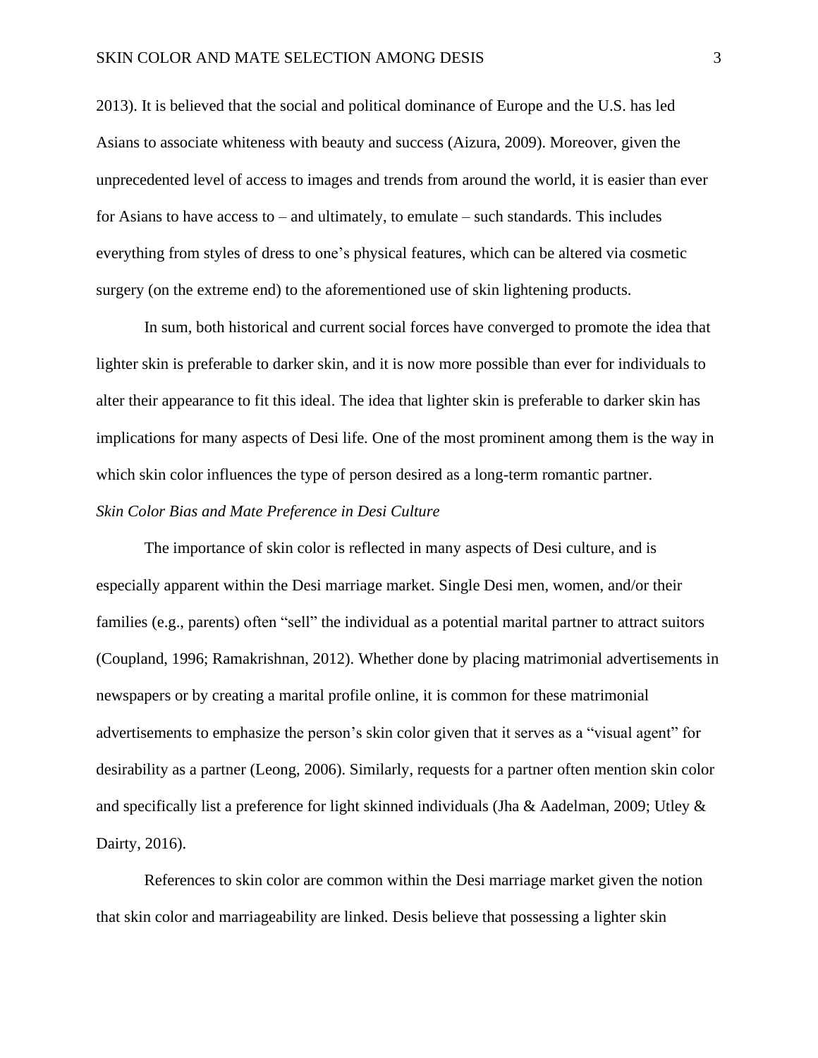2013). It is believed that the social and political dominance of Europe and the U.S. has led Asians to associate whiteness with beauty and success (Aizura, 2009). Moreover, given the unprecedented level of access to images and trends from around the world, it is easier than ever for Asians to have access to – and ultimately, to emulate – such standards. This includes everything from styles of dress to one's physical features, which can be altered via cosmetic surgery (on the extreme end) to the aforementioned use of skin lightening products.

In sum, both historical and current social forces have converged to promote the idea that lighter skin is preferable to darker skin, and it is now more possible than ever for individuals to alter their appearance to fit this ideal. The idea that lighter skin is preferable to darker skin has implications for many aspects of Desi life. One of the most prominent among them is the way in which skin color influences the type of person desired as a long-term romantic partner.

### *Skin Color Bias and Mate Preference in Desi Culture*

The importance of skin color is reflected in many aspects of Desi culture, and is especially apparent within the Desi marriage market. Single Desi men, women, and/or their families (e.g., parents) often "sell" the individual as a potential marital partner to attract suitors (Coupland, 1996; Ramakrishnan, 2012). Whether done by placing matrimonial advertisements in newspapers or by creating a marital profile online, it is common for these matrimonial advertisements to emphasize the person's skin color given that it serves as a "visual agent" for desirability as a partner (Leong, 2006). Similarly, requests for a partner often mention skin color and specifically list a preference for light skinned individuals (Jha & Aadelman, 2009; Utley & Dairty, 2016).

References to skin color are common within the Desi marriage market given the notion that skin color and marriageability are linked. Desis believe that possessing a lighter skin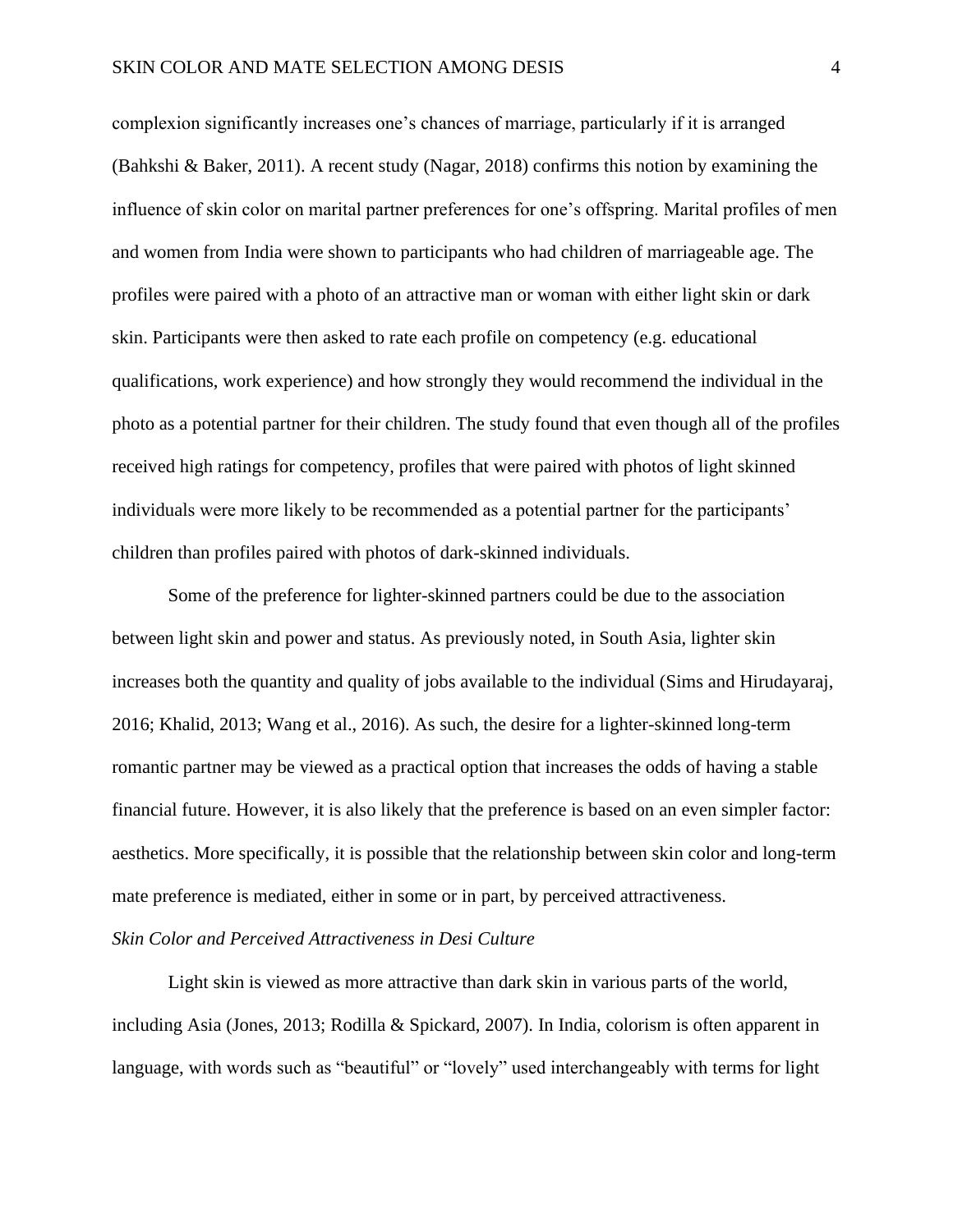complexion significantly increases one's chances of marriage, particularly if it is arranged (Bahkshi & Baker, 2011). A recent study (Nagar, 2018) confirms this notion by examining the influence of skin color on marital partner preferences for one's offspring. Marital profiles of men and women from India were shown to participants who had children of marriageable age. The profiles were paired with a photo of an attractive man or woman with either light skin or dark skin. Participants were then asked to rate each profile on competency (e.g. educational qualifications, work experience) and how strongly they would recommend the individual in the photo as a potential partner for their children. The study found that even though all of the profiles received high ratings for competency, profiles that were paired with photos of light skinned individuals were more likely to be recommended as a potential partner for the participants' children than profiles paired with photos of dark-skinned individuals.

Some of the preference for lighter-skinned partners could be due to the association between light skin and power and status. As previously noted, in South Asia, lighter skin increases both the quantity and quality of jobs available to the individual (Sims and Hirudayaraj, 2016; Khalid, 2013; Wang et al., 2016). As such, the desire for a lighter-skinned long-term romantic partner may be viewed as a practical option that increases the odds of having a stable financial future. However, it is also likely that the preference is based on an even simpler factor: aesthetics. More specifically, it is possible that the relationship between skin color and long-term mate preference is mediated, either in some or in part, by perceived attractiveness.

### *Skin Color and Perceived Attractiveness in Desi Culture*

Light skin is viewed as more attractive than dark skin in various parts of the world, including Asia (Jones, 2013; Rodilla & Spickard, 2007). In India, colorism is often apparent in language, with words such as "beautiful" or "lovely" used interchangeably with terms for light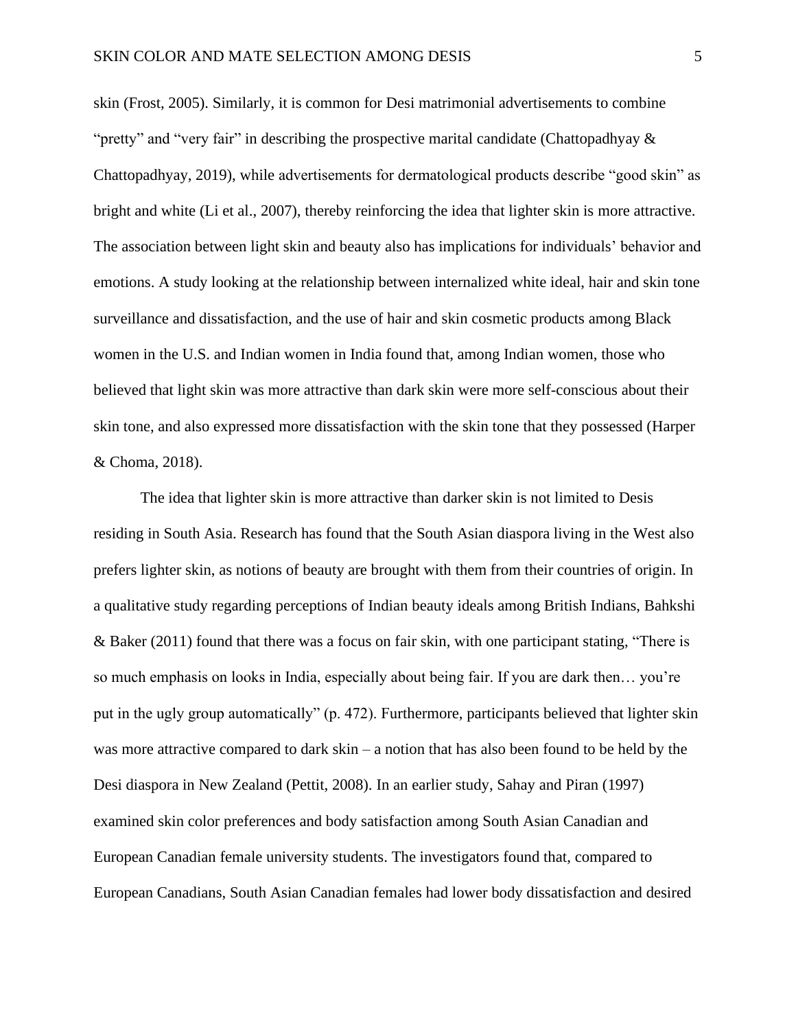skin (Frost, 2005). Similarly, it is common for Desi matrimonial advertisements to combine "pretty" and "very fair" in describing the prospective marital candidate (Chattopadhyay & Chattopadhyay, 2019), while advertisements for dermatological products describe "good skin" as bright and white (Li et al., 2007), thereby reinforcing the idea that lighter skin is more attractive. The association between light skin and beauty also has implications for individuals' behavior and emotions. A study looking at the relationship between internalized white ideal, hair and skin tone surveillance and dissatisfaction, and the use of hair and skin cosmetic products among Black women in the U.S. and Indian women in India found that, among Indian women, those who believed that light skin was more attractive than dark skin were more self-conscious about their skin tone, and also expressed more dissatisfaction with the skin tone that they possessed (Harper & Choma, 2018).

The idea that lighter skin is more attractive than darker skin is not limited to Desis residing in South Asia. Research has found that the South Asian diaspora living in the West also prefers lighter skin, as notions of beauty are brought with them from their countries of origin. In a qualitative study regarding perceptions of Indian beauty ideals among British Indians, Bahkshi & Baker (2011) found that there was a focus on fair skin, with one participant stating, "There is so much emphasis on looks in India, especially about being fair. If you are dark then… you're put in the ugly group automatically" (p. 472). Furthermore, participants believed that lighter skin was more attractive compared to dark skin – a notion that has also been found to be held by the Desi diaspora in New Zealand (Pettit, 2008). In an earlier study, Sahay and Piran (1997) examined skin color preferences and body satisfaction among South Asian Canadian and European Canadian female university students. The investigators found that, compared to European Canadians, South Asian Canadian females had lower body dissatisfaction and desired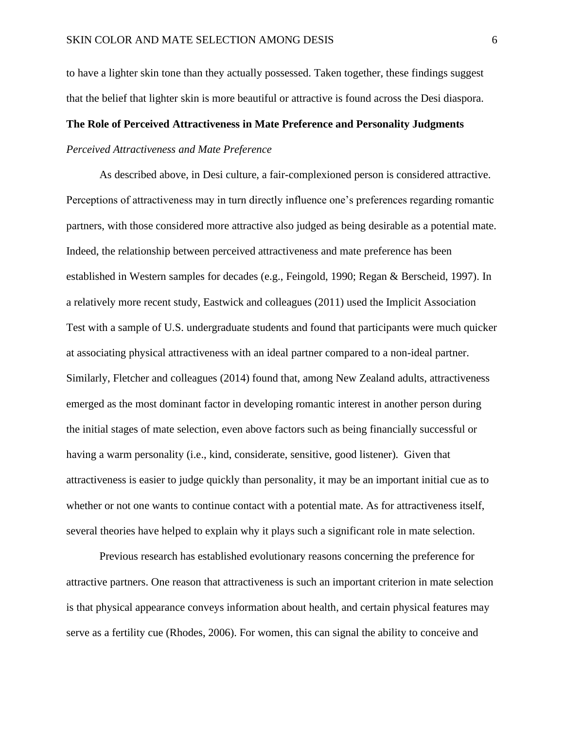to have a lighter skin tone than they actually possessed. Taken together, these findings suggest that the belief that lighter skin is more beautiful or attractive is found across the Desi diaspora.

## The Role of Perceived Attractiveness in Mate Preference and Personality Judgments

### *Perceived Attractiveness and Mate Preference*

As described above, in Desi culture, a fair-complexioned person is considered attractive. Perceptions of attractiveness may in turn directly influence one's preferences regarding romantic partners, with those considered more attractive also judged as being desirable as a potential mate. Indeed, the relationship between perceived attractiveness and mate preference has been established in Western samples for decades (e.g., Feingold, 1990; Regan & Berscheid, 1997). In a relatively more recent study, Eastwick and colleagues (2011) used the Implicit Association Test with a sample of U.S. undergraduate students and found that participants were much quicker at associating physical attractiveness with an ideal partner compared to a non-ideal partner. Similarly, Fletcher and colleagues (2014) found that, among New Zealand adults, attractiveness emerged as the most dominant factor in developing romantic interest in another person during the initial stages of mate selection, even above factors such as being financially successful or having a warm personality (i.e., kind, considerate, sensitive, good listener). Given that attractiveness is easier to judge quickly than personality, it may be an important initial cue as to whether or not one wants to continue contact with a potential mate. As for attractiveness itself, several theories have helped to explain why it plays such a significant role in mate selection.

Previous research has established evolutionary reasons concerning the preference for attractive partners. One reason that attractiveness is such an important criterion in mate selection is that physical appearance conveys information about health, and certain physical features may serve as a fertility cue (Rhodes, 2006). For women, this can signal the ability to conceive and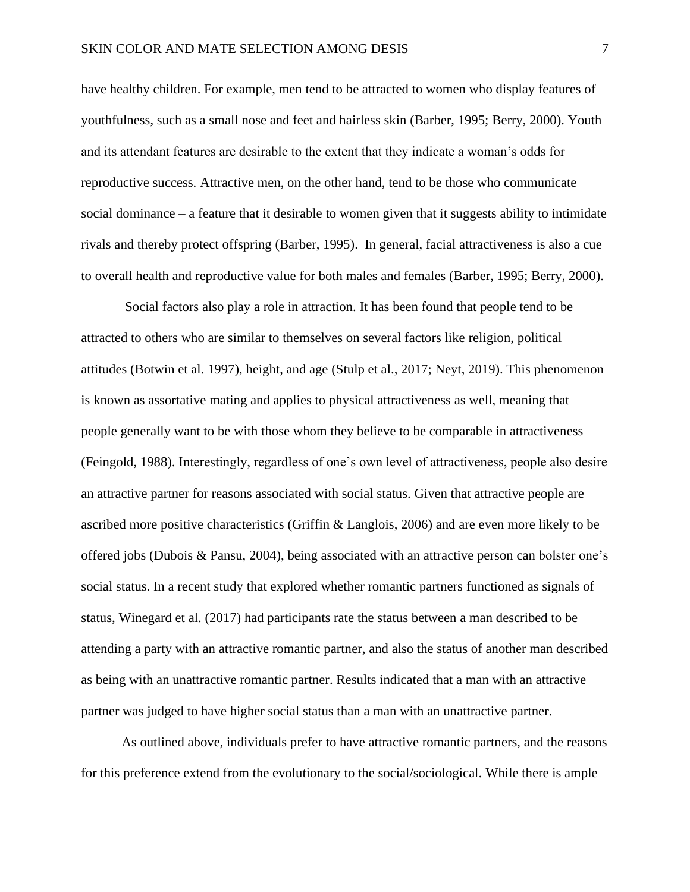have healthy children. For example, men tend to be attracted to women who display features of youthfulness, such as a small nose and feet and hairless skin (Barber, 1995; Berry, 2000). Youth and its attendant features are desirable to the extent that they indicate a woman's odds for reproductive success. Attractive men, on the other hand, tend to be those who communicate social dominance – a feature that it desirable to women given that it suggests ability to intimidate rivals and thereby protect offspring (Barber, 1995). In general, facial attractiveness is also a cue to overall health and reproductive value for both males and females (Barber, 1995; Berry, 2000).

Social factors also play a role in attraction. It has been found that people tend to be attracted to others who are similar to themselves on several factors like religion, political attitudes (Botwin et al. 1997), height, and age (Stulp et al., 2017; Neyt, 2019). This phenomenon is known as assortative mating and applies to physical attractiveness as well, meaning that people generally want to be with those whom they believe to be comparable in attractiveness (Feingold, 1988). Interestingly, regardless of one's own level of attractiveness, people also desire an attractive partner for reasons associated with social status. Given that attractive people are ascribed more positive characteristics (Griffin & Langlois, 2006) and are even more likely to be offered jobs (Dubois & Pansu, 2004), being associated with an attractive person can bolster one's social status. In a recent study that explored whether romantic partners functioned as signals of status, Winegard et al. (2017) had participants rate the status between a man described to be attending a party with an attractive romantic partner, and also the status of another man described as being with an unattractive romantic partner. Results indicated that a man with an attractive partner was judged to have higher social status than a man with an unattractive partner.

As outlined above, individuals prefer to have attractive romantic partners, and the reasons for this preference extend from the evolutionary to the social/sociological. While there is ample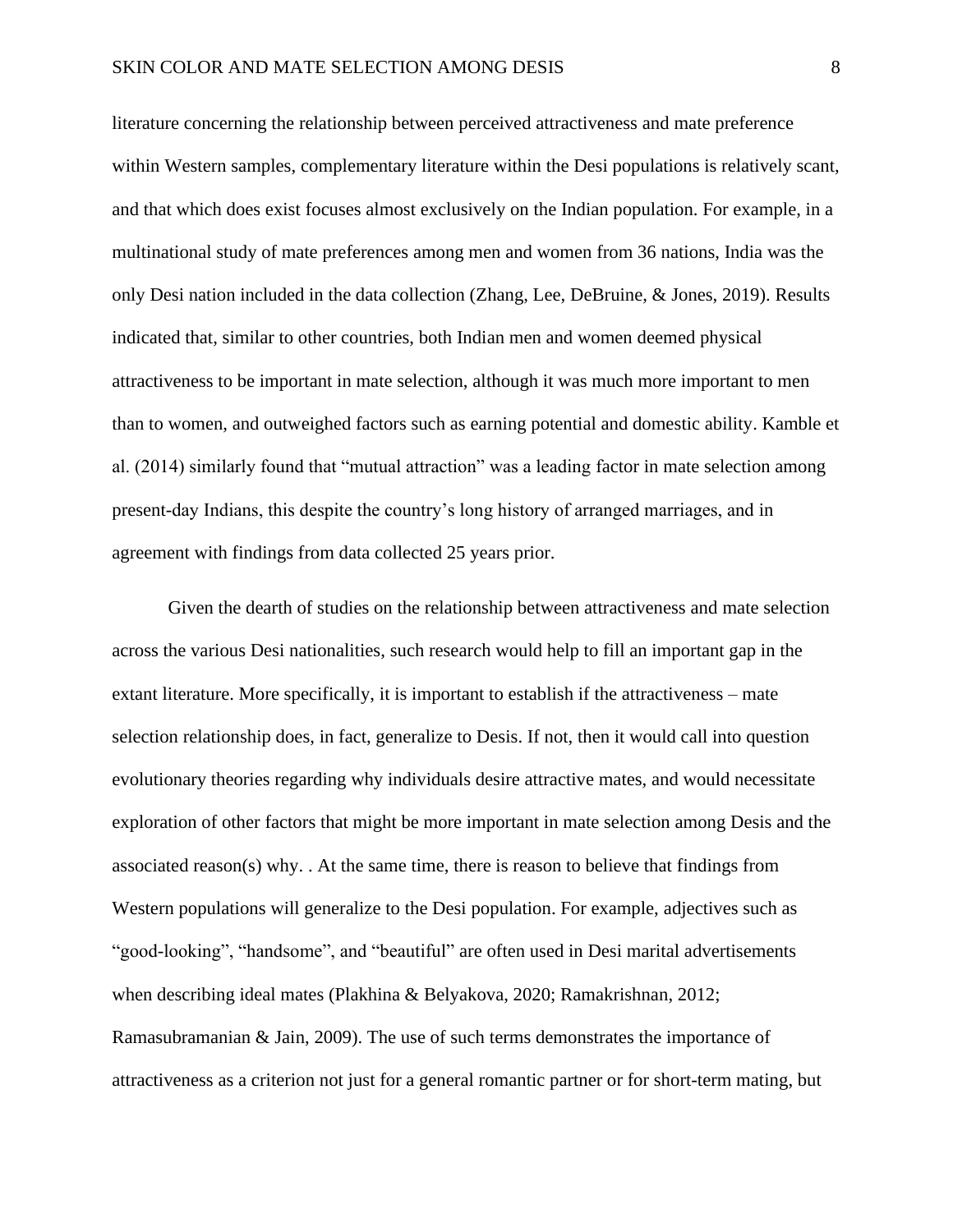literature concerning the relationship between perceived attractiveness and mate preference within Western samples, complementary literature within the Desi populations is relatively scant, and that which does exist focuses almost exclusively on the Indian population. For example, in a multinational study of mate preferences among men and women from 36 nations, India was the only Desi nation included in the data collection (Zhang, Lee, DeBruine, & Jones, 2019). Results indicated that, similar to other countries, both Indian men and women deemed physical attractiveness to be important in mate selection, although it was much more important to men than to women, and outweighed factors such as earning potential and domestic ability. Kamble et al. (2014) similarly found that "mutual attraction" was a leading factor in mate selection among present-day Indians, this despite the country's long history of arranged marriages, and in agreement with findings from data collected 25 years prior.

Given the dearth of studies on the relationship between attractiveness and mate selection across the various Desi nationalities, such research would help to fill an important gap in the extant literature. More specifically, it is important to establish if the attractiveness – mate selection relationship does, in fact, generalize to Desis. If not, then it would call into question evolutionary theories regarding why individuals desire attractive mates, and would necessitate exploration of other factors that might be more important in mate selection among Desis and the associated reason(s) why. . At the same time, there is reason to believe that findings from Western populations will generalize to the Desi population. For example, adjectives such as "good-looking", "handsome", and "beautiful" are often used in Desi marital advertisements when describing ideal mates (Plakhina & Belyakova, 2020; Ramakrishnan, 2012; Ramasubramanian & Jain, 2009). The use of such terms demonstrates the importance of attractiveness as a criterion not just for a general romantic partner or for short-term mating, but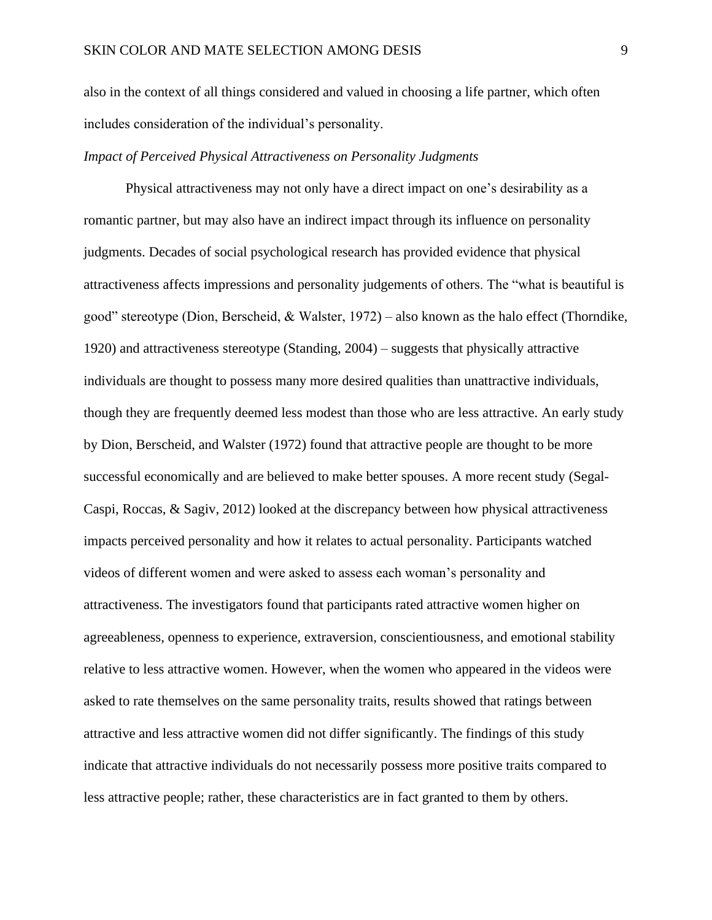also in the context of all things considered and valued in choosing a life partner, which often includes consideration of the individual's personality.

*Impact of Perceived Physical Attractiveness on Personality Judgments*

Physical attractiveness may not only have a direct impact on one's desirability as a romantic partner, but may also have an indirect impact through its influence on personality judgments. Decades of social psychological research has provided evidence that physical attractiveness affects impressions and personality judgements of others. The "what is beautiful is good" stereotype (Dion, Berscheid, & Walster, 1972) – also known as the halo effect (Thorndike, 1920) and attractiveness stereotype (Standing, 2004) – suggests that physically attractive individuals are thought to possess many more desired qualities than unattractive individuals, though they are frequently deemed less modest than those who are less attractive. An early study by Dion, Berscheid, and Walster (1972) found that attractive people are thought to be more successful economically and are believed to make better spouses. A more recent study (Segal-Caspi, Roccas, & Sagiv, 2012) looked at the discrepancy between how physical attractiveness impacts perceived personality and how it relates to actual personality. Participants watched videos of different women and were asked to assess each woman's personality and attractiveness. The investigators found that participants rated attractive women higher on agreeableness, openness to experience, extraversion, conscientiousness, and emotional stability relative to less attractive women. However, when the women who appeared in the videos were asked to rate themselves on the same personality traits, results showed that ratings between attractive and less attractive women did not differ significantly. The findings of this study indicate that attractive individuals do not necessarily possess more positive traits compared to less attractive people; rather, these characteristics are in fact granted to them by others.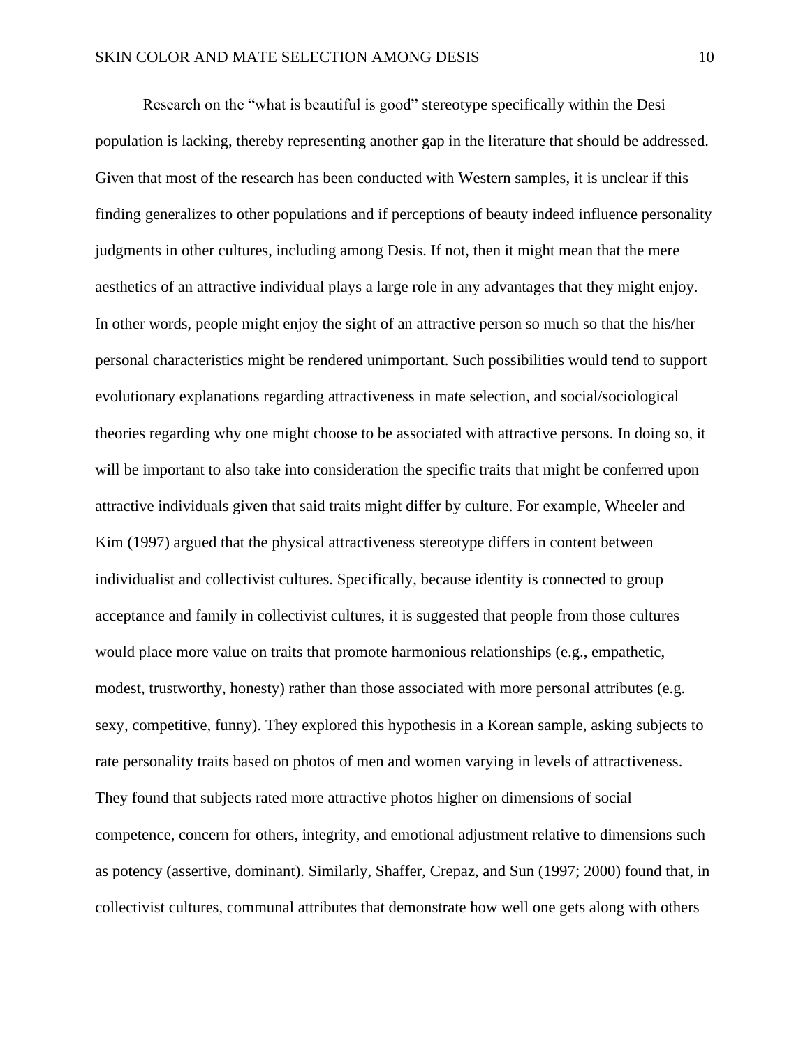Research on the "what is beautiful is good" stereotype specifically within the Desi population is lacking, thereby representing another gap in the literature that should be addressed. Given that most of the research has been conducted with Western samples, it is unclear if this finding generalizes to other populations and if perceptions of beauty indeed influence personality judgments in other cultures, including among Desis. If not, then it might mean that the mere aesthetics of an attractive individual plays a large role in any advantages that they might enjoy. In other words, people might enjoy the sight of an attractive person so much so that the his/her personal characteristics might be rendered unimportant. Such possibilities would tend to support evolutionary explanations regarding attractiveness in mate selection, and social/sociological theories regarding why one might choose to be associated with attractive persons. In doing so, it will be important to also take into consideration the specific traits that might be conferred upon attractive individuals given that said traits might differ by culture. For example, Wheeler and Kim (1997) argued that the physical attractiveness stereotype differs in content between individualist and collectivist cultures. Specifically, because identity is connected to group acceptance and family in collectivist cultures, it is suggested that people from those cultures would place more value on traits that promote harmonious relationships (e.g., empathetic, modest, trustworthy, honesty) rather than those associated with more personal attributes (e.g. sexy, competitive, funny). They explored this hypothesis in a Korean sample, asking subjects to rate personality traits based on photos of men and women varying in levels of attractiveness. They found that subjects rated more attractive photos higher on dimensions of social competence, concern for others, integrity, and emotional adjustment relative to dimensions such as potency (assertive, dominant). Similarly, Shaffer, Crepaz, and Sun (1997; 2000) found that, in collectivist cultures, communal attributes that demonstrate how well one gets along with others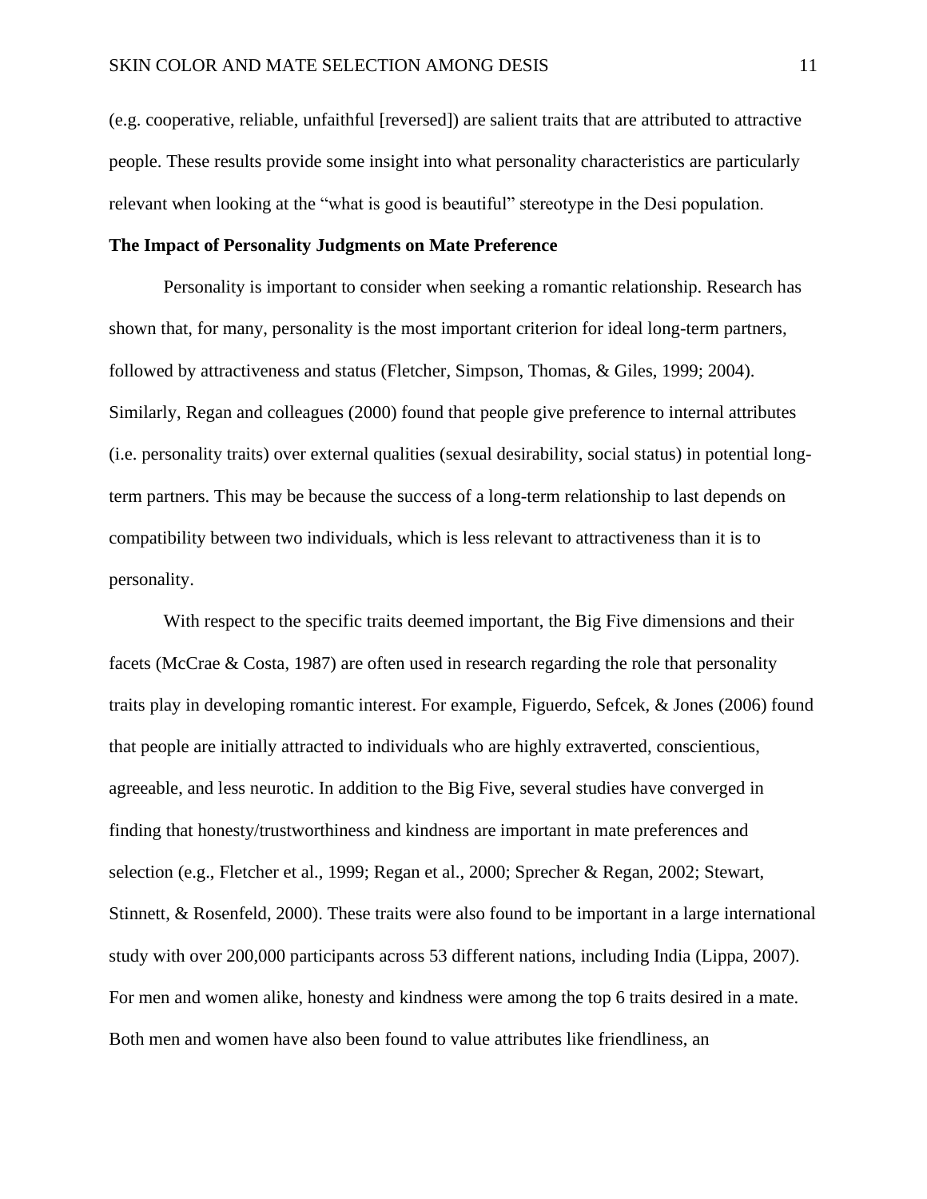(e.g. cooperative, reliable, unfaithful [reversed]) are salient traits that are attributed to attractive people. These results provide some insight into what personality characteristics are particularly relevant when looking at the "what is good is beautiful" stereotype in the Desi population.

**The Impact of Personality Judgments on Mate Preference**

Personality is important to consider when seeking a romantic relationship. Research has shown that, for many, personality is the most important criterion for ideal long-term partners, followed by attractiveness and status (Fletcher, Simpson, Thomas, & Giles, 1999; 2004). Similarly, Regan and colleagues (2000) found that people give preference to internal attributes (i.e. personality traits) over external qualities (sexual desirability, social status) in potential long-term partners. This may be because the success of a long-term relationship to last depends on compatibility between two individuals, which is less relevant to attractiveness than it is to personality.

With respect to the specific traits deemed important, the Big Five dimensions and their facets (McCrae & Costa, 1987) are often used in research regarding the role that personality traits play in developing romantic interest. For example, Figuerdo, Sefcek, & Jones (2006) found that people are initially attracted to individuals who are highly extraverted, conscientious, agreeable, and less neurotic. In addition to the Big Five, several studies have converged in finding that honesty/trustworthiness and kindness are important in mate preferences and selection (e.g., Fletcher et al., 1999; Regan et al., 2000; Sprecher & Regan, 2002; Stewart, Stinnett, & Rosenfeld, 2000). These traits were also found to be important in a large international study with over 200,000 participants across 53 different nations, including India (Lippa, 2007). For men and women alike, honesty and kindness were among the top 6 traits desired in a mate. Both men and women have also been found to value attributes like friendliness, an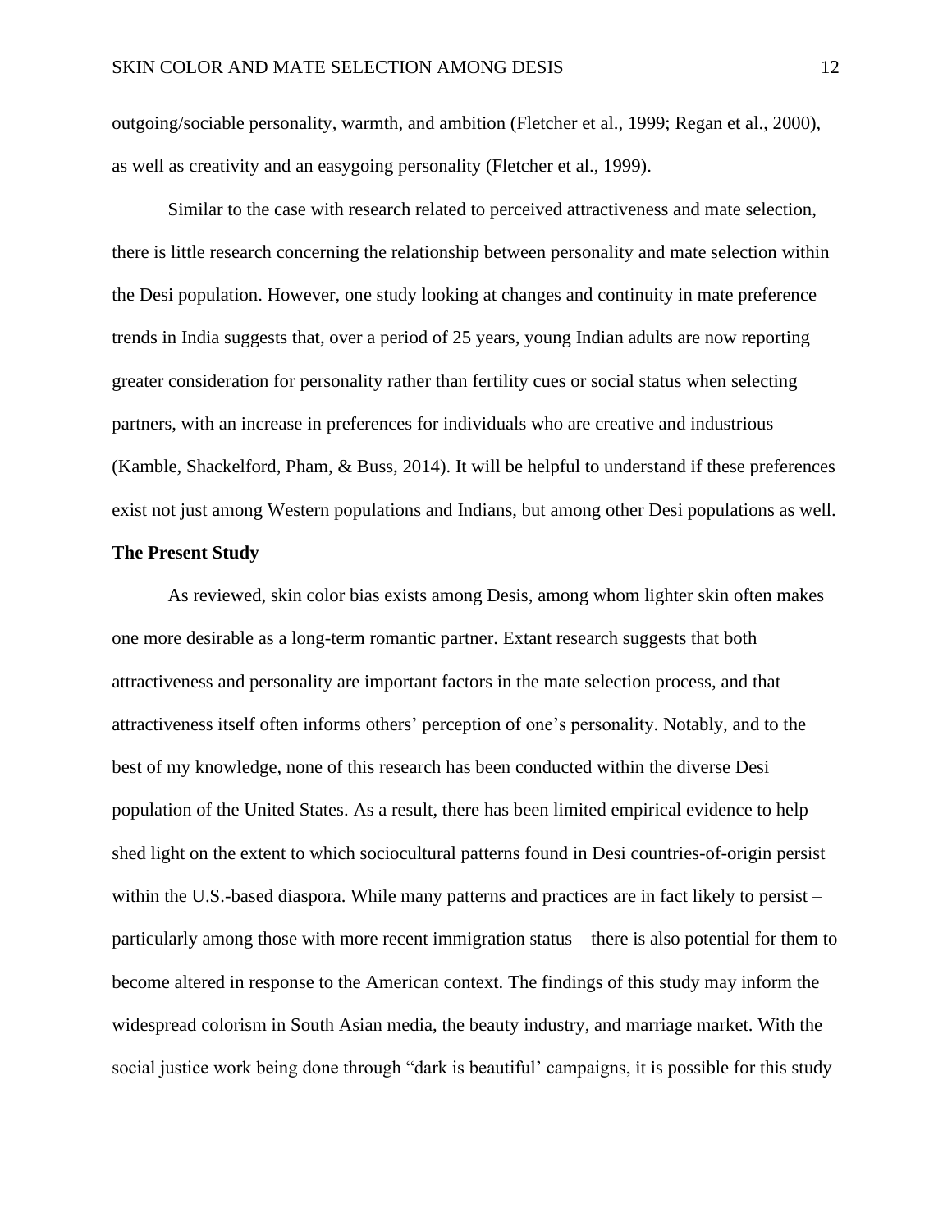outgoing/sociable personality, warmth, and ambition (Fletcher et al., 1999; Regan et al., 2000), as well as creativity and an easygoing personality (Fletcher et al., 1999).

Similar to the case with research related to perceived attractiveness and mate selection, there is little research concerning the relationship between personality and mate selection within the Desi population. However, one study looking at changes and continuity in mate preference trends in India suggests that, over a period of 25 years, young Indian adults are now reporting greater consideration for personality rather than fertility cues or social status when selecting partners, with an increase in preferences for individuals who are creative and industrious (Kamble, Shackelford, Pham, & Buss, 2014). It will be helpful to understand if these preferences exist not just among Western populations and Indians, but among other Desi populations as well.

**The Present Study**

As reviewed, skin color bias exists among Desis, among whom lighter skin often makes one more desirable as a long-term romantic partner. Extant research suggests that both attractiveness and personality are important factors in the mate selection process, and that attractiveness itself often informs others' perception of one's personality. Notably, and to the best of my knowledge, none of this research has been conducted within the diverse Desi population of the United States. As a result, there has been limited empirical evidence to help shed light on the extent to which sociocultural patterns found in Desi countries-of-origin persist within the U.S.-based diaspora. While many patterns and practices are in fact likely to persist – particularly among those with more recent immigration status – there is also potential for them to become altered in response to the American context. The findings of this study may inform the widespread colorism in South Asian media, the beauty industry, and marriage market. With the social justice work being done through "dark is beautiful' campaigns, it is possible for this study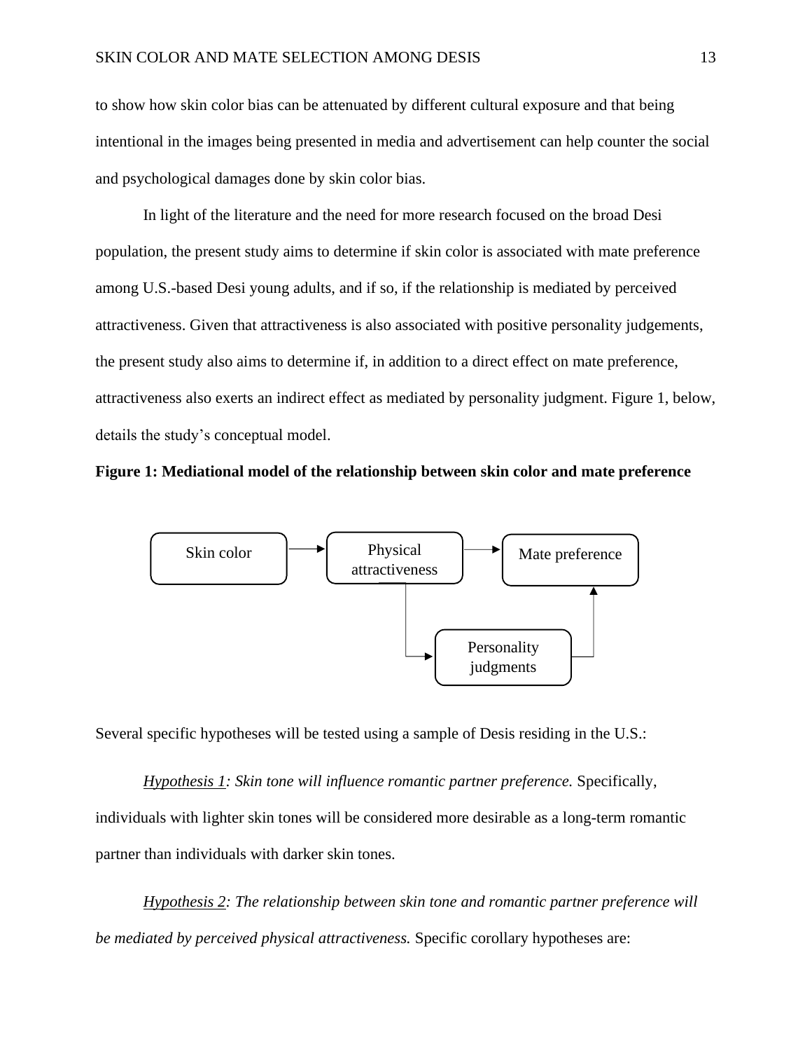to show how skin color bias can be attenuated by different cultural exposure and that being intentional in the images being presented in media and advertisement can help counter the social and psychological damages done by skin color bias.

In light of the literature and the need for more research focused on the broad Desi population, the present study aims to determine if skin color is associated with mate preference among U.S.-based Desi young adults, and if so, if the relationship is mediated by perceived attractiveness. Given that attractiveness is also associated with positive personality judgements, the present study also aims to determine if, in addition to a direct effect on mate preference, attractiveness also exerts an indirect effect as mediated by personality judgment. Figure 1, below, details the study's conceptual model.

**Figure 1: Mediational model of the relationship between skin color and mate preference**

Skin color → Physical attractiveness → Mate preference

Physical attractiveness → Personality judgments → Mate preference

Several specific hypotheses will be tested using a sample of Desis residing in the U.S.:

*<u>Hypothesis 1</u>: Skin tone will influence romantic partner preference.* Specifically, individuals with lighter skin tones will be considered more desirable as a long-term romantic partner than individuals with darker skin tones.

*<u>Hypothesis 2</u>: The relationship between skin tone and romantic partner preference will be mediated by perceived physical attractiveness.* Specific corollary hypotheses are: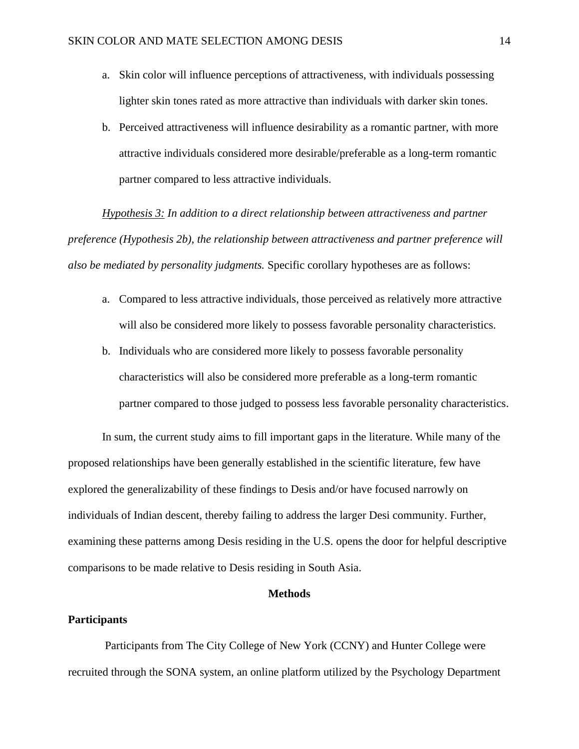a. Skin color will influence perceptions of attractiveness, with individuals possessing lighter skin tones rated as more attractive than individuals with darker skin tones.
b. Perceived attractiveness will influence desirability as a romantic partner, with more attractive individuals considered more desirable/preferable as a long-term romantic partner compared to less attractive individuals.

<u>*Hypothesis 3:*</u> *In addition to a direct relationship between attractiveness and partner preference (Hypothesis 2b), the relationship between attractiveness and partner preference will also be mediated by personality judgments.* Specific corollary hypotheses are as follows:

a. Compared to less attractive individuals, those perceived as relatively more attractive will also be considered more likely to possess favorable personality characteristics.
b. Individuals who are considered more likely to possess favorable personality characteristics will also be considered more preferable as a long-term romantic partner compared to those judged to possess less favorable personality characteristics.

In sum, the current study aims to fill important gaps in the literature. While many of the proposed relationships have been generally established in the scientific literature, few have explored the generalizability of these findings to Desis and/or have focused narrowly on individuals of Indian descent, thereby failing to address the larger Desi community. Further, examining these patterns among Desis residing in the U.S. opens the door for helpful descriptive comparisons to be made relative to Desis residing in South Asia.

# Methods

## Participants

Participants from The City College of New York (CCNY) and Hunter College were recruited through the SONA system, an online platform utilized by the Psychology Department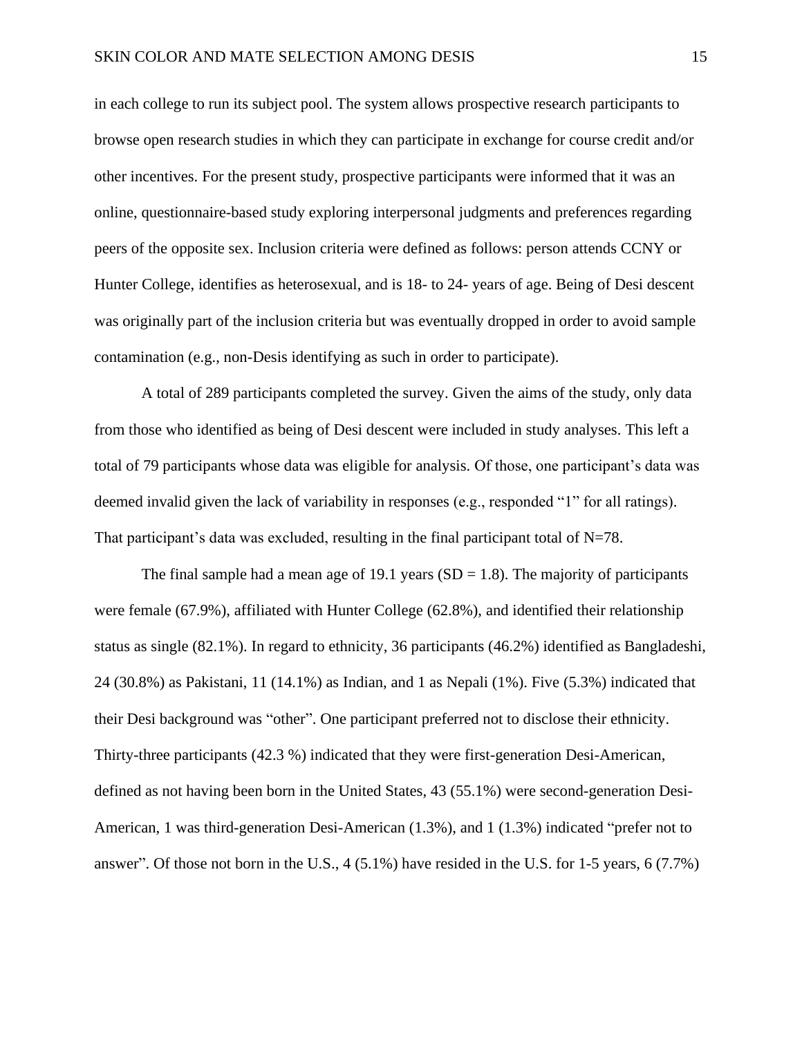in each college to run its subject pool. The system allows prospective research participants to browse open research studies in which they can participate in exchange for course credit and/or other incentives. For the present study, prospective participants were informed that it was an online, questionnaire-based study exploring interpersonal judgments and preferences regarding peers of the opposite sex. Inclusion criteria were defined as follows: person attends CCNY or Hunter College, identifies as heterosexual, and is 18- to 24- years of age. Being of Desi descent was originally part of the inclusion criteria but was eventually dropped in order to avoid sample contamination (e.g., non-Desis identifying as such in order to participate).

A total of 289 participants completed the survey. Given the aims of the study, only data from those who identified as being of Desi descent were included in study analyses. This left a total of 79 participants whose data was eligible for analysis. Of those, one participant's data was deemed invalid given the lack of variability in responses (e.g., responded "1" for all ratings). That participant's data was excluded, resulting in the final participant total of N=78.

The final sample had a mean age of 19.1 years (SD = 1.8). The majority of participants were female (67.9%), affiliated with Hunter College (62.8%), and identified their relationship status as single (82.1%). In regard to ethnicity, 36 participants (46.2%) identified as Bangladeshi, 24 (30.8%) as Pakistani, 11 (14.1%) as Indian, and 1 as Nepali (1%). Five (5.3%) indicated that their Desi background was "other". One participant preferred not to disclose their ethnicity. Thirty-three participants (42.3 %) indicated that they were first-generation Desi-American, defined as not having been born in the United States, 43 (55.1%) were second-generation Desi-American, 1 was third-generation Desi-American (1.3%), and 1 (1.3%) indicated "prefer not to answer". Of those not born in the U.S., 4 (5.1%) have resided in the U.S. for 1-5 years, 6 (7.7%)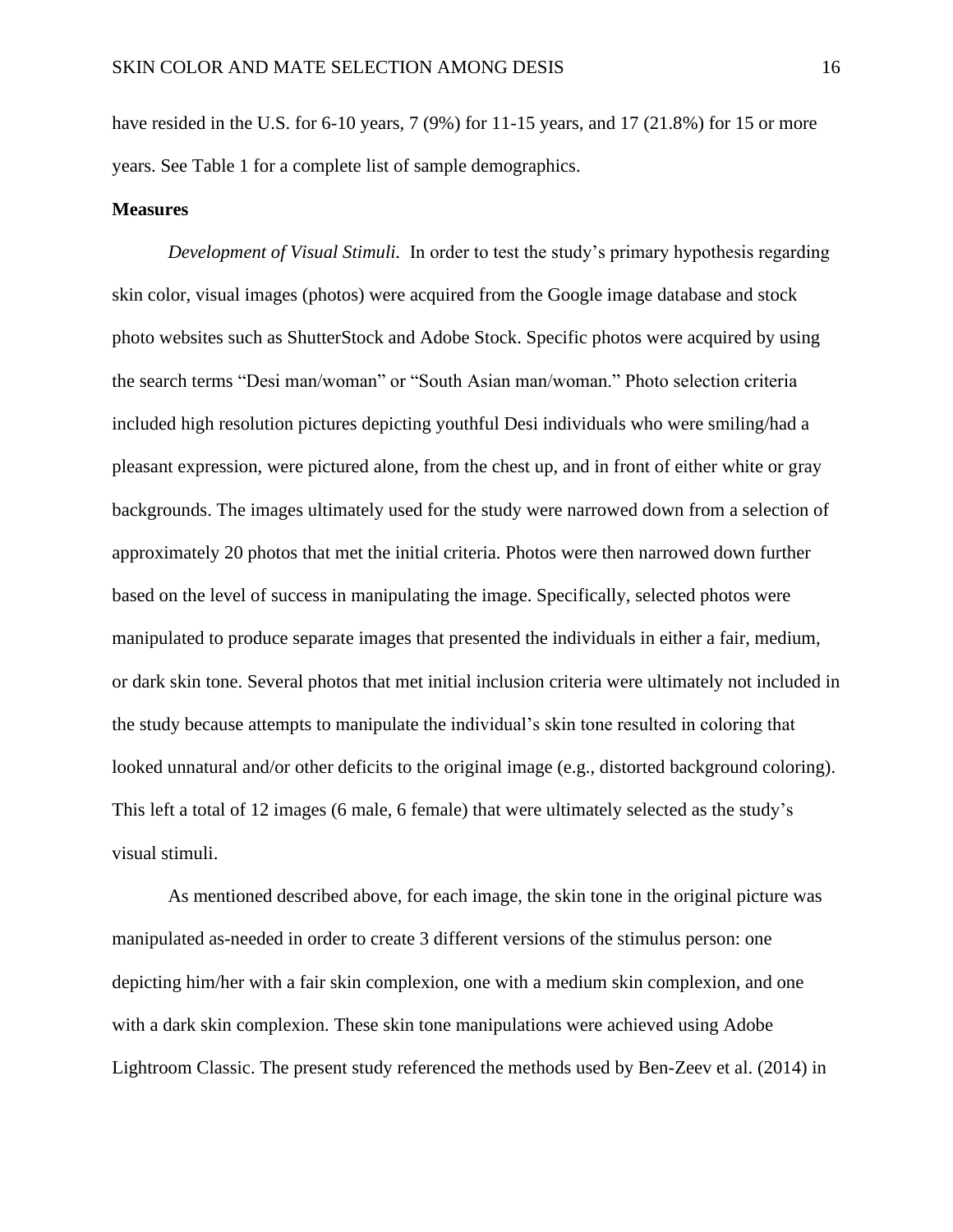have resided in the U.S. for 6-10 years, 7 (9%) for 11-15 years, and 17 (21.8%) for 15 or more years. See Table 1 for a complete list of sample demographics.

**Measures**

*Development of Visual Stimuli.* In order to test the study's primary hypothesis regarding skin color, visual images (photos) were acquired from the Google image database and stock photo websites such as ShutterStock and Adobe Stock. Specific photos were acquired by using the search terms "Desi man/woman" or "South Asian man/woman." Photo selection criteria included high resolution pictures depicting youthful Desi individuals who were smiling/had a pleasant expression, were pictured alone, from the chest up, and in front of either white or gray backgrounds. The images ultimately used for the study were narrowed down from a selection of approximately 20 photos that met the initial criteria. Photos were then narrowed down further based on the level of success in manipulating the image. Specifically, selected photos were manipulated to produce separate images that presented the individuals in either a fair, medium, or dark skin tone. Several photos that met initial inclusion criteria were ultimately not included in the study because attempts to manipulate the individual's skin tone resulted in coloring that looked unnatural and/or other deficits to the original image (e.g., distorted background coloring). This left a total of 12 images (6 male, 6 female) that were ultimately selected as the study's visual stimuli.

As mentioned described above, for each image, the skin tone in the original picture was manipulated as-needed in order to create 3 different versions of the stimulus person: one depicting him/her with a fair skin complexion, one with a medium skin complexion, and one with a dark skin complexion. These skin tone manipulations were achieved using Adobe Lightroom Classic. The present study referenced the methods used by Ben-Zeev et al. (2014) in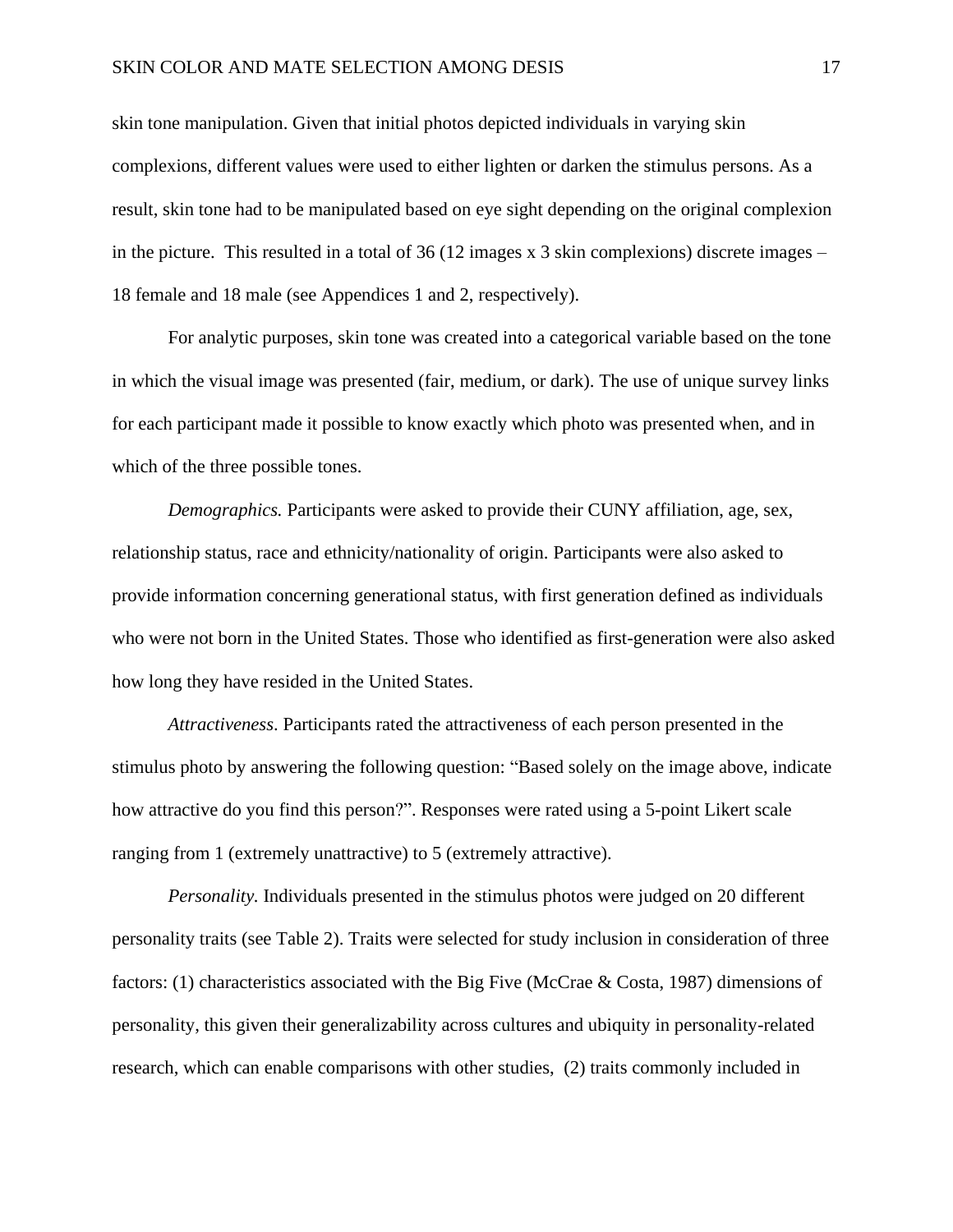skin tone manipulation. Given that initial photos depicted individuals in varying skin complexions, different values were used to either lighten or darken the stimulus persons. As a result, skin tone had to be manipulated based on eye sight depending on the original complexion in the picture. This resulted in a total of 36 (12 images x 3 skin complexions) discrete images – 18 female and 18 male (see Appendices 1 and 2, respectively).

For analytic purposes, skin tone was created into a categorical variable based on the tone in which the visual image was presented (fair, medium, or dark). The use of unique survey links for each participant made it possible to know exactly which photo was presented when, and in which of the three possible tones.

*Demographics.* Participants were asked to provide their CUNY affiliation, age, sex, relationship status, race and ethnicity/nationality of origin. Participants were also asked to provide information concerning generational status, with first generation defined as individuals who were not born in the United States. Those who identified as first-generation were also asked how long they have resided in the United States.

*Attractiveness*. Participants rated the attractiveness of each person presented in the stimulus photo by answering the following question: "Based solely on the image above, indicate how attractive do you find this person?". Responses were rated using a 5-point Likert scale ranging from 1 (extremely unattractive) to 5 (extremely attractive).

*Personality.* Individuals presented in the stimulus photos were judged on 20 different personality traits (see Table 2). Traits were selected for study inclusion in consideration of three factors: (1) characteristics associated with the Big Five (McCrae & Costa, 1987) dimensions of personality, this given their generalizability across cultures and ubiquity in personality-related research, which can enable comparisons with other studies, (2) traits commonly included in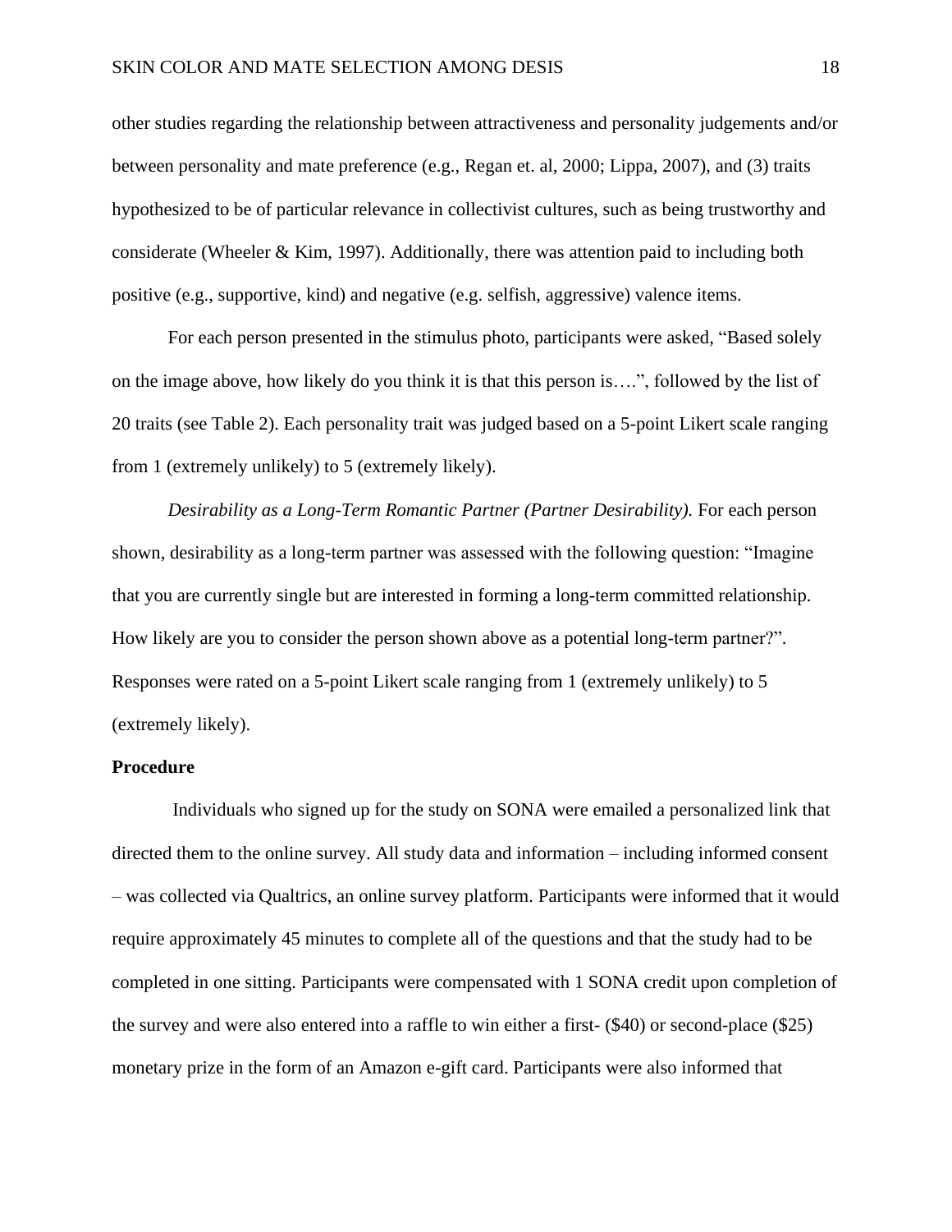other studies regarding the relationship between attractiveness and personality judgements and/or between personality and mate preference (e.g., Regan et. al, 2000; Lippa, 2007), and (3) traits hypothesized to be of particular relevance in collectivist cultures, such as being trustworthy and considerate (Wheeler & Kim, 1997). Additionally, there was attention paid to including both positive (e.g., supportive, kind) and negative (e.g. selfish, aggressive) valence items.

For each person presented in the stimulus photo, participants were asked, "Based solely on the image above, how likely do you think it is that this person is….", followed by the list of 20 traits (see Table 2). Each personality trait was judged based on a 5-point Likert scale ranging from 1 (extremely unlikely) to 5 (extremely likely).

*Desirability as a Long-Term Romantic Partner (Partner Desirability).* For each person shown, desirability as a long-term partner was assessed with the following question: "Imagine that you are currently single but are interested in forming a long-term committed relationship. How likely are you to consider the person shown above as a potential long-term partner?". Responses were rated on a 5-point Likert scale ranging from 1 (extremely unlikely) to 5 (extremely likely).

**Procedure**

Individuals who signed up for the study on SONA were emailed a personalized link that directed them to the online survey. All study data and information – including informed consent – was collected via Qualtrics, an online survey platform. Participants were informed that it would require approximately 45 minutes to complete all of the questions and that the study had to be completed in one sitting. Participants were compensated with 1 SONA credit upon completion of the survey and were also entered into a raffle to win either a first- ($40) or second-place ($25) monetary prize in the form of an Amazon e-gift card. Participants were also informed that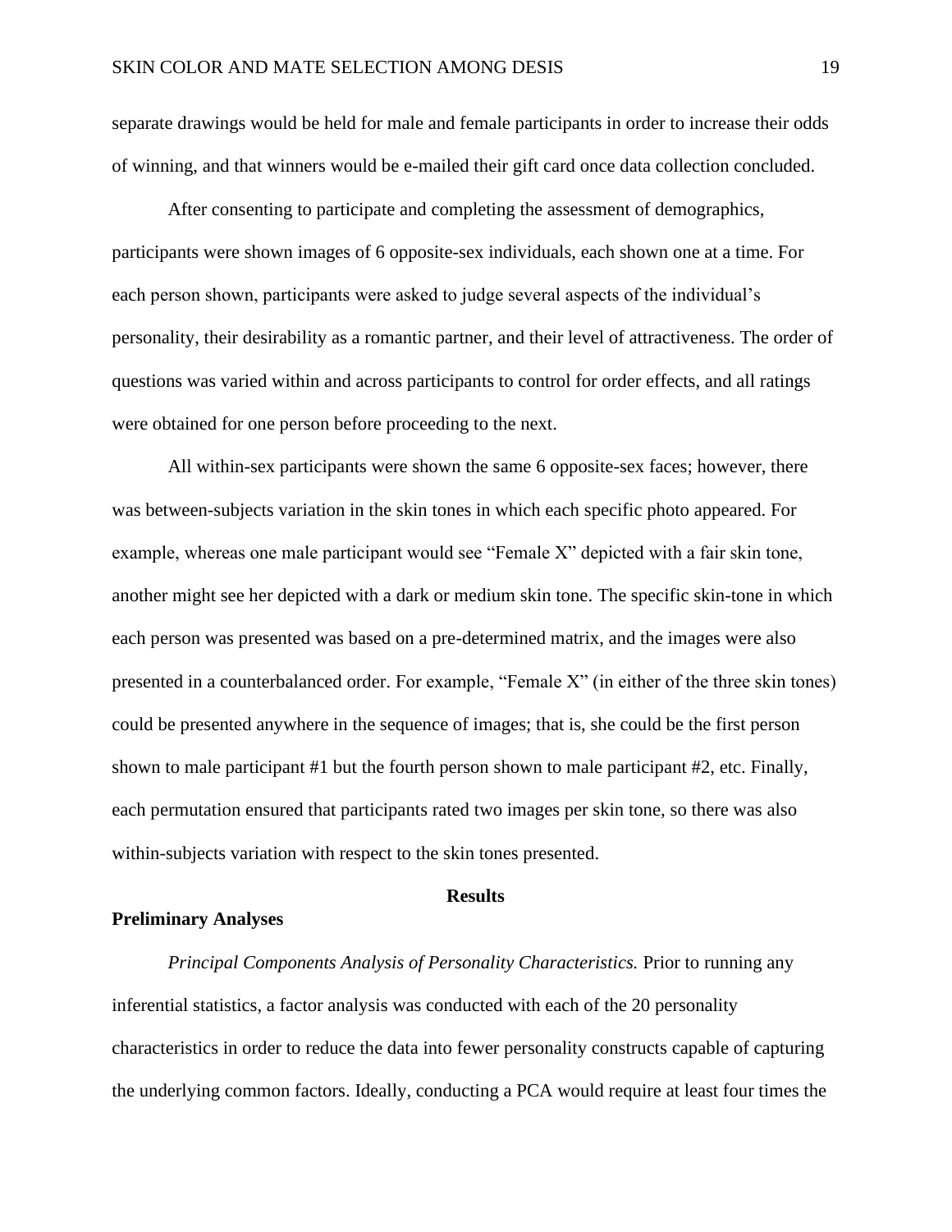separate drawings would be held for male and female participants in order to increase their odds of winning, and that winners would be e-mailed their gift card once data collection concluded.

After consenting to participate and completing the assessment of demographics, participants were shown images of 6 opposite-sex individuals, each shown one at a time. For each person shown, participants were asked to judge several aspects of the individual's personality, their desirability as a romantic partner, and their level of attractiveness. The order of questions was varied within and across participants to control for order effects, and all ratings were obtained for one person before proceeding to the next.

All within-sex participants were shown the same 6 opposite-sex faces; however, there was between-subjects variation in the skin tones in which each specific photo appeared. For example, whereas one male participant would see "Female X" depicted with a fair skin tone, another might see her depicted with a dark or medium skin tone. The specific skin-tone in which each person was presented was based on a pre-determined matrix, and the images were also presented in a counterbalanced order. For example, "Female X" (in either of the three skin tones) could be presented anywhere in the sequence of images; that is, she could be the first person shown to male participant #1 but the fourth person shown to male participant #2, etc. Finally, each permutation ensured that participants rated two images per skin tone, so there was also within-subjects variation with respect to the skin tones presented.

# Results

## Preliminary Analyses

*Principal Components Analysis of Personality Characteristics.* Prior to running any inferential statistics, a factor analysis was conducted with each of the 20 personality characteristics in order to reduce the data into fewer personality constructs capable of capturing the underlying common factors. Ideally, conducting a PCA would require at least four times the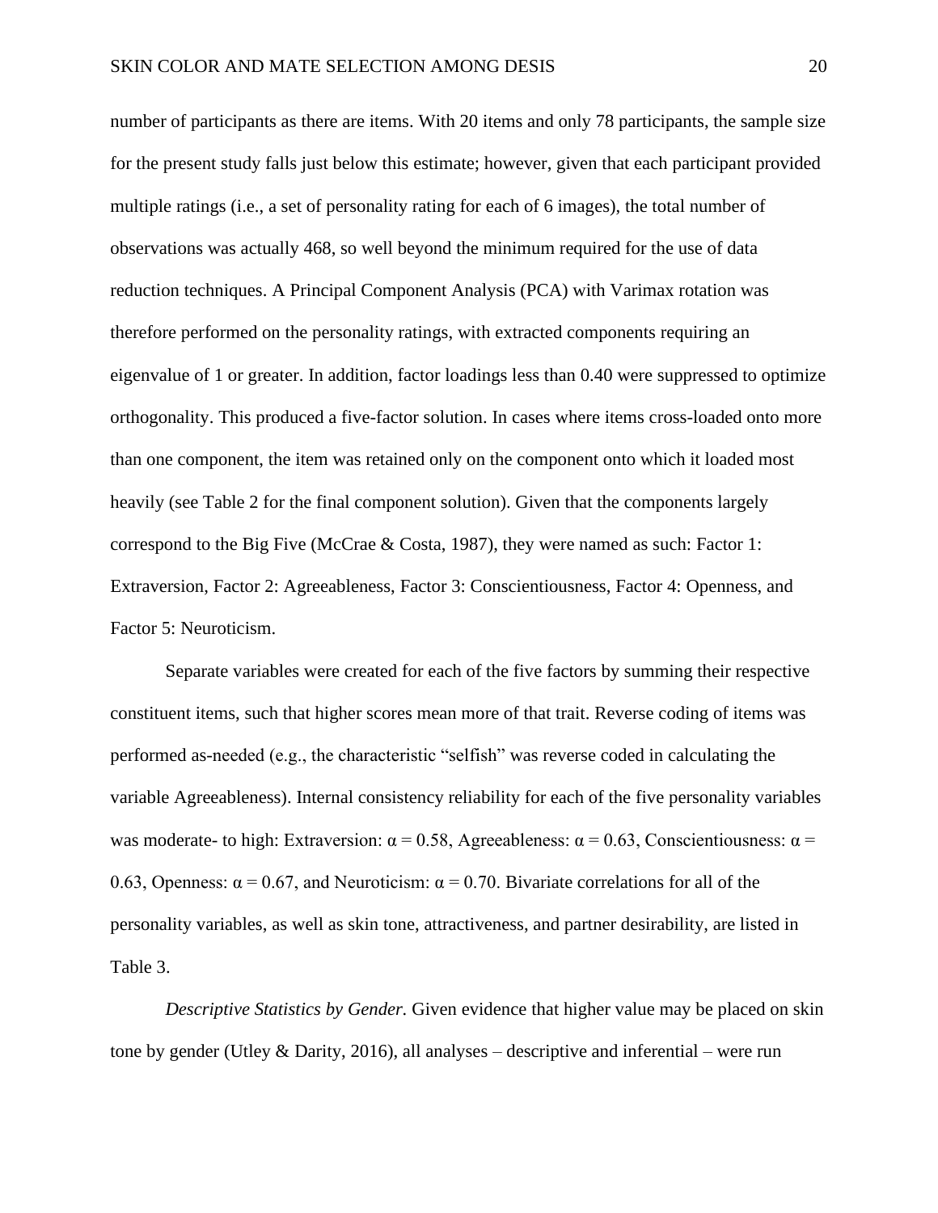number of participants as there are items. With 20 items and only 78 participants, the sample size for the present study falls just below this estimate; however, given that each participant provided multiple ratings (i.e., a set of personality rating for each of 6 images), the total number of observations was actually 468, so well beyond the minimum required for the use of data reduction techniques. A Principal Component Analysis (PCA) with Varimax rotation was therefore performed on the personality ratings, with extracted components requiring an eigenvalue of 1 or greater. In addition, factor loadings less than 0.40 were suppressed to optimize orthogonality. This produced a five-factor solution. In cases where items cross-loaded onto more than one component, the item was retained only on the component onto which it loaded most heavily (see Table 2 for the final component solution). Given that the components largely correspond to the Big Five (McCrae & Costa, 1987), they were named as such: Factor 1: Extraversion, Factor 2: Agreeableness, Factor 3: Conscientiousness, Factor 4: Openness, and Factor 5: Neuroticism.

Separate variables were created for each of the five factors by summing their respective constituent items, such that higher scores mean more of that trait. Reverse coding of items was performed as-needed (e.g., the characteristic "selfish" was reverse coded in calculating the variable Agreeableness). Internal consistency reliability for each of the five personality variables was moderate- to high: Extraversion: $\alpha = 0.58$, Agreeableness: $\alpha = 0.63$, Conscientiousness: $\alpha = 0.63$, Openness: $\alpha = 0.67$, and Neuroticism: $\alpha = 0.70$. Bivariate correlations for all of the personality variables, as well as skin tone, attractiveness, and partner desirability, are listed in Table 3.

*Descriptive Statistics by Gender.* Given evidence that higher value may be placed on skin tone by gender (Utley & Darity, 2016), all analyses – descriptive and inferential – were run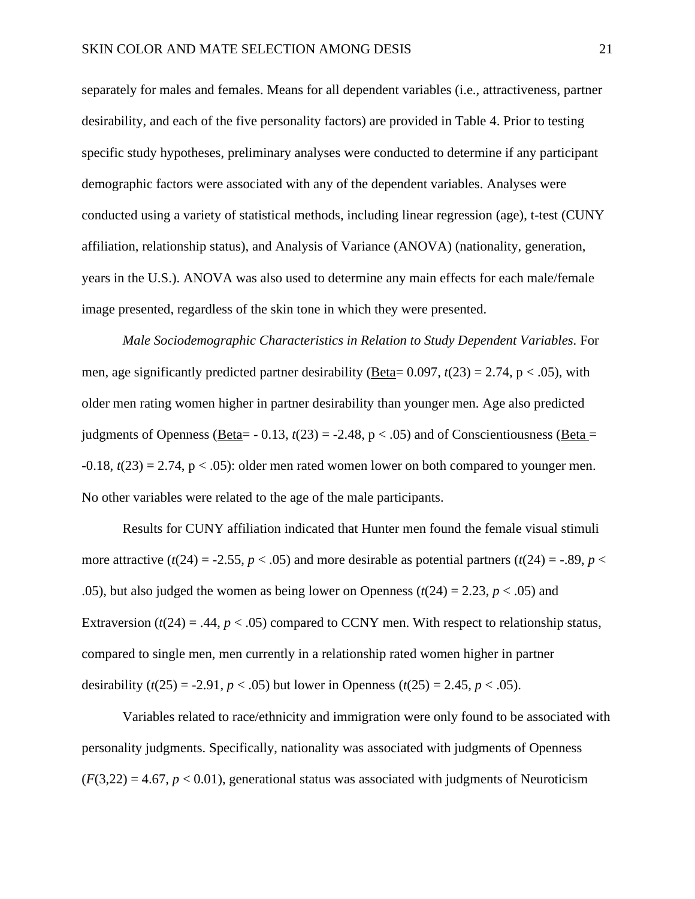separately for males and females. Means for all dependent variables (i.e., attractiveness, partner desirability, and each of the five personality factors) are provided in Table 4. Prior to testing specific study hypotheses, preliminary analyses were conducted to determine if any participant demographic factors were associated with any of the dependent variables. Analyses were conducted using a variety of statistical methods, including linear regression (age), t-test (CUNY affiliation, relationship status), and Analysis of Variance (ANOVA) (nationality, generation, years in the U.S.). ANOVA was also used to determine any main effects for each male/female image presented, regardless of the skin tone in which they were presented.

*Male Sociodemographic Characteristics in Relation to Study Dependent Variables*. For men, age significantly predicted partner desirability (Beta= 0.097, $t(23) = 2.74$, $p < .05$), with older men rating women higher in partner desirability than younger men. Age also predicted judgments of Openness (Beta= - 0.13, $t(23) = -2.48$, $p < .05$) and of Conscientiousness (Beta = -0.18, $t(23) = 2.74$, $p < .05$): older men rated women lower on both compared to younger men. No other variables were related to the age of the male participants.

Results for CUNY affiliation indicated that Hunter men found the female visual stimuli more attractive ($t(24) = -2.55$, $p < .05$) and more desirable as potential partners ($t(24) = -.89$, $p < .05$), but also judged the women as being lower on Openness ($t(24) = 2.23$, $p < .05$) and Extraversion ($t(24) = .44$, $p < .05$) compared to CCNY men. With respect to relationship status, compared to single men, men currently in a relationship rated women higher in partner desirability ($t(25) = -2.91$, $p < .05$) but lower in Openness ($t(25) = 2.45$, $p < .05$).

Variables related to race/ethnicity and immigration were only found to be associated with personality judgments. Specifically, nationality was associated with judgments of Openness ($F(3,22) = 4.67$, $p < 0.01$), generational status was associated with judgments of Neuroticism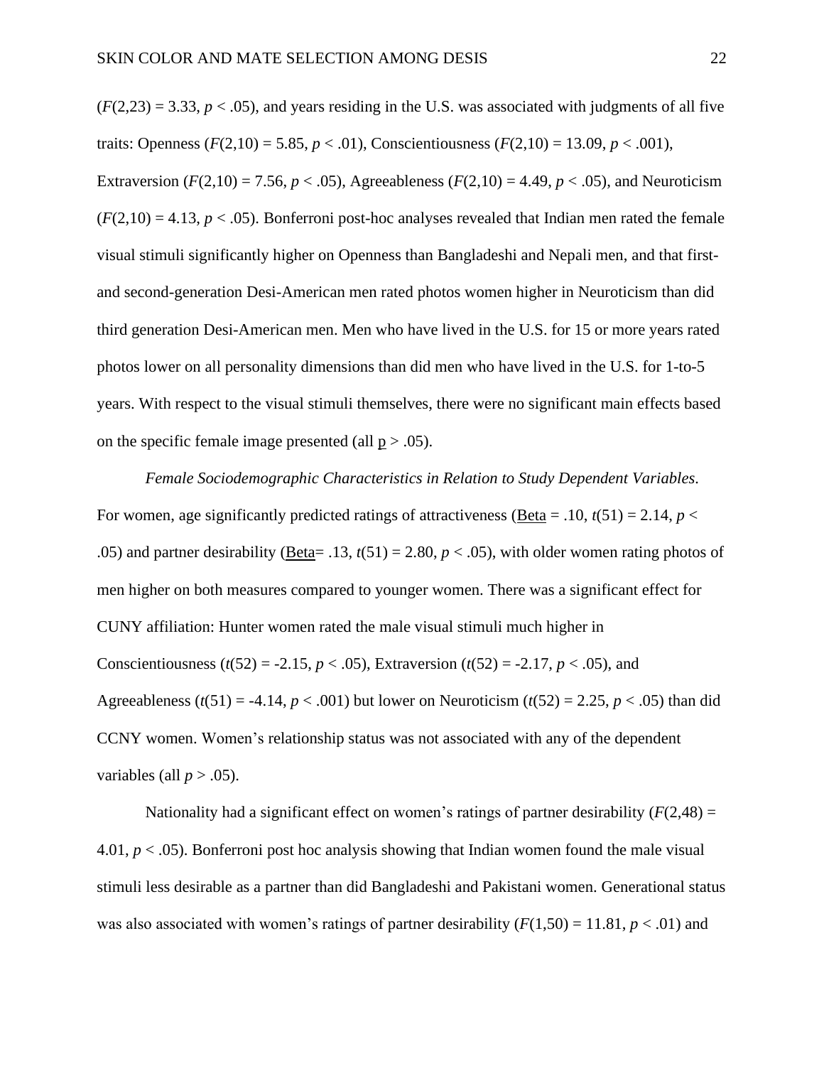($F(2,23) = 3.33$, $p < .05$), and years residing in the U.S. was associated with judgments of all five traits: Openness ($F(2,10) = 5.85$, $p < .01$), Conscientiousness ($F(2,10) = 13.09$, $p < .001$), Extraversion ($F(2,10) = 7.56$, $p < .05$), Agreeableness ($F(2,10) = 4.49$, $p < .05$), and Neuroticism ($F(2,10) = 4.13$, $p < .05$). Bonferroni post-hoc analyses revealed that Indian men rated the female visual stimuli significantly higher on Openness than Bangladeshi and Nepali men, and that first- and second-generation Desi-American men rated photos women higher in Neuroticism than did third generation Desi-American men. Men who have lived in the U.S. for 15 or more years rated photos lower on all personality dimensions than did men who have lived in the U.S. for 1-to-5 years. With respect to the visual stimuli themselves, there were no significant main effects based on the specific female image presented (all $p > .05$).

*Female Sociodemographic Characteristics in Relation to Study Dependent Variables*. For women, age significantly predicted ratings of attractiveness (Beta = .10, $t(51) = 2.14$, $p < .05$) and partner desirability (Beta= .13, $t(51) = 2.80$, $p < .05$), with older women rating photos of men higher on both measures compared to younger women. There was a significant effect for CUNY affiliation: Hunter women rated the male visual stimuli much higher in Conscientiousness ($t(52) = -2.15$, $p < .05$), Extraversion ($t(52) = -2.17$, $p < .05$), and Agreeableness ($t(51) = -4.14$, $p < .001$) but lower on Neuroticism ($t(52) = 2.25$, $p < .05$) than did CCNY women. Women's relationship status was not associated with any of the dependent variables (all $p > .05$).

Nationality had a significant effect on women's ratings of partner desirability ($F(2,48) = 4.01$, $p < .05$). Bonferroni post hoc analysis showing that Indian women found the male visual stimuli less desirable as a partner than did Bangladeshi and Pakistani women. Generational status was also associated with women's ratings of partner desirability ($F(1,50) = 11.81$, $p < .01$) and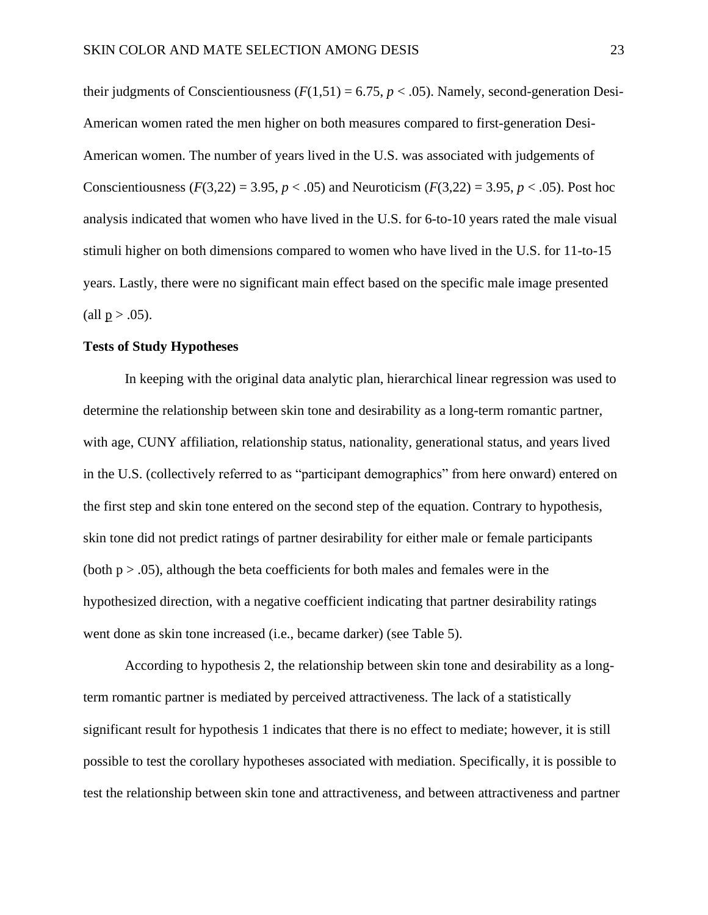their judgments of Conscientiousness ($F(1,51) = 6.75$, $p < .05$). Namely, second-generation Desi-American women rated the men higher on both measures compared to first-generation Desi-American women. The number of years lived in the U.S. was associated with judgements of Conscientiousness ($F(3,22) = 3.95$, $p < .05$) and Neuroticism ($F(3,22) = 3.95$, $p < .05$). Post hoc analysis indicated that women who have lived in the U.S. for 6-to-10 years rated the male visual stimuli higher on both dimensions compared to women who have lived in the U.S. for 11-to-15 years. Lastly, there were no significant main effect based on the specific male image presented (all $p > .05$).

**Tests of Study Hypotheses**

In keeping with the original data analytic plan, hierarchical linear regression was used to determine the relationship between skin tone and desirability as a long-term romantic partner, with age, CUNY affiliation, relationship status, nationality, generational status, and years lived in the U.S. (collectively referred to as "participant demographics" from here onward) entered on the first step and skin tone entered on the second step of the equation. Contrary to hypothesis, skin tone did not predict ratings of partner desirability for either male or female participants (both $p > .05$), although the beta coefficients for both males and females were in the hypothesized direction, with a negative coefficient indicating that partner desirability ratings went done as skin tone increased (i.e., became darker) (see Table 5).

According to hypothesis 2, the relationship between skin tone and desirability as a long-term romantic partner is mediated by perceived attractiveness. The lack of a statistically significant result for hypothesis 1 indicates that there is no effect to mediate; however, it is still possible to test the corollary hypotheses associated with mediation. Specifically, it is possible to test the relationship between skin tone and attractiveness, and between attractiveness and partner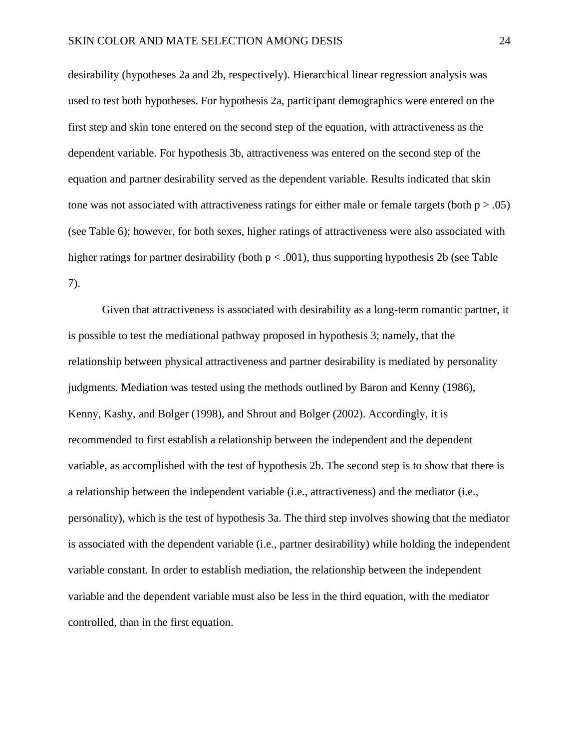desirability (hypotheses 2a and 2b, respectively). Hierarchical linear regression analysis was used to test both hypotheses. For hypothesis 2a, participant demographics were entered on the first step and skin tone entered on the second step of the equation, with attractiveness as the dependent variable. For hypothesis 3b, attractiveness was entered on the second step of the equation and partner desirability served as the dependent variable. Results indicated that skin tone was not associated with attractiveness ratings for either male or female targets (both $p > .05$) (see Table 6); however, for both sexes, higher ratings of attractiveness were also associated with higher ratings for partner desirability (both $p < .001$), thus supporting hypothesis 2b (see Table 7).

Given that attractiveness is associated with desirability as a long-term romantic partner, it is possible to test the mediational pathway proposed in hypothesis 3; namely, that the relationship between physical attractiveness and partner desirability is mediated by personality judgments. Mediation was tested using the methods outlined by Baron and Kenny (1986), Kenny, Kashy, and Bolger (1998), and Shrout and Bolger (2002). Accordingly, it is recommended to first establish a relationship between the independent and the dependent variable, as accomplished with the test of hypothesis 2b. The second step is to show that there is a relationship between the independent variable (i.e., attractiveness) and the mediator (i.e., personality), which is the test of hypothesis 3a. The third step involves showing that the mediator is associated with the dependent variable (i.e., partner desirability) while holding the independent variable constant. In order to establish mediation, the relationship between the independent variable and the dependent variable must also be less in the third equation, with the mediator controlled, than in the first equation.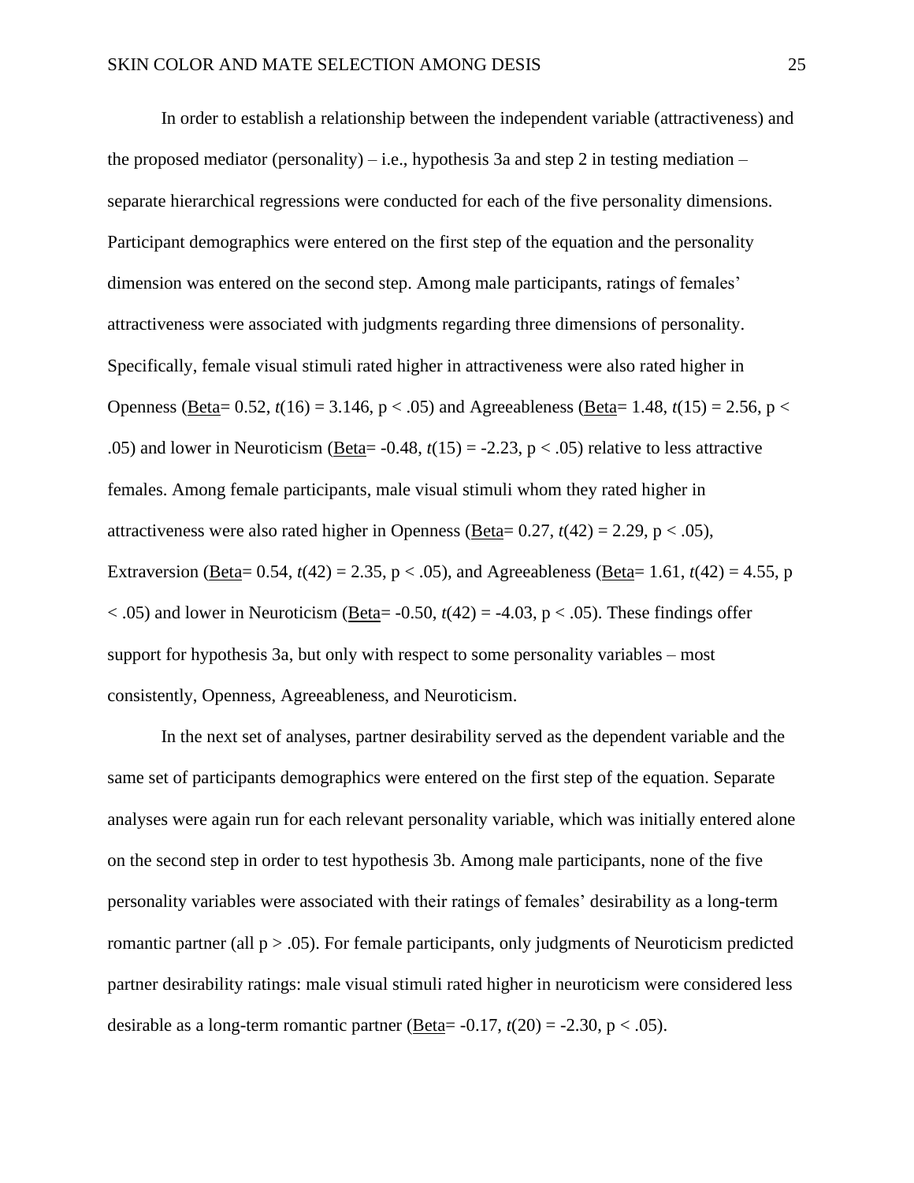In order to establish a relationship between the independent variable (attractiveness) and the proposed mediator (personality) – i.e., hypothesis 3a and step 2 in testing mediation – separate hierarchical regressions were conducted for each of the five personality dimensions. Participant demographics were entered on the first step of the equation and the personality dimension was entered on the second step. Among male participants, ratings of females' attractiveness were associated with judgments regarding three dimensions of personality. Specifically, female visual stimuli rated higher in attractiveness were also rated higher in Openness (Beta= 0.52, $t(16) = 3.146$, $p < .05$) and Agreeableness (Beta= 1.48, $t(15) = 2.56$, $p < .05$) and lower in Neuroticism (Beta= -0.48, $t(15) = -2.23$, $p < .05$) relative to less attractive females. Among female participants, male visual stimuli whom they rated higher in attractiveness were also rated higher in Openness (Beta= 0.27, $t(42) = 2.29$, $p < .05$), Extraversion (Beta= 0.54, $t(42) = 2.35$, $p < .05$), and Agreeableness (Beta= 1.61, $t(42) = 4.55$, $p < .05$) and lower in Neuroticism (Beta= -0.50, $t(42) = -4.03$, $p < .05$). These findings offer support for hypothesis 3a, but only with respect to some personality variables – most consistently, Openness, Agreeableness, and Neuroticism.

In the next set of analyses, partner desirability served as the dependent variable and the same set of participants demographics were entered on the first step of the equation. Separate analyses were again run for each relevant personality variable, which was initially entered alone on the second step in order to test hypothesis 3b. Among male participants, none of the five personality variables were associated with their ratings of females' desirability as a long-term romantic partner (all $p > .05$). For female participants, only judgments of Neuroticism predicted partner desirability ratings: male visual stimuli rated higher in neuroticism were considered less desirable as a long-term romantic partner (Beta= -0.17, $t(20) = -2.30$, $p < .05$).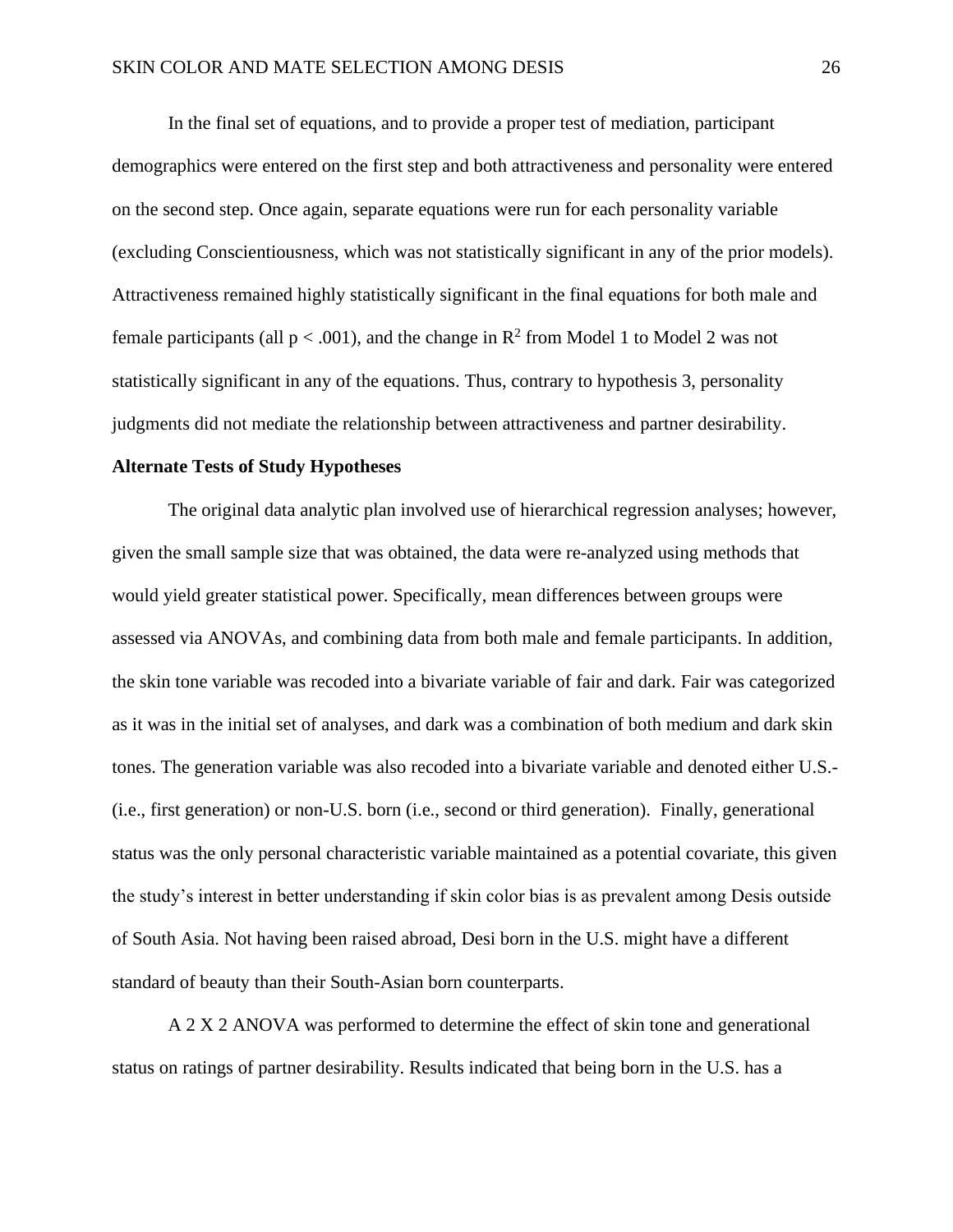In the final set of equations, and to provide a proper test of mediation, participant demographics were entered on the first step and both attractiveness and personality were entered on the second step. Once again, separate equations were run for each personality variable (excluding Conscientiousness, which was not statistically significant in any of the prior models). Attractiveness remained highly statistically significant in the final equations for both male and female participants (all $p < .001$), and the change in $R^2$ from Model 1 to Model 2 was not statistically significant in any of the equations. Thus, contrary to hypothesis 3, personality judgments did not mediate the relationship between attractiveness and partner desirability.

**Alternate Tests of Study Hypotheses**

The original data analytic plan involved use of hierarchical regression analyses; however, given the small sample size that was obtained, the data were re-analyzed using methods that would yield greater statistical power. Specifically, mean differences between groups were assessed via ANOVAs, and combining data from both male and female participants. In addition, the skin tone variable was recoded into a bivariate variable of fair and dark. Fair was categorized as it was in the initial set of analyses, and dark was a combination of both medium and dark skin tones. The generation variable was also recoded into a bivariate variable and denoted either U.S.- (i.e., first generation) or non-U.S. born (i.e., second or third generation). Finally, generational status was the only personal characteristic variable maintained as a potential covariate, this given the study's interest in better understanding if skin color bias is as prevalent among Desis outside of South Asia. Not having been raised abroad, Desi born in the U.S. might have a different standard of beauty than their South-Asian born counterparts.

A 2 X 2 ANOVA was performed to determine the effect of skin tone and generational status on ratings of partner desirability. Results indicated that being born in the U.S. has a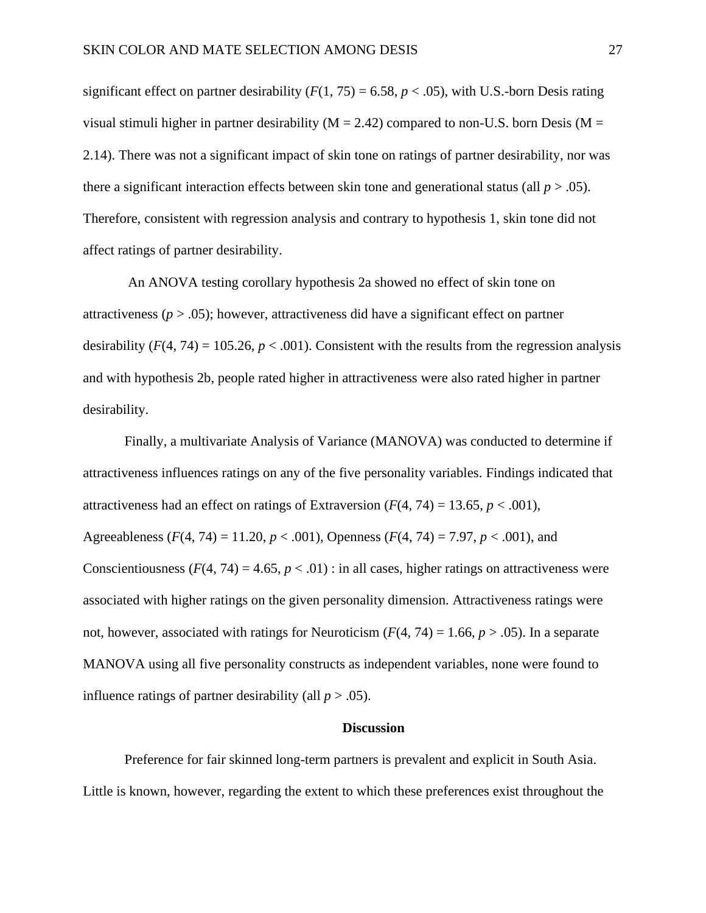significant effect on partner desirability ($F(1, 75) = 6.58$, $p < .05$), with U.S.-born Desis rating visual stimuli higher in partner desirability (M = 2.42) compared to non-U.S. born Desis (M = 2.14). There was not a significant impact of skin tone on ratings of partner desirability, nor was there a significant interaction effects between skin tone and generational status (all $p > .05$). Therefore, consistent with regression analysis and contrary to hypothesis 1, skin tone did not affect ratings of partner desirability.

An ANOVA testing corollary hypothesis 2a showed no effect of skin tone on attractiveness ($p > .05$); however, attractiveness did have a significant effect on partner desirability ($F(4, 74) = 105.26$, $p < .001$). Consistent with the results from the regression analysis and with hypothesis 2b, people rated higher in attractiveness were also rated higher in partner desirability.

Finally, a multivariate Analysis of Variance (MANOVA) was conducted to determine if attractiveness influences ratings on any of the five personality variables. Findings indicated that attractiveness had an effect on ratings of Extraversion ($F(4, 74) = 13.65$, $p < .001$), Agreeableness ($F(4, 74) = 11.20$, $p < .001$), Openness ($F(4, 74) = 7.97$, $p < .001$), and Conscientiousness ($F(4, 74) = 4.65$, $p < .01$) : in all cases, higher ratings on attractiveness were associated with higher ratings on the given personality dimension. Attractiveness ratings were not, however, associated with ratings for Neuroticism ($F(4, 74) = 1.66$, $p > .05$). In a separate MANOVA using all five personality constructs as independent variables, none were found to influence ratings of partner desirability (all $p > .05$).

## Discussion

Preference for fair skinned long-term partners is prevalent and explicit in South Asia. Little is known, however, regarding the extent to which these preferences exist throughout the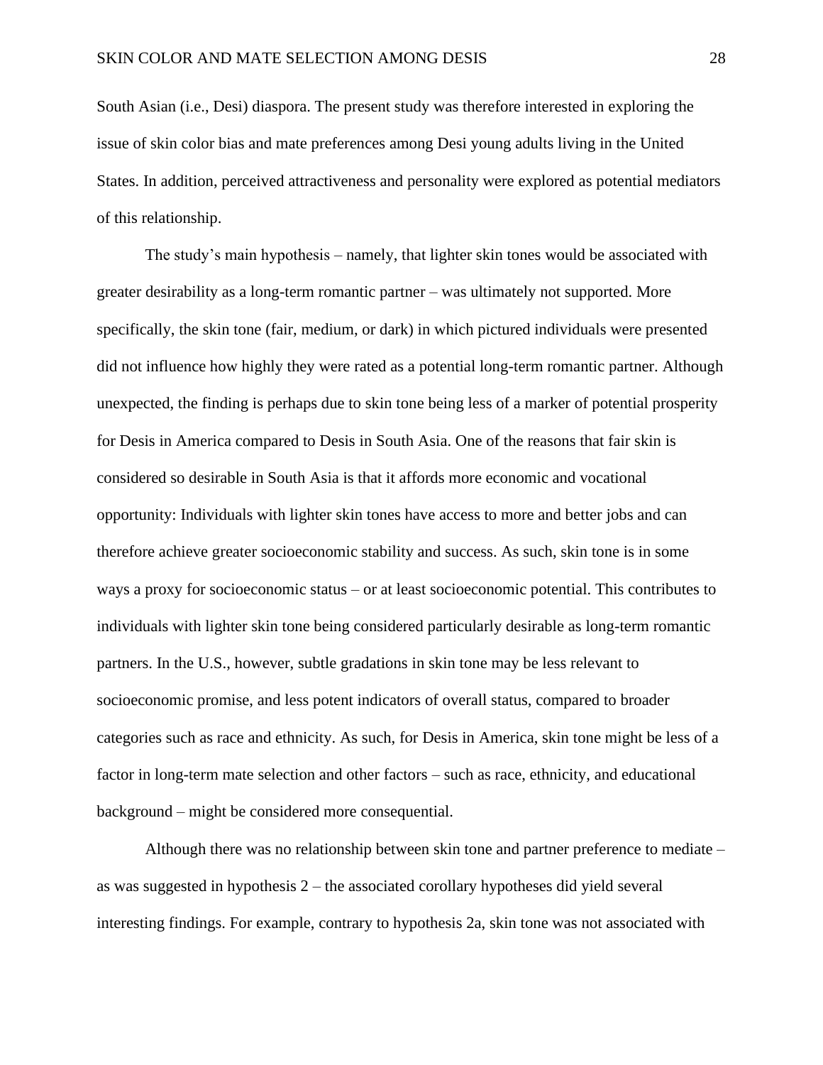South Asian (i.e., Desi) diaspora. The present study was therefore interested in exploring the issue of skin color bias and mate preferences among Desi young adults living in the United States. In addition, perceived attractiveness and personality were explored as potential mediators of this relationship.

The study's main hypothesis – namely, that lighter skin tones would be associated with greater desirability as a long-term romantic partner – was ultimately not supported. More specifically, the skin tone (fair, medium, or dark) in which pictured individuals were presented did not influence how highly they were rated as a potential long-term romantic partner. Although unexpected, the finding is perhaps due to skin tone being less of a marker of potential prosperity for Desis in America compared to Desis in South Asia. One of the reasons that fair skin is considered so desirable in South Asia is that it affords more economic and vocational opportunity: Individuals with lighter skin tones have access to more and better jobs and can therefore achieve greater socioeconomic stability and success. As such, skin tone is in some ways a proxy for socioeconomic status – or at least socioeconomic potential. This contributes to individuals with lighter skin tone being considered particularly desirable as long-term romantic partners. In the U.S., however, subtle gradations in skin tone may be less relevant to socioeconomic promise, and less potent indicators of overall status, compared to broader categories such as race and ethnicity. As such, for Desis in America, skin tone might be less of a factor in long-term mate selection and other factors – such as race, ethnicity, and educational background – might be considered more consequential.

Although there was no relationship between skin tone and partner preference to mediate – as was suggested in hypothesis 2 – the associated corollary hypotheses did yield several interesting findings. For example, contrary to hypothesis 2a, skin tone was not associated with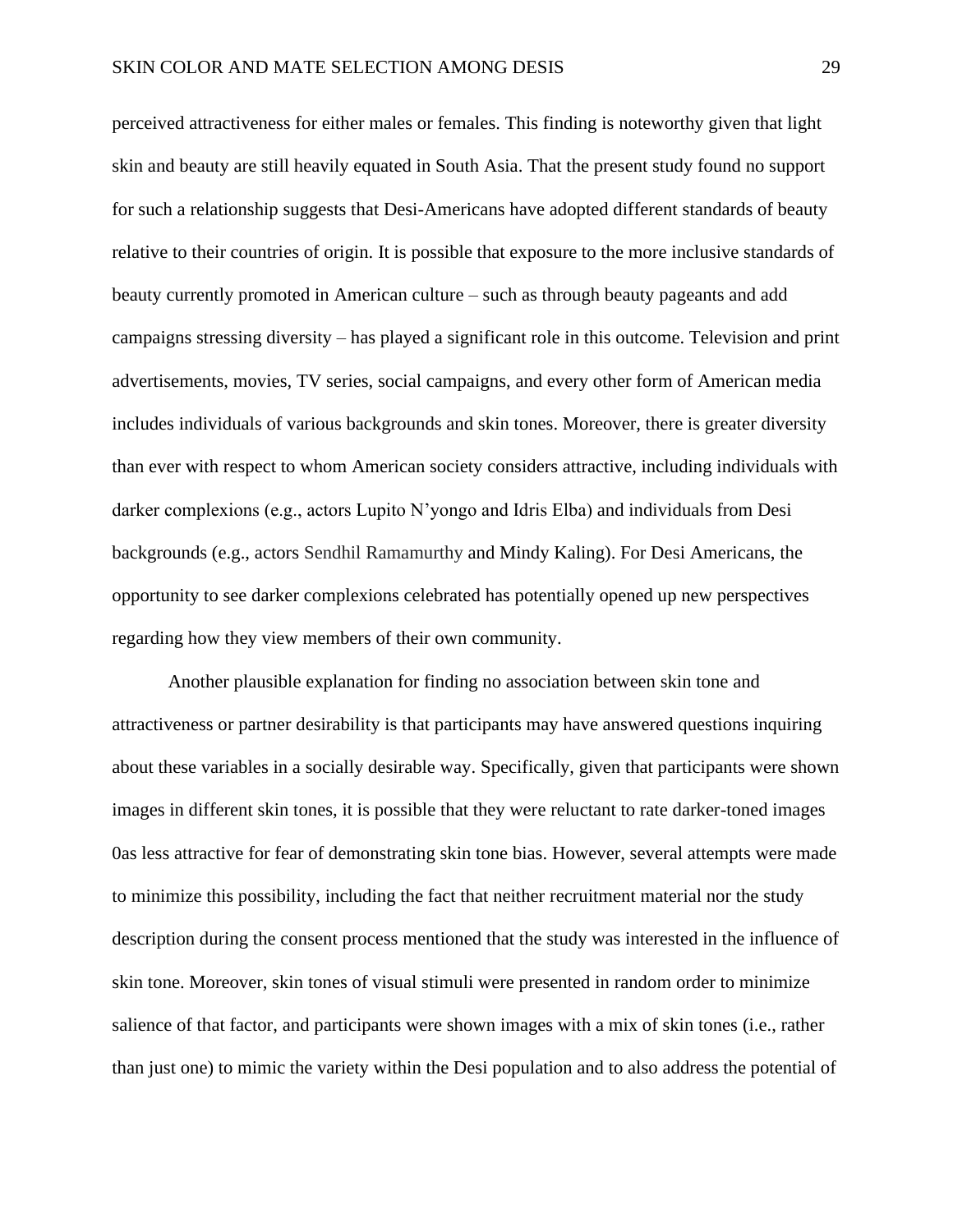perceived attractiveness for either males or females. This finding is noteworthy given that light skin and beauty are still heavily equated in South Asia. That the present study found no support for such a relationship suggests that Desi-Americans have adopted different standards of beauty relative to their countries of origin. It is possible that exposure to the more inclusive standards of beauty currently promoted in American culture – such as through beauty pageants and add campaigns stressing diversity – has played a significant role in this outcome. Television and print advertisements, movies, TV series, social campaigns, and every other form of American media includes individuals of various backgrounds and skin tones. Moreover, there is greater diversity than ever with respect to whom American society considers attractive, including individuals with darker complexions (e.g., actors Lupito N'yongo and Idris Elba) and individuals from Desi backgrounds (e.g., actors Sendhil Ramamurthy and Mindy Kaling). For Desi Americans, the opportunity to see darker complexions celebrated has potentially opened up new perspectives regarding how they view members of their own community.

Another plausible explanation for finding no association between skin tone and attractiveness or partner desirability is that participants may have answered questions inquiring about these variables in a socially desirable way. Specifically, given that participants were shown images in different skin tones, it is possible that they were reluctant to rate darker-toned images 0as less attractive for fear of demonstrating skin tone bias. However, several attempts were made to minimize this possibility, including the fact that neither recruitment material nor the study description during the consent process mentioned that the study was interested in the influence of skin tone. Moreover, skin tones of visual stimuli were presented in random order to minimize salience of that factor, and participants were shown images with a mix of skin tones (i.e., rather than just one) to mimic the variety within the Desi population and to also address the potential of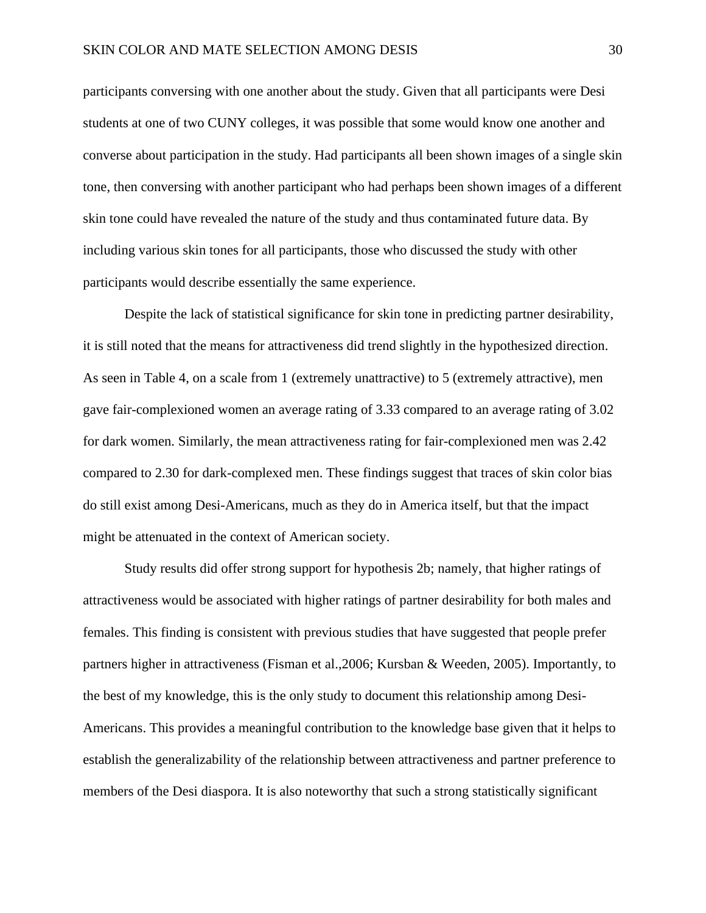participants conversing with one another about the study. Given that all participants were Desi students at one of two CUNY colleges, it was possible that some would know one another and converse about participation in the study. Had participants all been shown images of a single skin tone, then conversing with another participant who had perhaps been shown images of a different skin tone could have revealed the nature of the study and thus contaminated future data. By including various skin tones for all participants, those who discussed the study with other participants would describe essentially the same experience.

Despite the lack of statistical significance for skin tone in predicting partner desirability, it is still noted that the means for attractiveness did trend slightly in the hypothesized direction. As seen in Table 4, on a scale from 1 (extremely unattractive) to 5 (extremely attractive), men gave fair-complexioned women an average rating of 3.33 compared to an average rating of 3.02 for dark women. Similarly, the mean attractiveness rating for fair-complexioned men was 2.42 compared to 2.30 for dark-complexed men. These findings suggest that traces of skin color bias do still exist among Desi-Americans, much as they do in America itself, but that the impact might be attenuated in the context of American society.

Study results did offer strong support for hypothesis 2b; namely, that higher ratings of attractiveness would be associated with higher ratings of partner desirability for both males and females. This finding is consistent with previous studies that have suggested that people prefer partners higher in attractiveness (Fisman et al.,2006; Kursban & Weeden, 2005). Importantly, to the best of my knowledge, this is the only study to document this relationship among Desi-Americans. This provides a meaningful contribution to the knowledge base given that it helps to establish the generalizability of the relationship between attractiveness and partner preference to members of the Desi diaspora. It is also noteworthy that such a strong statistically significant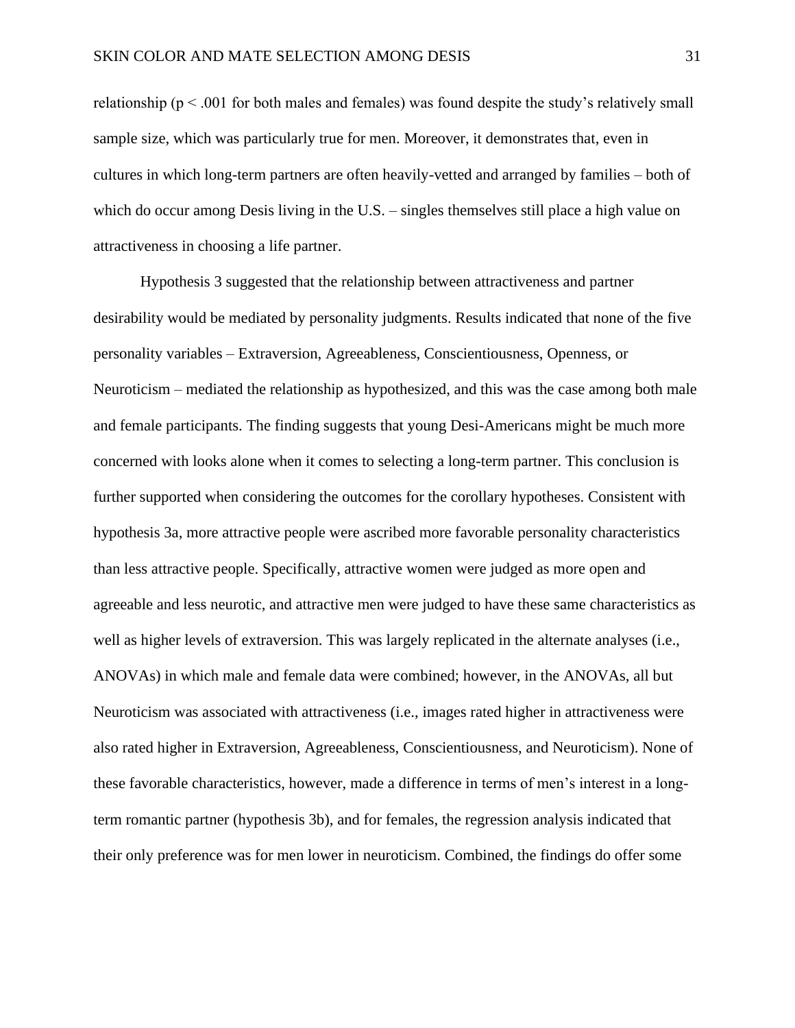relationship ($p < .001$ for both males and females) was found despite the study's relatively small sample size, which was particularly true for men. Moreover, it demonstrates that, even in cultures in which long-term partners are often heavily-vetted and arranged by families – both of which do occur among Desis living in the U.S. – singles themselves still place a high value on attractiveness in choosing a life partner.

Hypothesis 3 suggested that the relationship between attractiveness and partner desirability would be mediated by personality judgments. Results indicated that none of the five personality variables – Extraversion, Agreeableness, Conscientiousness, Openness, or Neuroticism – mediated the relationship as hypothesized, and this was the case among both male and female participants. The finding suggests that young Desi-Americans might be much more concerned with looks alone when it comes to selecting a long-term partner. This conclusion is further supported when considering the outcomes for the corollary hypotheses. Consistent with hypothesis 3a, more attractive people were ascribed more favorable personality characteristics than less attractive people. Specifically, attractive women were judged as more open and agreeable and less neurotic, and attractive men were judged to have these same characteristics as well as higher levels of extraversion. This was largely replicated in the alternate analyses (i.e., ANOVAs) in which male and female data were combined; however, in the ANOVAs, all but Neuroticism was associated with attractiveness (i.e., images rated higher in attractiveness were also rated higher in Extraversion, Agreeableness, Conscientiousness, and Neuroticism). None of these favorable characteristics, however, made a difference in terms of men's interest in a long-term romantic partner (hypothesis 3b), and for females, the regression analysis indicated that their only preference was for men lower in neuroticism. Combined, the findings do offer some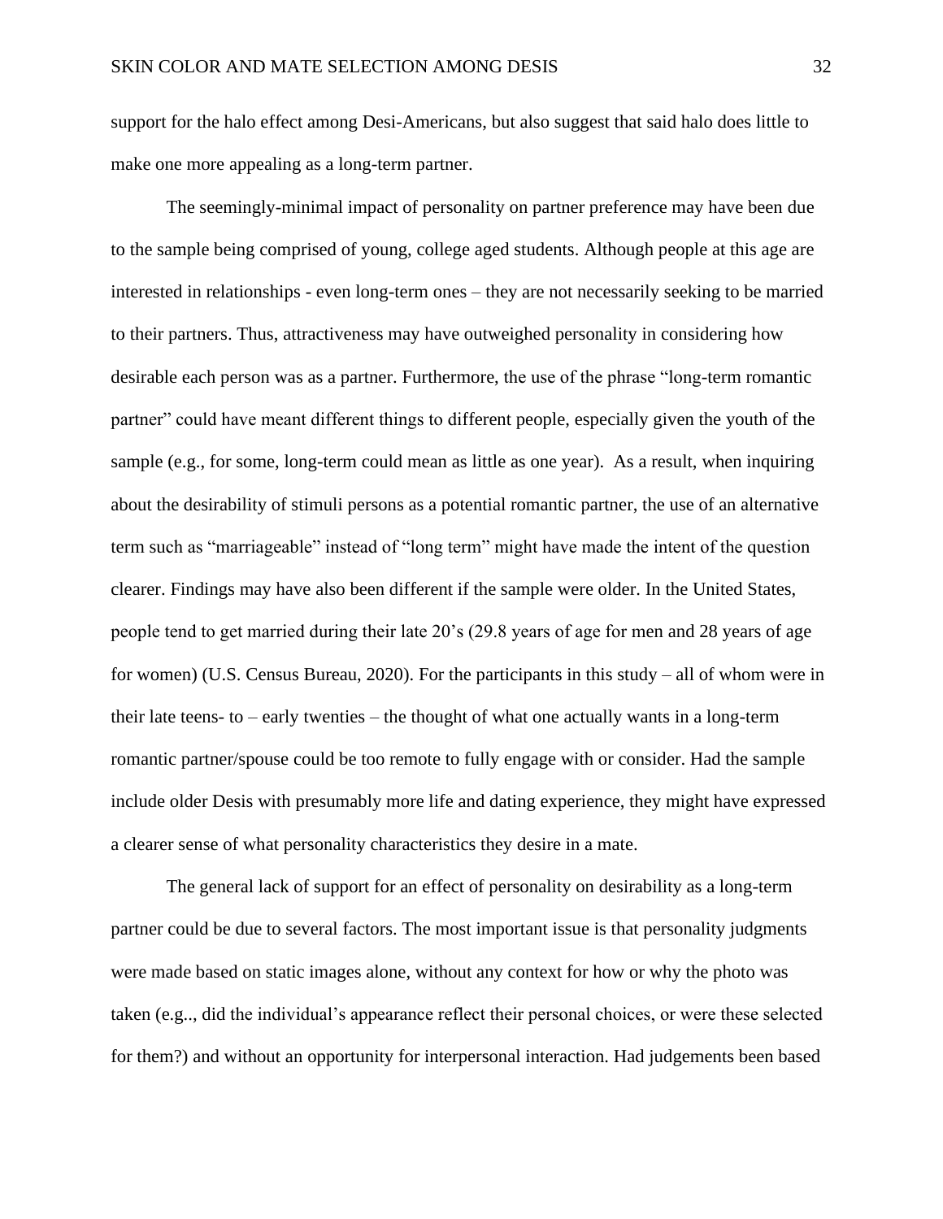support for the halo effect among Desi-Americans, but also suggest that said halo does little to make one more appealing as a long-term partner.

The seemingly-minimal impact of personality on partner preference may have been due to the sample being comprised of young, college aged students. Although people at this age are interested in relationships - even long-term ones – they are not necessarily seeking to be married to their partners. Thus, attractiveness may have outweighed personality in considering how desirable each person was as a partner. Furthermore, the use of the phrase "long-term romantic partner" could have meant different things to different people, especially given the youth of the sample (e.g., for some, long-term could mean as little as one year). As a result, when inquiring about the desirability of stimuli persons as a potential romantic partner, the use of an alternative term such as "marriageable" instead of "long term" might have made the intent of the question clearer. Findings may have also been different if the sample were older. In the United States, people tend to get married during their late 20's (29.8 years of age for men and 28 years of age for women) (U.S. Census Bureau, 2020). For the participants in this study – all of whom were in their late teens- to – early twenties – the thought of what one actually wants in a long-term romantic partner/spouse could be too remote to fully engage with or consider. Had the sample include older Desis with presumably more life and dating experience, they might have expressed a clearer sense of what personality characteristics they desire in a mate.

The general lack of support for an effect of personality on desirability as a long-term partner could be due to several factors. The most important issue is that personality judgments were made based on static images alone, without any context for how or why the photo was taken (e.g.., did the individual's appearance reflect their personal choices, or were these selected for them?) and without an opportunity for interpersonal interaction. Had judgements been based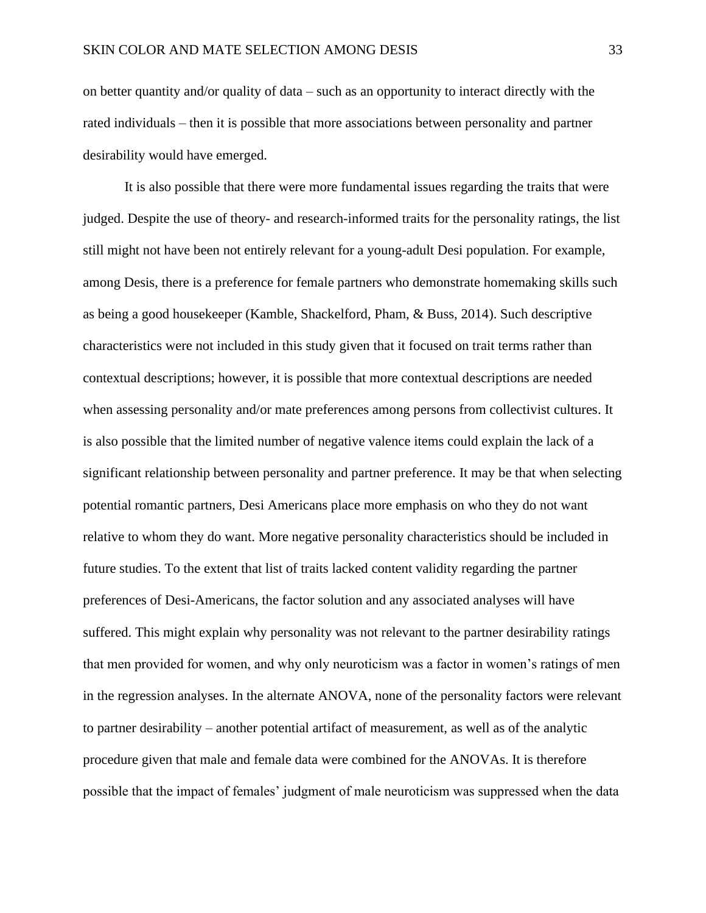on better quantity and/or quality of data – such as an opportunity to interact directly with the rated individuals – then it is possible that more associations between personality and partner desirability would have emerged.

It is also possible that there were more fundamental issues regarding the traits that were judged. Despite the use of theory- and research-informed traits for the personality ratings, the list still might not have been not entirely relevant for a young-adult Desi population. For example, among Desis, there is a preference for female partners who demonstrate homemaking skills such as being a good housekeeper (Kamble, Shackelford, Pham, & Buss, 2014). Such descriptive characteristics were not included in this study given that it focused on trait terms rather than contextual descriptions; however, it is possible that more contextual descriptions are needed when assessing personality and/or mate preferences among persons from collectivist cultures. It is also possible that the limited number of negative valence items could explain the lack of a significant relationship between personality and partner preference. It may be that when selecting potential romantic partners, Desi Americans place more emphasis on who they do not want relative to whom they do want. More negative personality characteristics should be included in future studies. To the extent that list of traits lacked content validity regarding the partner preferences of Desi-Americans, the factor solution and any associated analyses will have suffered. This might explain why personality was not relevant to the partner desirability ratings that men provided for women, and why only neuroticism was a factor in women's ratings of men in the regression analyses. In the alternate ANOVA, none of the personality factors were relevant to partner desirability – another potential artifact of measurement, as well as of the analytic procedure given that male and female data were combined for the ANOVAs. It is therefore possible that the impact of females' judgment of male neuroticism was suppressed when the data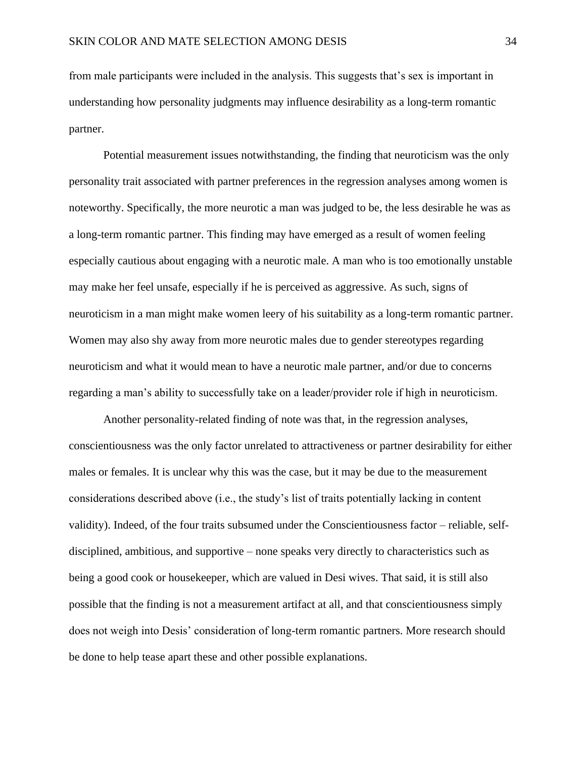from male participants were included in the analysis. This suggests that's sex is important in understanding how personality judgments may influence desirability as a long-term romantic partner.

Potential measurement issues notwithstanding, the finding that neuroticism was the only personality trait associated with partner preferences in the regression analyses among women is noteworthy. Specifically, the more neurotic a man was judged to be, the less desirable he was as a long-term romantic partner. This finding may have emerged as a result of women feeling especially cautious about engaging with a neurotic male. A man who is too emotionally unstable may make her feel unsafe, especially if he is perceived as aggressive. As such, signs of neuroticism in a man might make women leery of his suitability as a long-term romantic partner. Women may also shy away from more neurotic males due to gender stereotypes regarding neuroticism and what it would mean to have a neurotic male partner, and/or due to concerns regarding a man's ability to successfully take on a leader/provider role if high in neuroticism.

Another personality-related finding of note was that, in the regression analyses, conscientiousness was the only factor unrelated to attractiveness or partner desirability for either males or females. It is unclear why this was the case, but it may be due to the measurement considerations described above (i.e., the study's list of traits potentially lacking in content validity). Indeed, of the four traits subsumed under the Conscientiousness factor – reliable, self-disciplined, ambitious, and supportive – none speaks very directly to characteristics such as being a good cook or housekeeper, which are valued in Desi wives. That said, it is still also possible that the finding is not a measurement artifact at all, and that conscientiousness simply does not weigh into Desis' consideration of long-term romantic partners. More research should be done to help tease apart these and other possible explanations.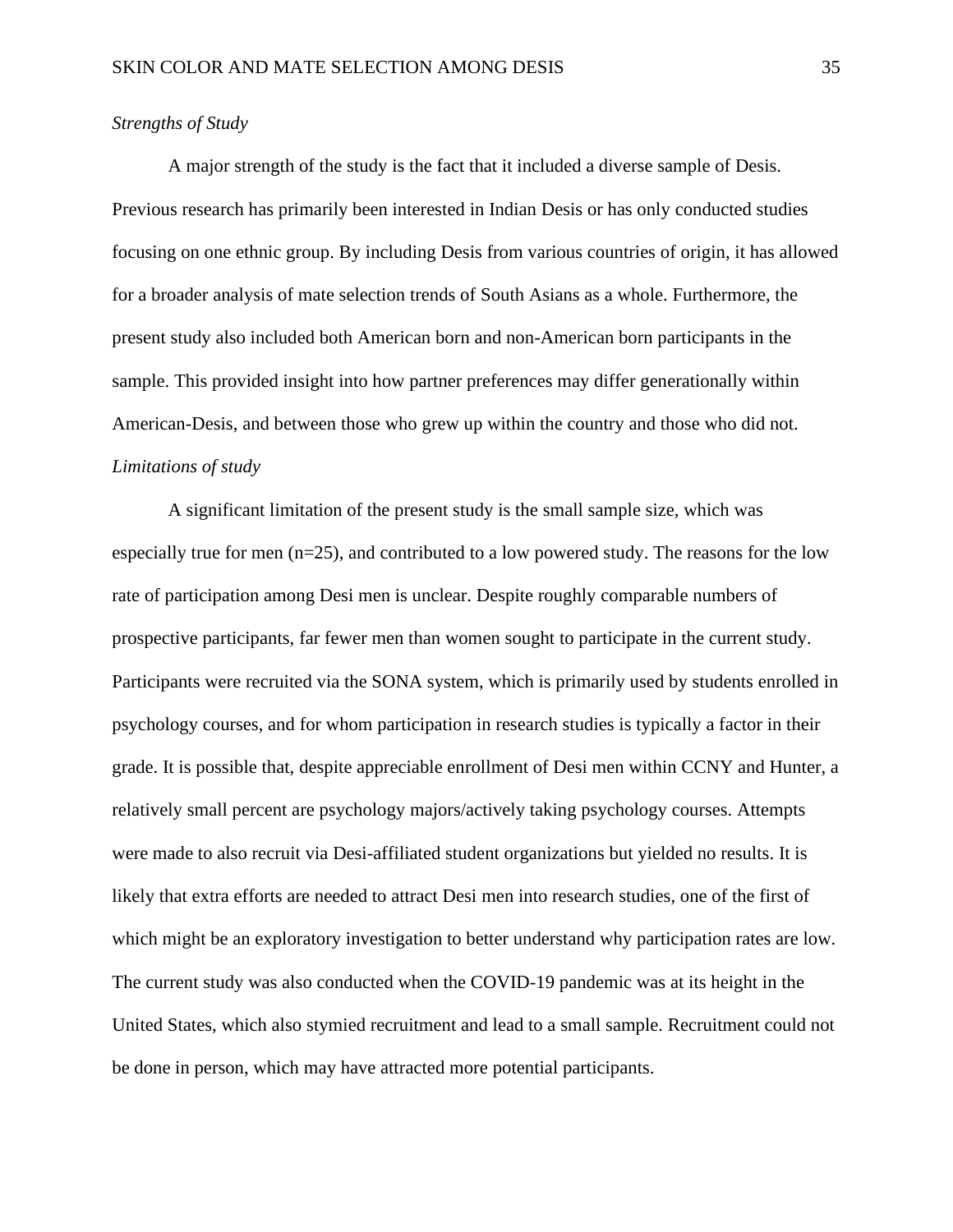*Strengths of Study*

A major strength of the study is the fact that it included a diverse sample of Desis. Previous research has primarily been interested in Indian Desis or has only conducted studies focusing on one ethnic group. By including Desis from various countries of origin, it has allowed for a broader analysis of mate selection trends of South Asians as a whole. Furthermore, the present study also included both American born and non-American born participants in the sample. This provided insight into how partner preferences may differ generationally within American-Desis, and between those who grew up within the country and those who did not.

*Limitations of study*

A significant limitation of the present study is the small sample size, which was especially true for men (n=25), and contributed to a low powered study. The reasons for the low rate of participation among Desi men is unclear. Despite roughly comparable numbers of prospective participants, far fewer men than women sought to participate in the current study. Participants were recruited via the SONA system, which is primarily used by students enrolled in psychology courses, and for whom participation in research studies is typically a factor in their grade. It is possible that, despite appreciable enrollment of Desi men within CCNY and Hunter, a relatively small percent are psychology majors/actively taking psychology courses. Attempts were made to also recruit via Desi-affiliated student organizations but yielded no results. It is likely that extra efforts are needed to attract Desi men into research studies, one of the first of which might be an exploratory investigation to better understand why participation rates are low. The current study was also conducted when the COVID-19 pandemic was at its height in the United States, which also stymied recruitment and lead to a small sample. Recruitment could not be done in person, which may have attracted more potential participants.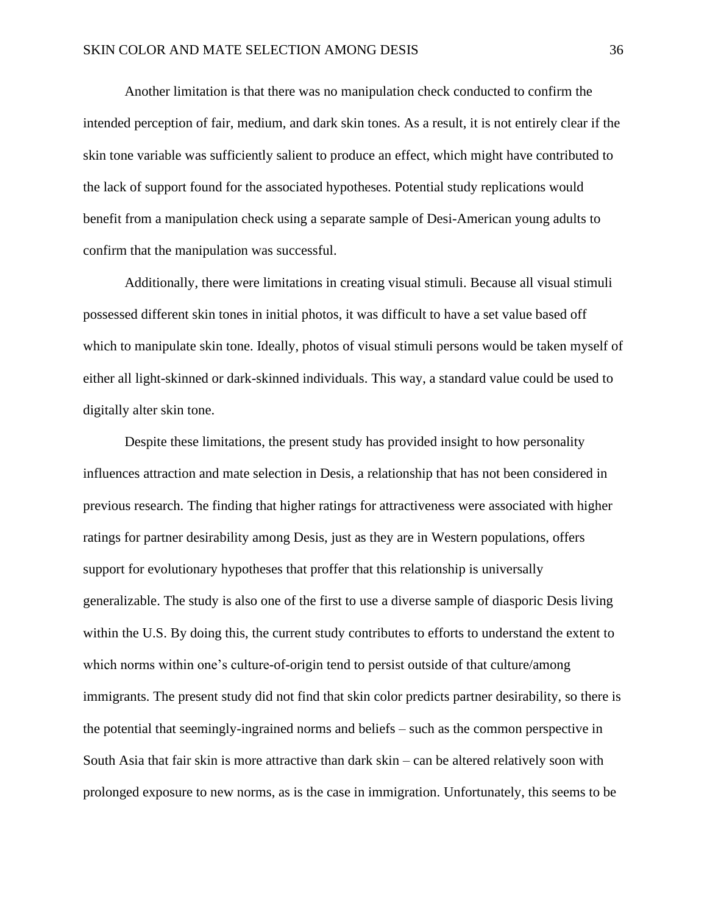Another limitation is that there was no manipulation check conducted to confirm the intended perception of fair, medium, and dark skin tones. As a result, it is not entirely clear if the skin tone variable was sufficiently salient to produce an effect, which might have contributed to the lack of support found for the associated hypotheses. Potential study replications would benefit from a manipulation check using a separate sample of Desi-American young adults to confirm that the manipulation was successful.

Additionally, there were limitations in creating visual stimuli. Because all visual stimuli possessed different skin tones in initial photos, it was difficult to have a set value based off which to manipulate skin tone. Ideally, photos of visual stimuli persons would be taken myself of either all light-skinned or dark-skinned individuals. This way, a standard value could be used to digitally alter skin tone.

Despite these limitations, the present study has provided insight to how personality influences attraction and mate selection in Desis, a relationship that has not been considered in previous research. The finding that higher ratings for attractiveness were associated with higher ratings for partner desirability among Desis, just as they are in Western populations, offers support for evolutionary hypotheses that proffer that this relationship is universally generalizable. The study is also one of the first to use a diverse sample of diasporic Desis living within the U.S. By doing this, the current study contributes to efforts to understand the extent to which norms within one's culture-of-origin tend to persist outside of that culture/among immigrants. The present study did not find that skin color predicts partner desirability, so there is the potential that seemingly-ingrained norms and beliefs – such as the common perspective in South Asia that fair skin is more attractive than dark skin – can be altered relatively soon with prolonged exposure to new norms, as is the case in immigration. Unfortunately, this seems to be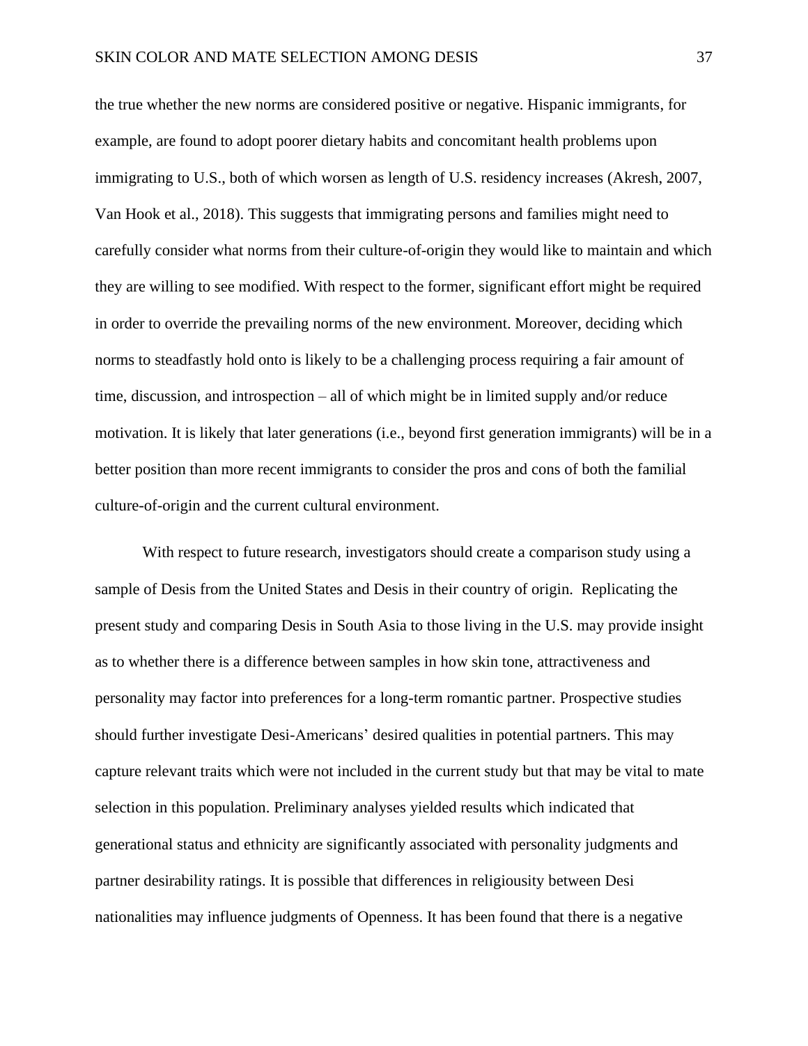the true whether the new norms are considered positive or negative. Hispanic immigrants, for example, are found to adopt poorer dietary habits and concomitant health problems upon immigrating to U.S., both of which worsen as length of U.S. residency increases (Akresh, 2007, Van Hook et al., 2018). This suggests that immigrating persons and families might need to carefully consider what norms from their culture-of-origin they would like to maintain and which they are willing to see modified. With respect to the former, significant effort might be required in order to override the prevailing norms of the new environment. Moreover, deciding which norms to steadfastly hold onto is likely to be a challenging process requiring a fair amount of time, discussion, and introspection – all of which might be in limited supply and/or reduce motivation. It is likely that later generations (i.e., beyond first generation immigrants) will be in a better position than more recent immigrants to consider the pros and cons of both the familial culture-of-origin and the current cultural environment.

With respect to future research, investigators should create a comparison study using a sample of Desis from the United States and Desis in their country of origin. Replicating the present study and comparing Desis in South Asia to those living in the U.S. may provide insight as to whether there is a difference between samples in how skin tone, attractiveness and personality may factor into preferences for a long-term romantic partner. Prospective studies should further investigate Desi-Americans' desired qualities in potential partners. This may capture relevant traits which were not included in the current study but that may be vital to mate selection in this population. Preliminary analyses yielded results which indicated that generational status and ethnicity are significantly associated with personality judgments and partner desirability ratings. It is possible that differences in religiousity between Desi nationalities may influence judgments of Openness. It has been found that there is a negative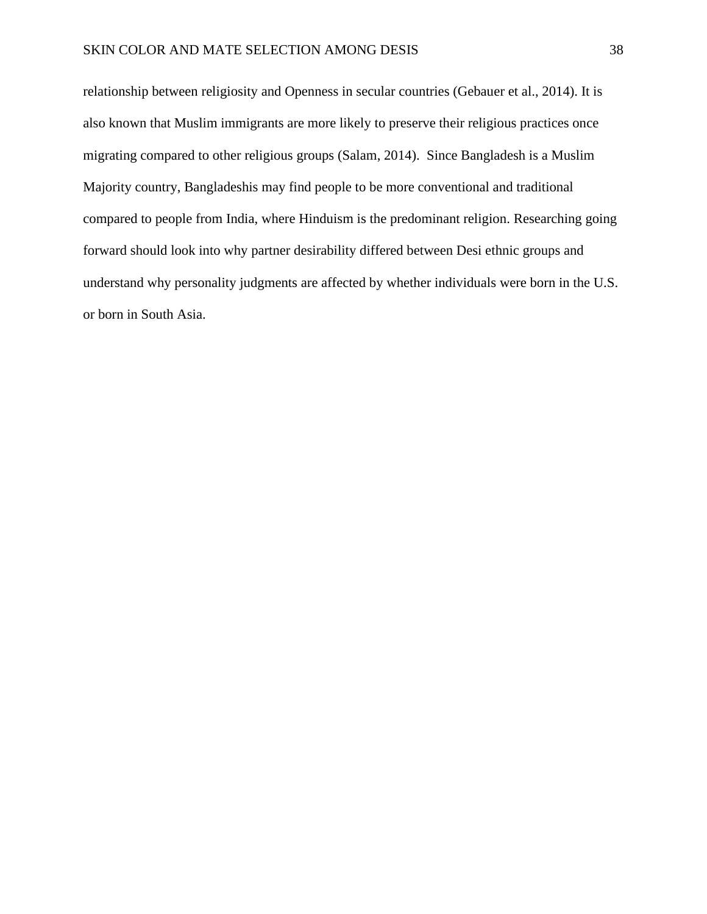relationship between religiosity and Openness in secular countries (Gebauer et al., 2014). It is also known that Muslim immigrants are more likely to preserve their religious practices once migrating compared to other religious groups (Salam, 2014). Since Bangladesh is a Muslim Majority country, Bangladeshis may find people to be more conventional and traditional compared to people from India, where Hinduism is the predominant religion. Researching going forward should look into why partner desirability differed between Desi ethnic groups and understand why personality judgments are affected by whether individuals were born in the U.S. or born in South Asia.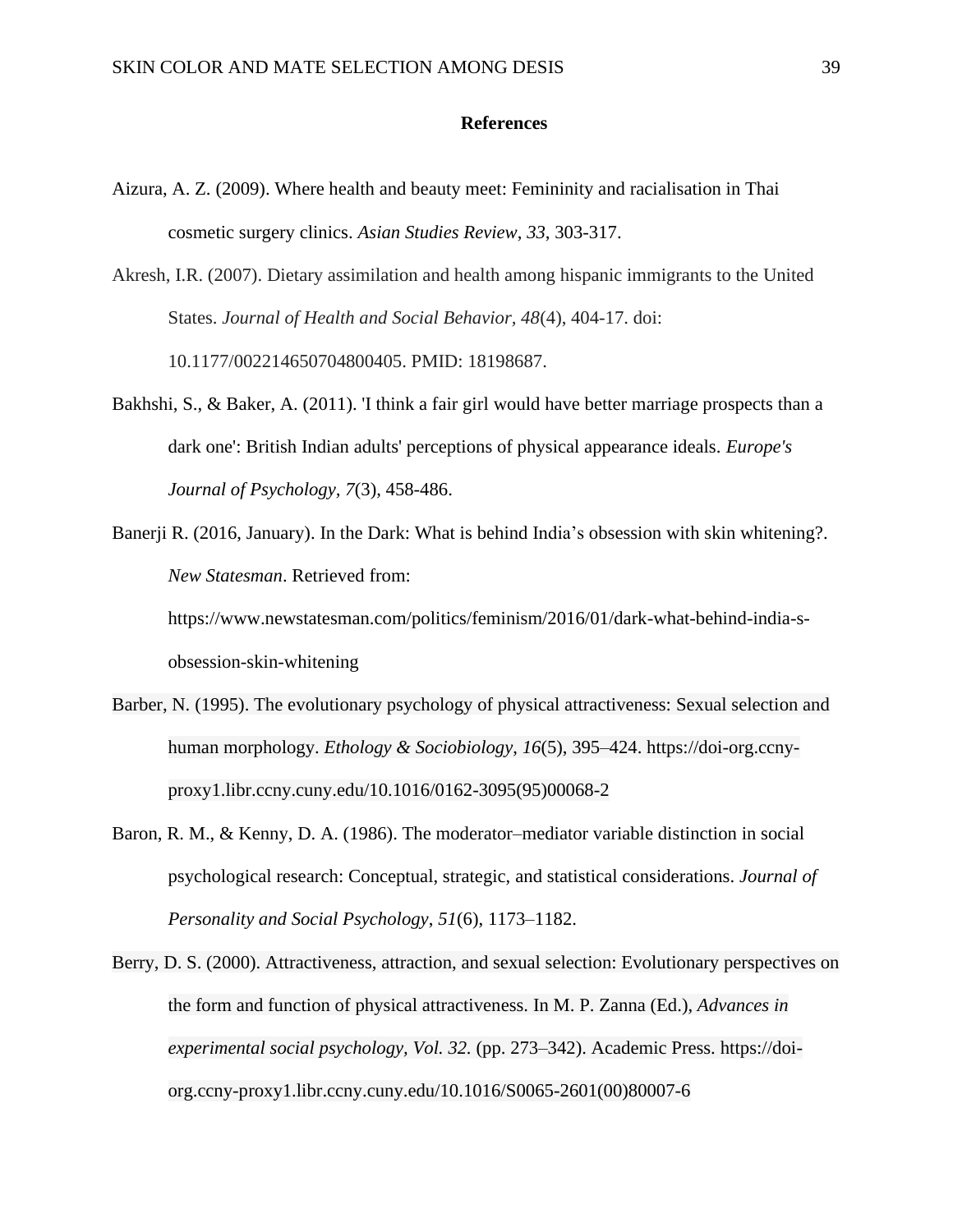## References

Aizura, A. Z. (2009). Where health and beauty meet: Femininity and racialisation in Thai cosmetic surgery clinics. *Asian Studies Review*, *33*, 303-317.

Akresh, I.R. (2007). Dietary assimilation and health among hispanic immigrants to the United States. *Journal of Health and Social Behavior, 48*(4), 404-17. doi: 10.1177/002214650704800405. PMID: 18198687.

Bakhshi, S., & Baker, A. (2011). 'I think a fair girl would have better marriage prospects than a dark one': British Indian adults' perceptions of physical appearance ideals. *Europe's Journal of Psychology, 7*(3), 458-486.

Banerji R. (2016, January). In the Dark: What is behind India's obsession with skin whitening?. *New Statesman*. Retrieved from: https://www.newstatesman.com/politics/feminism/2016/01/dark-what-behind-india-s-obsession-skin-whitening

Barber, N. (1995). The evolutionary psychology of physical attractiveness: Sexual selection and human morphology. *Ethology & Sociobiology*, *16*(5), 395–424. https://doi-org.ccny-proxy1.libr.ccny.cuny.edu/10.1016/0162-3095(95)00068-2

Baron, R. M., & Kenny, D. A. (1986). The moderator–mediator variable distinction in social psychological research: Conceptual, strategic, and statistical considerations. *Journal of Personality and Social Psychology*, *51*(6), 1173–1182.

Berry, D. S. (2000). Attractiveness, attraction, and sexual selection: Evolutionary perspectives on the form and function of physical attractiveness. In M. P. Zanna (Ed.), *Advances in experimental social psychology, Vol. 32.* (pp. 273–342). Academic Press. https://doi-org.ccny-proxy1.libr.ccny.cuny.edu/10.1016/S0065-2601(00)80007-6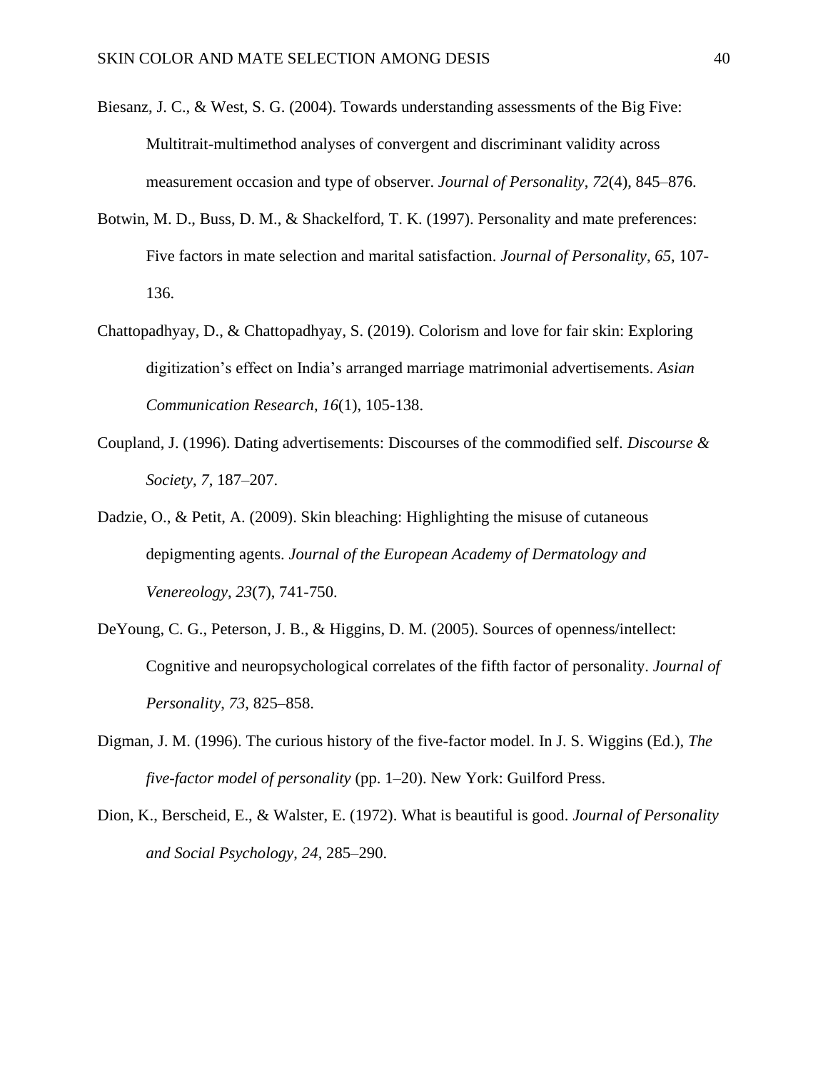Biesanz, J. C., & West, S. G. (2004). Towards understanding assessments of the Big Five: Multitrait-multimethod analyses of convergent and discriminant validity across measurement occasion and type of observer. *Journal of Personality*, *72*(4), 845–876.

Botwin, M. D., Buss, D. M., & Shackelford, T. K. (1997). Personality and mate preferences: Five factors in mate selection and marital satisfaction. *Journal of Personality*, *65*, 107-136.

Chattopadhyay, D., & Chattopadhyay, S. (2019). Colorism and love for fair skin: Exploring digitization's effect on India's arranged marriage matrimonial advertisements. *Asian Communication Research*, *16*(1), 105-138.

Coupland, J. (1996). Dating advertisements: Discourses of the commodified self. *Discourse & Society*, *7*, 187–207.

Dadzie, O., & Petit, A. (2009). Skin bleaching: Highlighting the misuse of cutaneous depigmenting agents. *Journal of the European Academy of Dermatology and Venereology*, *23*(7), 741-750.

DeYoung, C. G., Peterson, J. B., & Higgins, D. M. (2005). Sources of openness/intellect: Cognitive and neuropsychological correlates of the fifth factor of personality. *Journal of Personality*, *73*, 825–858.

Digman, J. M. (1996). The curious history of the five-factor model. In J. S. Wiggins (Ed.), *The five-factor model of personality* (pp. 1–20). New York: Guilford Press.

Dion, K., Berscheid, E., & Walster, E. (1972). What is beautiful is good. *Journal of Personality and Social Psychology*, *24*, 285–290.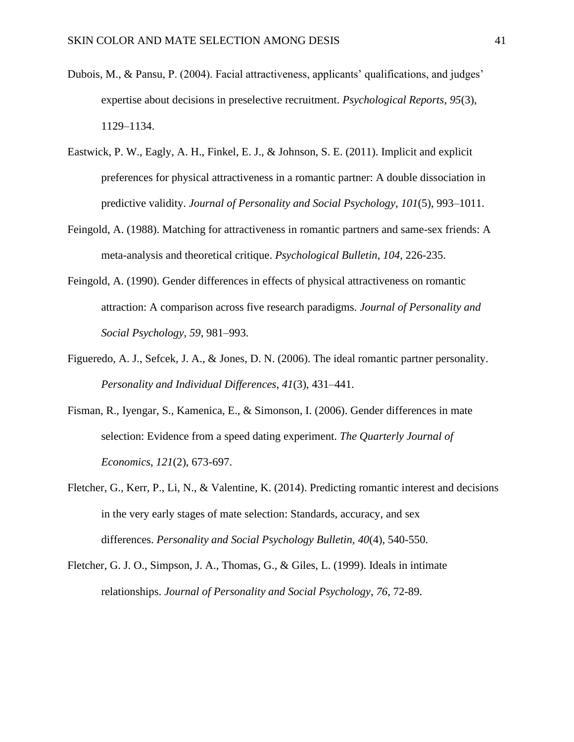Dubois, M., & Pansu, P. (2004). Facial attractiveness, applicants' qualifications, and judges' expertise about decisions in preselective recruitment. *Psychological Reports*, *95*(3), 1129–1134.

Eastwick, P. W., Eagly, A. H., Finkel, E. J., & Johnson, S. E. (2011). Implicit and explicit preferences for physical attractiveness in a romantic partner: A double dissociation in predictive validity. *Journal of Personality and Social Psychology*, *101*(5), 993–1011.

Feingold, A. (1988). Matching for attractiveness in romantic partners and same-sex friends: A meta-analysis and theoretical critique. *Psychological Bulletin*, *104*, 226-235.

Feingold, A. (1990). Gender differences in effects of physical attractiveness on romantic attraction: A comparison across five research paradigms. *Journal of Personality and Social Psychology*, *59*, 981–993.

Figueredo, A. J., Sefcek, J. A., & Jones, D. N. (2006). The ideal romantic partner personality. *Personality and Individual Differences*, *41*(3), 431–441.

Fisman, R., Iyengar, S., Kamenica, E., & Simonson, I. (2006). Gender differences in mate selection: Evidence from a speed dating experiment. *The Quarterly Journal of Economics*, *121*(2), 673-697.

Fletcher, G., Kerr, P., Li, N., & Valentine, K. (2014). Predicting romantic interest and decisions in the very early stages of mate selection: Standards, accuracy, and sex differences. *Personality and Social Psychology Bulletin*, *40*(4), 540-550.

Fletcher, G. J. O., Simpson, J. A., Thomas, G., & Giles, L. (1999). Ideals in intimate relationships. *Journal of Personality and Social Psychology*, *76*, 72-89.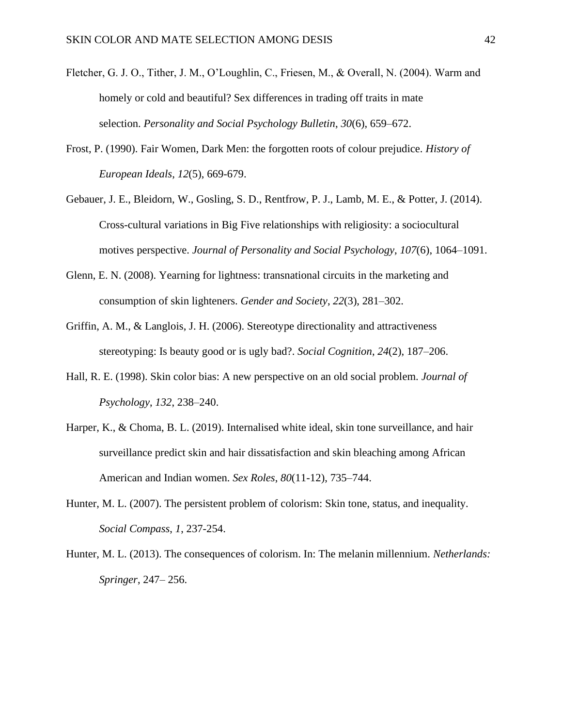Fletcher, G. J. O., Tither, J. M., O'Loughlin, C., Friesen, M., & Overall, N. (2004). Warm and homely or cold and beautiful? Sex differences in trading off traits in mate selection. *Personality and Social Psychology Bulletin*, *30*(6), 659–672.

Frost, P. (1990). Fair Women, Dark Men: the forgotten roots of colour prejudice. *History of European Ideals*, *12*(5), 669-679.

Gebauer, J. E., Bleidorn, W., Gosling, S. D., Rentfrow, P. J., Lamb, M. E., & Potter, J. (2014). Cross-cultural variations in Big Five relationships with religiosity: a sociocultural motives perspective. *Journal of Personality and Social Psychology*, *107*(6), 1064–1091.

Glenn, E. N. (2008). Yearning for lightness: transnational circuits in the marketing and consumption of skin lighteners. *Gender and Society*, *22*(3), 281–302.

Griffin, A. M., & Langlois, J. H. (2006). Stereotype directionality and attractiveness stereotyping: Is beauty good or is ugly bad?. *Social Cognition*, *24*(2), 187–206.

Hall, R. E. (1998). Skin color bias: A new perspective on an old social problem. *Journal of Psychology*, *132*, 238–240.

Harper, K., & Choma, B. L. (2019). Internalised white ideal, skin tone surveillance, and hair surveillance predict skin and hair dissatisfaction and skin bleaching among African American and Indian women. *Sex Roles*, *80*(11-12), 735–744.

Hunter, M. L. (2007). The persistent problem of colorism: Skin tone, status, and inequality. *Social Compass*, *1*, 237-254.

Hunter, M. L. (2013). The consequences of colorism. In: The melanin millennium. *Netherlands: Springer*, 247– 256.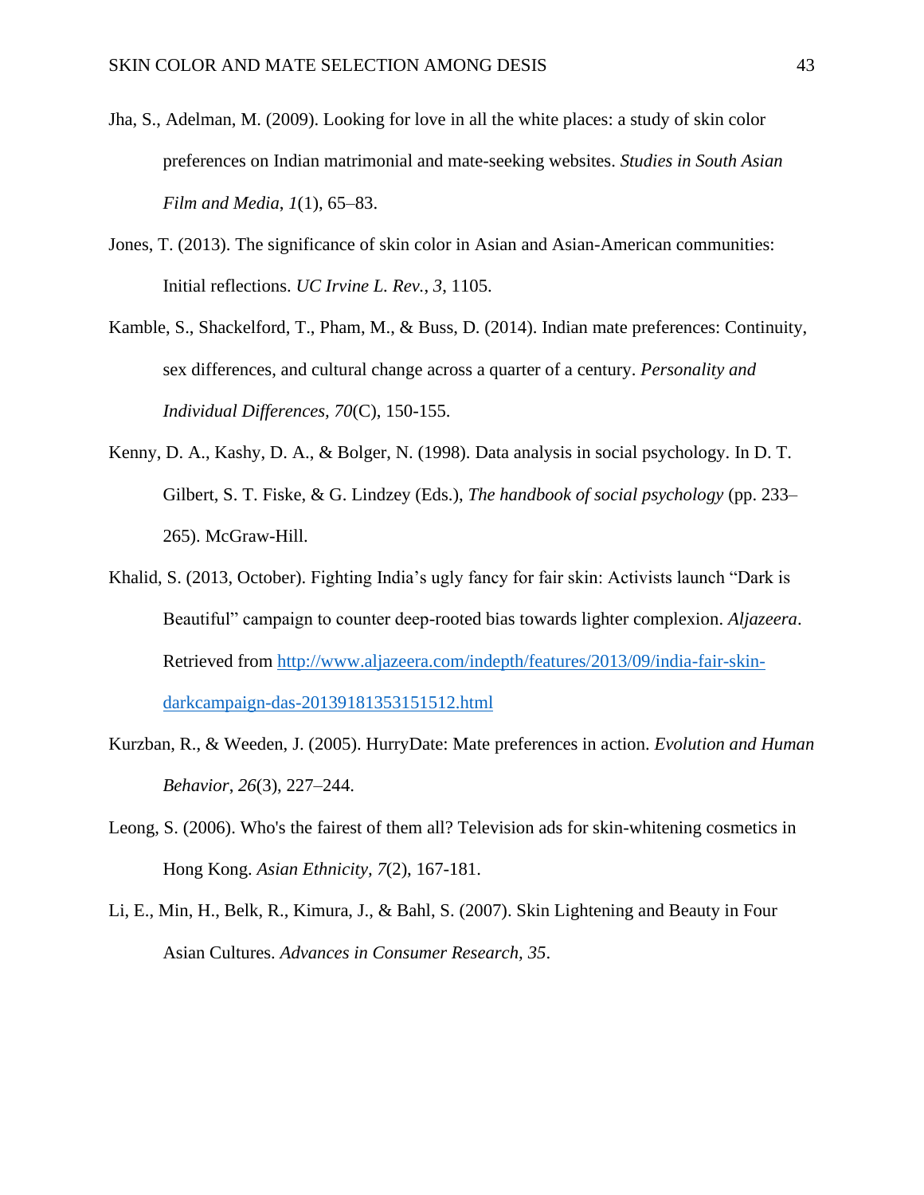Jha, S., Adelman, M. (2009). Looking for love in all the white places: a study of skin color preferences on Indian matrimonial and mate-seeking websites. *Studies in South Asian Film and Media*, *1*(1), 65–83.

Jones, T. (2013). The significance of skin color in Asian and Asian-American communities: Initial reflections. *UC Irvine L. Rev.*, *3*, 1105.

Kamble, S., Shackelford, T., Pham, M., & Buss, D. (2014). Indian mate preferences: Continuity, sex differences, and cultural change across a quarter of a century. *Personality and Individual Differences, 70*(C), 150-155.

Kenny, D. A., Kashy, D. A., & Bolger, N. (1998). Data analysis in social psychology. In D. T. Gilbert, S. T. Fiske, & G. Lindzey (Eds.), *The handbook of social psychology* (pp. 233–265). McGraw-Hill.

Khalid, S. (2013, October). Fighting India's ugly fancy for fair skin: Activists launch "Dark is Beautiful" campaign to counter deep-rooted bias towards lighter complexion. *Aljazeera*. Retrieved from [http://www.aljazeera.com/indepth/features/2013/09/india-fair-skin-darkcampaign-das-20139181353151512.html](http://www.aljazeera.com/indepth/features/2013/09/india-fair-skin-darkcampaign-das-20139181353151512.html)

Kurzban, R., & Weeden, J. (2005). HurryDate: Mate preferences in action. *Evolution and Human Behavior*, *26*(3), 227–244.

Leong, S. (2006). Who's the fairest of them all? Television ads for skin-whitening cosmetics in Hong Kong. *Asian Ethnicity, 7*(2), 167-181.

Li, E., Min, H., Belk, R., Kimura, J., & Bahl, S. (2007). Skin Lightening and Beauty in Four Asian Cultures. *Advances in Consumer Research, 35*.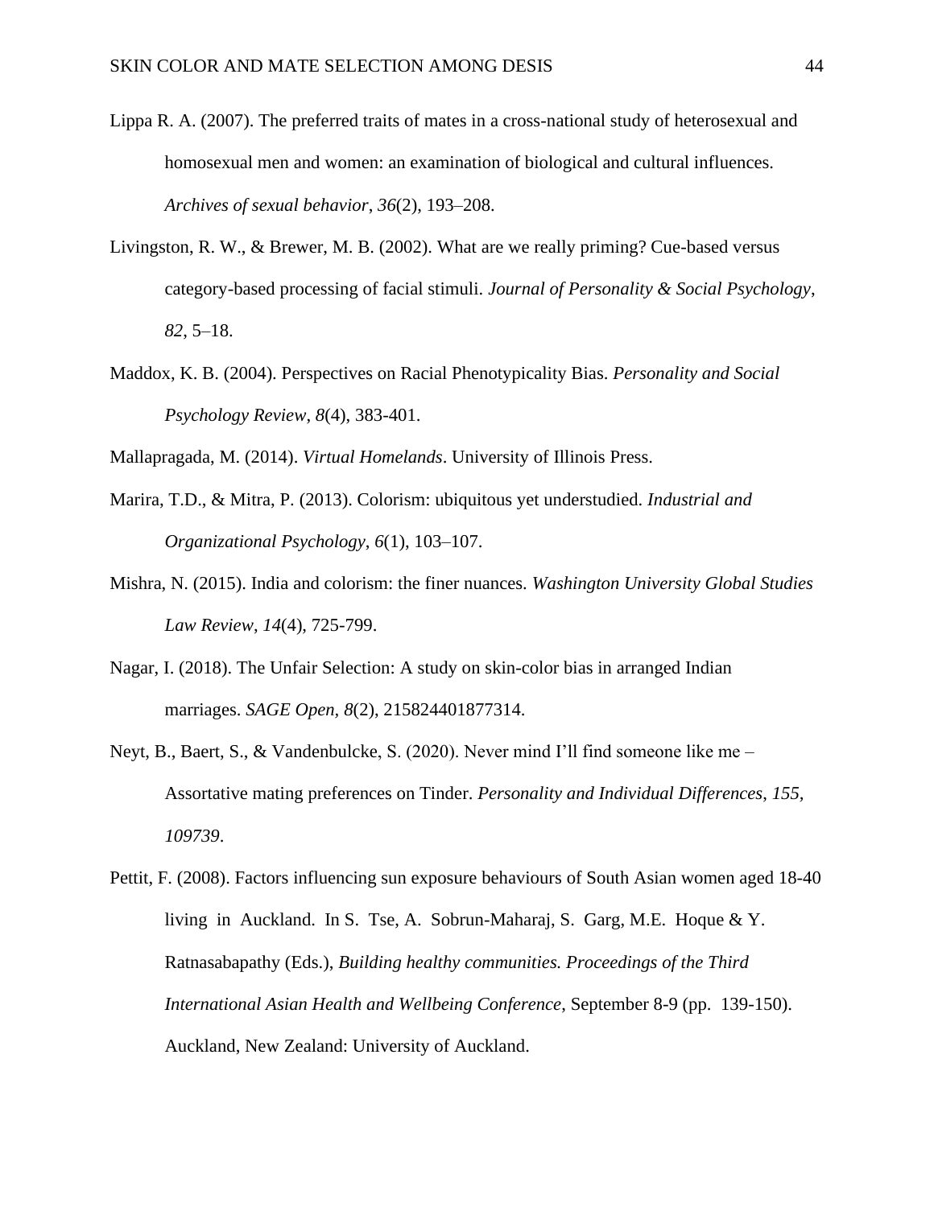Lippa R. A. (2007). The preferred traits of mates in a cross-national study of heterosexual and homosexual men and women: an examination of biological and cultural influences. *Archives of sexual behavior*, *36*(2), 193–208.

Livingston, R. W., & Brewer, M. B. (2002). What are we really priming? Cue-based versus category-based processing of facial stimuli. *Journal of Personality & Social Psychology*, *82*, 5–18.

Maddox, K. B. (2004). Perspectives on Racial Phenotypicality Bias. *Personality and Social Psychology Review*, *8*(4), 383-401.

Mallapragada, M. (2014). *Virtual Homelands*. University of Illinois Press.

Marira, T.D., & Mitra, P. (2013). Colorism: ubiquitous yet understudied. *Industrial and Organizational Psychology*, *6*(1), 103–107.

Mishra, N. (2015). India and colorism: the finer nuances. *Washington University Global Studies Law Review, 14*(4), 725-799.

Nagar, I. (2018). The Unfair Selection: A study on skin-color bias in arranged Indian marriages. *SAGE Open, 8*(2), 215824401877314.

Neyt, B., Baert, S., & Vandenbulcke, S. (2020). Never mind I'll find someone like me – Assortative mating preferences on Tinder. *Personality and Individual Differences*, *155, 109739*.

Pettit, F. (2008). Factors influencing sun exposure behaviours of South Asian women aged 18-40 living in Auckland. In S. Tse, A. Sobrun-Maharaj, S. Garg, M.E. Hoque & Y. Ratnasabapathy (Eds.), *Building healthy communities. Proceedings of the Third International Asian Health and Wellbeing Conference*, September 8-9 (pp. 139-150). Auckland, New Zealand: University of Auckland.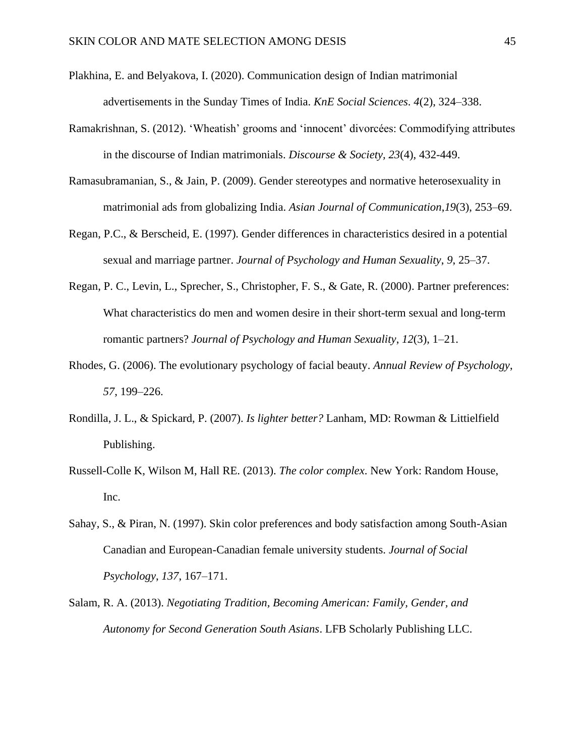Plakhina, E. and Belyakova, I. (2020). Communication design of Indian matrimonial advertisements in the Sunday Times of India. *KnE Social Sciences*. *4*(2), 324–338.

Ramakrishnan, S. (2012). 'Wheatish' grooms and 'innocent' divorcées: Commodifying attributes in the discourse of Indian matrimonials. *Discourse & Society, 23*(4), 432-449.

Ramasubramanian, S., & Jain, P. (2009). Gender stereotypes and normative heterosexuality in matrimonial ads from globalizing India. *Asian Journal of Communication*,*19*(3), 253–69.

Regan, P.C., & Berscheid, E. (1997). Gender differences in characteristics desired in a potential sexual and marriage partner. *Journal of Psychology and Human Sexuality*, *9*, 25–37.

Regan, P. C., Levin, L., Sprecher, S., Christopher, F. S., & Gate, R. (2000). Partner preferences: What characteristics do men and women desire in their short-term sexual and long-term romantic partners? *Journal of Psychology and Human Sexuality*, *12*(3), 1–21.

Rhodes, G. (2006). The evolutionary psychology of facial beauty. *Annual Review of Psychology*, *57*, 199–226.

Rondilla, J. L., & Spickard, P. (2007). *Is lighter better?* Lanham, MD: Rowman & Littielfield Publishing.

Russell-Colle K, Wilson M, Hall RE. (2013). *The color complex*. New York: Random House, Inc.

Sahay, S., & Piran, N. (1997). Skin color preferences and body satisfaction among South-Asian Canadian and European-Canadian female university students. *Journal of Social Psychology*, *137*, 167–171.

Salam, R. A. (2013). *Negotiating Tradition, Becoming American: Family, Gender, and Autonomy for Second Generation South Asians*. LFB Scholarly Publishing LLC.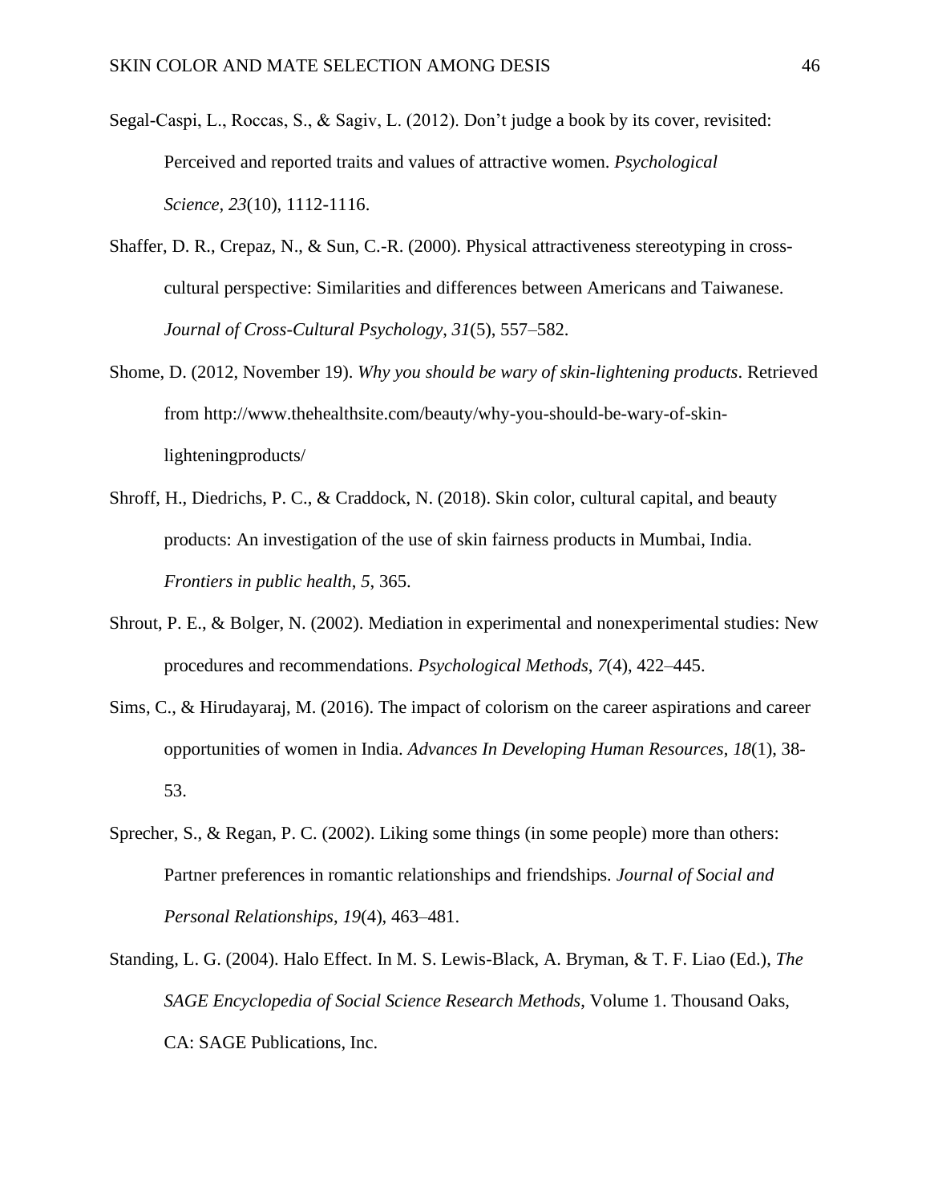Segal-Caspi, L., Roccas, S., & Sagiv, L. (2012). Don't judge a book by its cover, revisited: Perceived and reported traits and values of attractive women. *Psychological Science, 23*(10), 1112-1116.

Shaffer, D. R., Crepaz, N., & Sun, C.-R. (2000). Physical attractiveness stereotyping in cross-cultural perspective: Similarities and differences between Americans and Taiwanese. *Journal of Cross-Cultural Psychology*, *31*(5), 557–582.

Shome, D. (2012, November 19). *Why you should be wary of skin-lightening products*. Retrieved from http://www.thehealthsite.com/beauty/why-you-should-be-wary-of-skin-lighteningproducts/

Shroff, H., Diedrichs, P. C., & Craddock, N. (2018). Skin color, cultural capital, and beauty products: An investigation of the use of skin fairness products in Mumbai, India. *Frontiers in public health*, *5*, 365.

Shrout, P. E., & Bolger, N. (2002). Mediation in experimental and nonexperimental studies: New procedures and recommendations. *Psychological Methods*, *7*(4), 422–445.

Sims, C., & Hirudayaraj, M. (2016). The impact of colorism on the career aspirations and career opportunities of women in India. *Advances In Developing Human Resources*, *18*(1), 38-53.

Sprecher, S., & Regan, P. C. (2002). Liking some things (in some people) more than others: Partner preferences in romantic relationships and friendships. *Journal of Social and Personal Relationships*, *19*(4), 463–481.

Standing, L. G. (2004). Halo Effect. In M. S. Lewis-Black, A. Bryman, & T. F. Liao (Ed.), *The SAGE Encyclopedia of Social Science Research Methods*, Volume 1. Thousand Oaks, CA: SAGE Publications, Inc.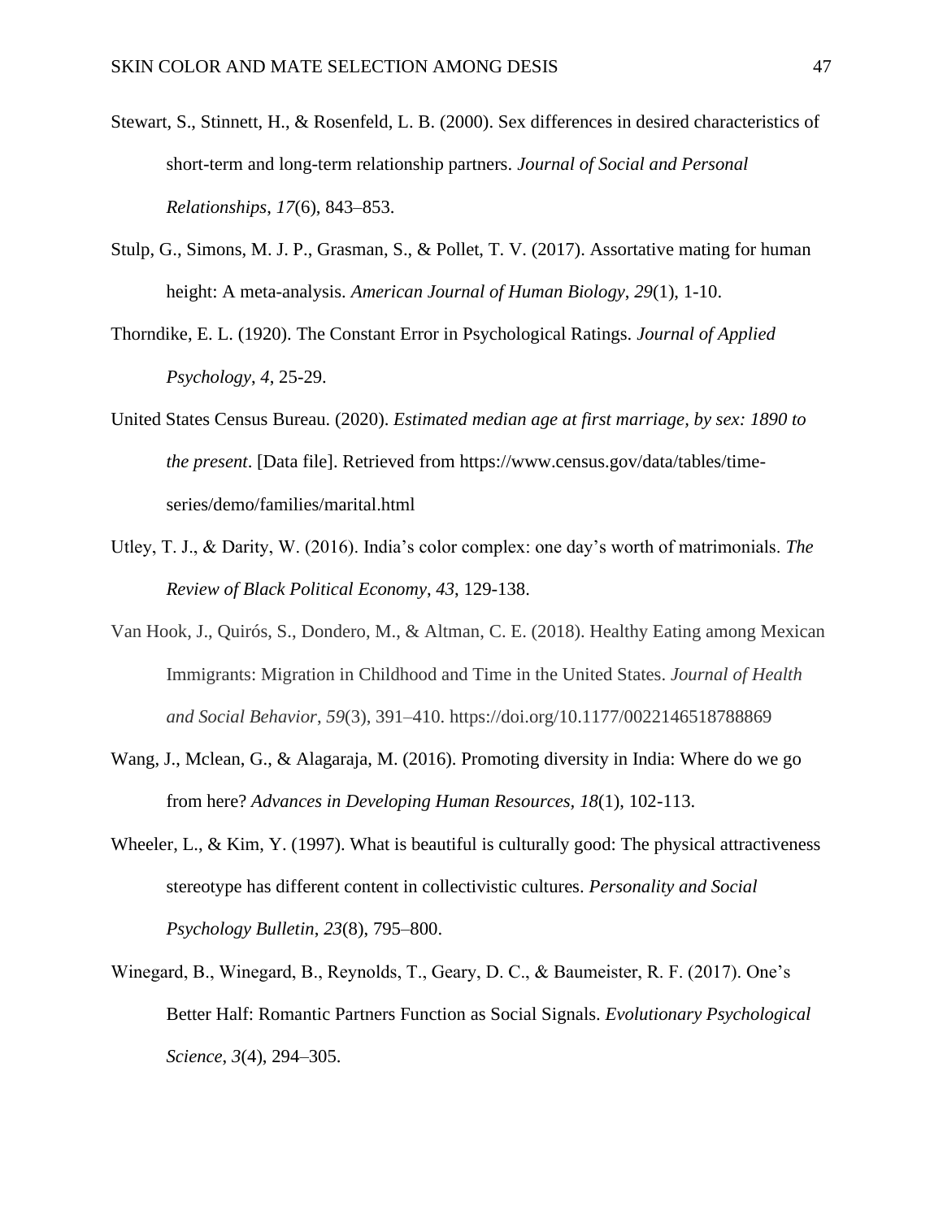Stewart, S., Stinnett, H., & Rosenfeld, L. B. (2000). Sex differences in desired characteristics of short-term and long-term relationship partners. *Journal of Social and Personal Relationships*, *17*(6), 843–853.

Stulp, G., Simons, M. J. P., Grasman, S., & Pollet, T. V. (2017). Assortative mating for human height: A meta-analysis. *American Journal of Human Biology*, *29*(1), 1-10.

Thorndike, E. L. (1920). The Constant Error in Psychological Ratings. *Journal of Applied Psychology*, *4*, 25-29.

United States Census Bureau. (2020). *Estimated median age at first marriage, by sex: 1890 to the present*. [Data file]. Retrieved from https://www.census.gov/data/tables/time-series/demo/families/marital.html

Utley, T. J., & Darity, W. (2016). India's color complex: one day's worth of matrimonials. *The Review of Black Political Economy*, *43*, 129-138.

Van Hook, J., Quirós, S., Dondero, M., & Altman, C. E. (2018). Healthy Eating among Mexican Immigrants: Migration in Childhood and Time in the United States. *Journal of Health and Social Behavior*, *59*(3), 391–410. https://doi.org/10.1177/0022146518788869

Wang, J., Mclean, G., & Alagaraja, M. (2016). Promoting diversity in India: Where do we go from here? *Advances in Developing Human Resources*, *18*(1), 102-113.

Wheeler, L., & Kim, Y. (1997). What is beautiful is culturally good: The physical attractiveness stereotype has different content in collectivistic cultures. *Personality and Social Psychology Bulletin*, *23*(8), 795–800.

Winegard, B., Winegard, B., Reynolds, T., Geary, D. C., & Baumeister, R. F. (2017). One's Better Half: Romantic Partners Function as Social Signals. *Evolutionary Psychological Science*, *3*(4), 294–305.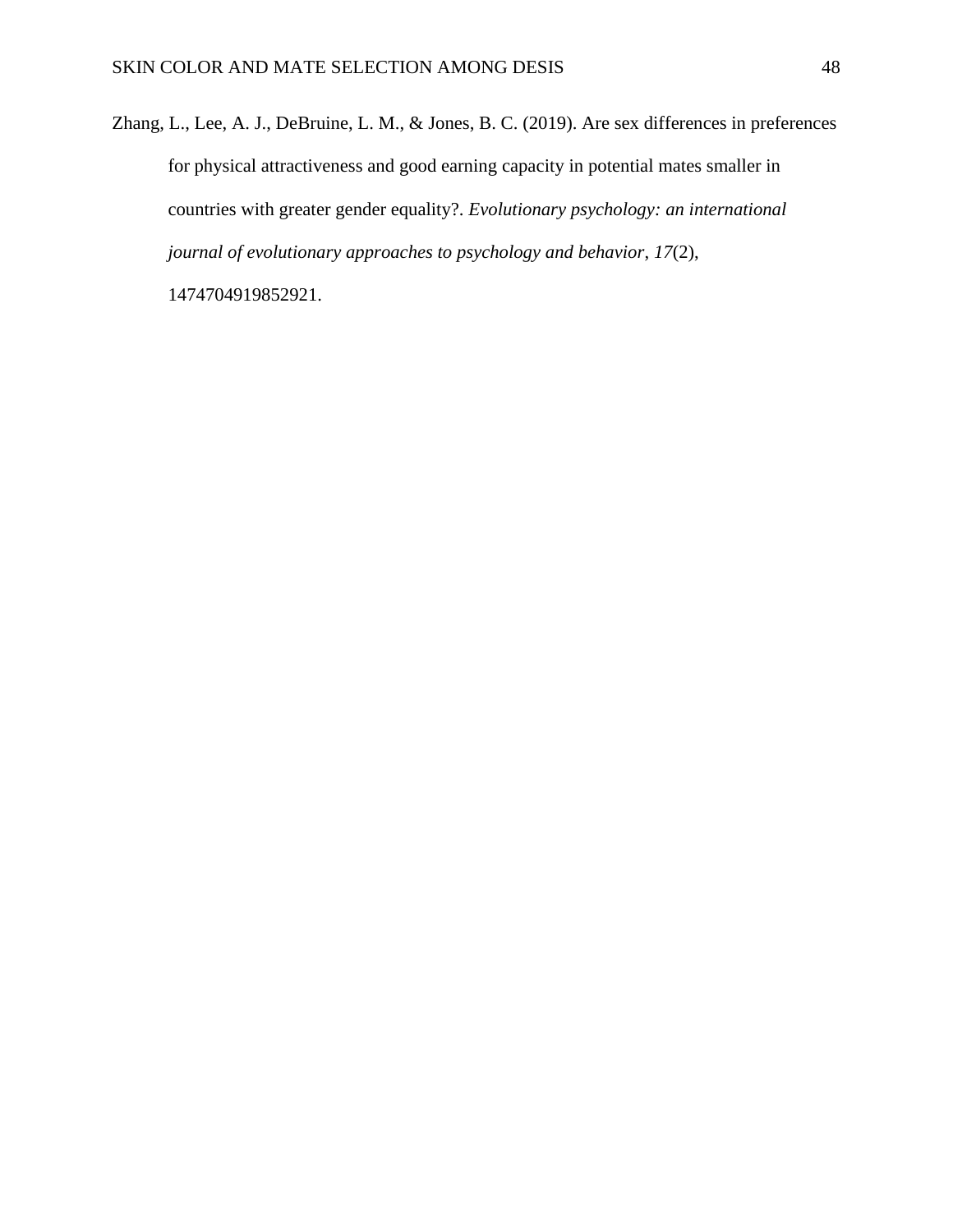Zhang, L., Lee, A. J., DeBruine, L. M., & Jones, B. C. (2019). Are sex differences in preferences for physical attractiveness and good earning capacity in potential mates smaller in countries with greater gender equality?. *Evolutionary psychology: an international journal of evolutionary approaches to psychology and behavior*, *17*(2), 1474704919852921.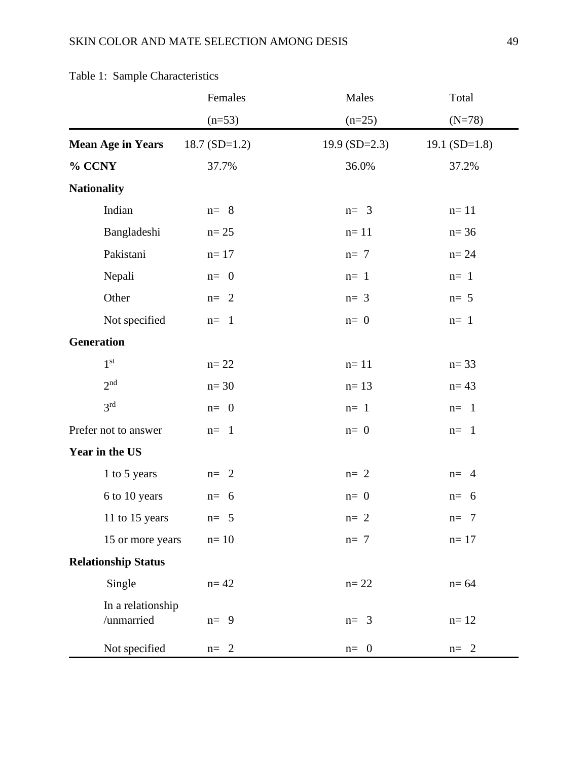Table 1: Sample Characteristics

| | Females (n=53) | Males (n=25) | Total (N=78) |
|---|---|---|---|
| **Mean Age in Years** | 18.7 (SD=1.2) | 19.9 (SD=2.3) | 19.1 (SD=1.8) |
| **% CCNY** | 37.7% | 36.0% | 37.2% |
| **Nationality** | | | |
| Indian | n= 8 | n= 3 | n= 11 |
| Bangladeshi | n= 25 | n= 11 | n= 36 |
| Pakistani | n= 17 | n= 7 | n= 24 |
| Nepali | n= 0 | n= 1 | n= 1 |
| Other | n= 2 | n= 3 | n= 5 |
| Not specified | n= 1 | n= 0 | n= 1 |
| **Generation** | | | |
| 1st | n= 22 | n= 11 | n= 33 |
| 2nd | n= 30 | n= 13 | n= 43 |
| 3rd | n= 0 | n= 1 | n= 1 |
| Prefer not to answer | n= 1 | n= 0 | n= 1 |
| **Year in the US** | | | |
| 1 to 5 years | n= 2 | n= 2 | n= 4 |
| 6 to 10 years | n= 6 | n= 0 | n= 6 |
| 11 to 15 years | n= 5 | n= 2 | n= 7 |
| 15 or more years | n= 10 | n= 7 | n= 17 |
| **Relationship Status** | | | |
| Single | n= 42 | n= 22 | n= 64 |
| In a relationship /unmarried | n= 9 | n= 3 | n= 12 |
| Not specified | n= 2 | n= 0 | n= 2 |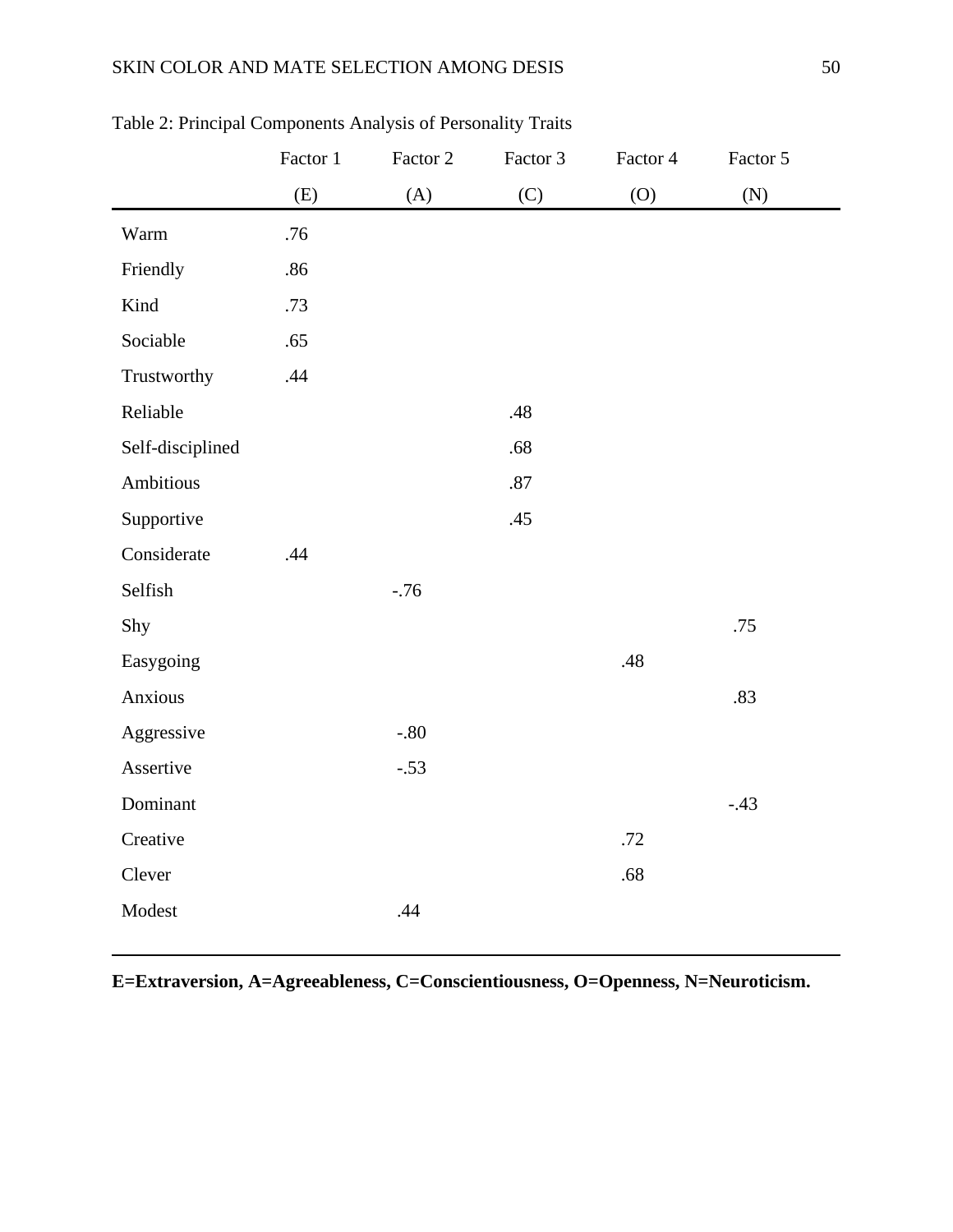Table 2: Principal Components Analysis of Personality Traits

| | Factor 1 (E) | Factor 2 (A) | Factor 3 (C) | Factor 4 (O) | Factor 5 (N) |
|---|---|---|---|---|---|
| Warm | .76 | | | | |
| Friendly | .86 | | | | |
| Kind | .73 | | | | |
| Sociable | .65 | | | | |
| Trustworthy | .44 | | | | |
| Reliable | | | .48 | | |
| Self-disciplined | | | .68 | | |
| Ambitious | | | .87 | | |
| Supportive | | | .45 | | |
| Considerate | .44 | | | | |
| Selfish | | -.76 | | | |
| Shy | | | | | .75 |
| Easygoing | | | | .48 | |
| Anxious | | | | | .83 |
| Aggressive | | -.80 | | | |
| Assertive | | -.53 | | | |
| Dominant | | | | | -.43 |
| Creative | | | | .72 | |
| Clever | | | | .68 | |
| Modest | | .44 | | | |

**E=Extraversion, A=Agreeableness, C=Conscientiousness, O=Openness, N=Neuroticism.**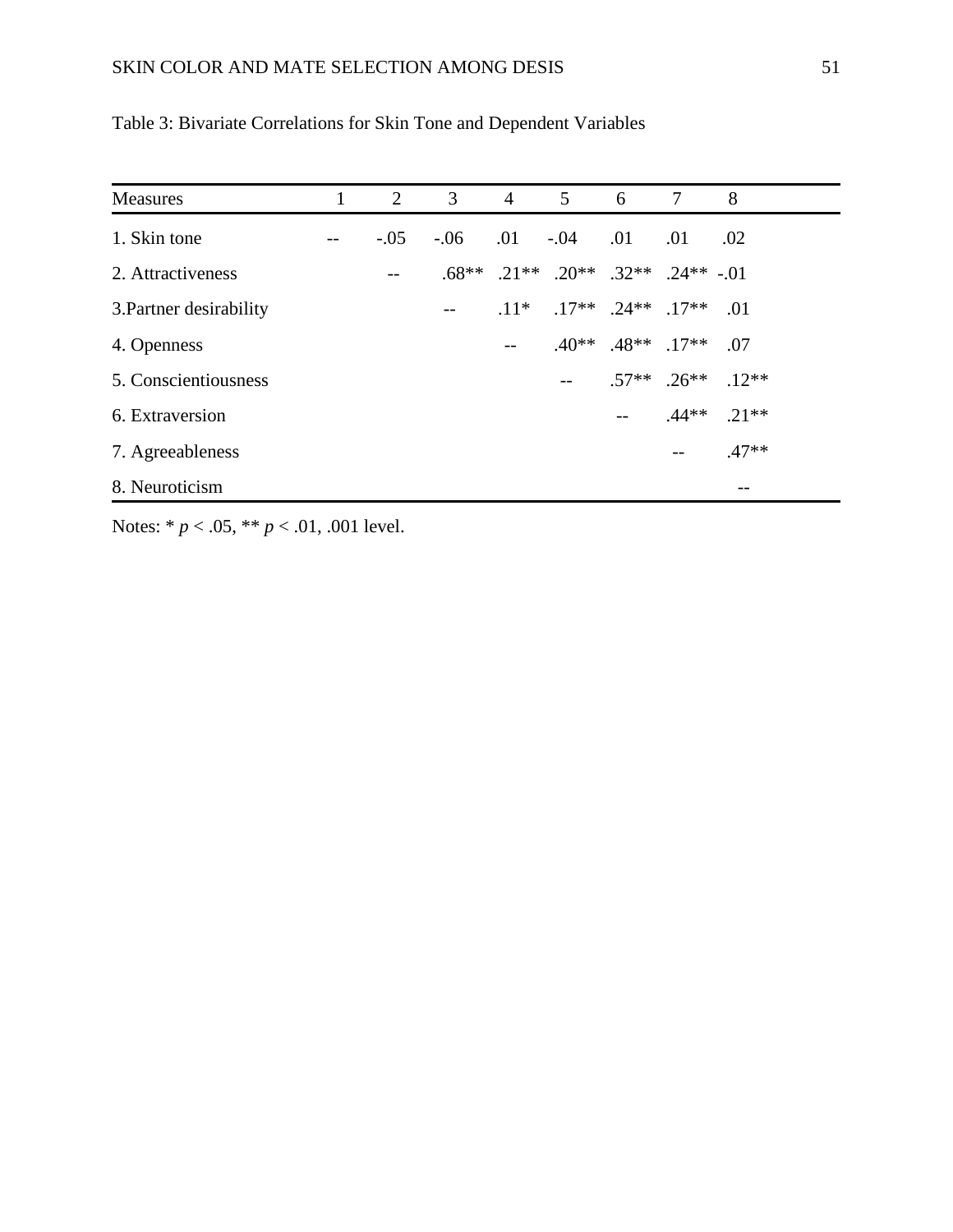Table 3: Bivariate Correlations for Skin Tone and Dependent Variables

| Measures | 1 | 2 | 3 | 4 | 5 | 6 | 7 | 8 |
|---|---|---|---|---|---|---|---|---|
| 1. Skin tone | -- | -.05 | -.06 | .01 | -.04 | .01 | .01 | .02 |
| 2. Attractiveness | | -- | .68** | .21** | .20** | .32** | .24** | -.01 |
| 3.Partner desirability | | | -- | .11* | .17** | .24** | .17** | .01 |
| 4. Openness | | | | -- | .40** | .48** | .17** | .07 |
| 5. Conscientiousness | | | | | -- | .57** | .26** | .12** |
| 6. Extraversion | | | | | | -- | .44** | .21** |
| 7. Agreeableness | | | | | | | -- | .47** |
| 8. Neuroticism | | | | | | | | -- |

Notes: * *p* < .05, ** *p* < .01, .001 level.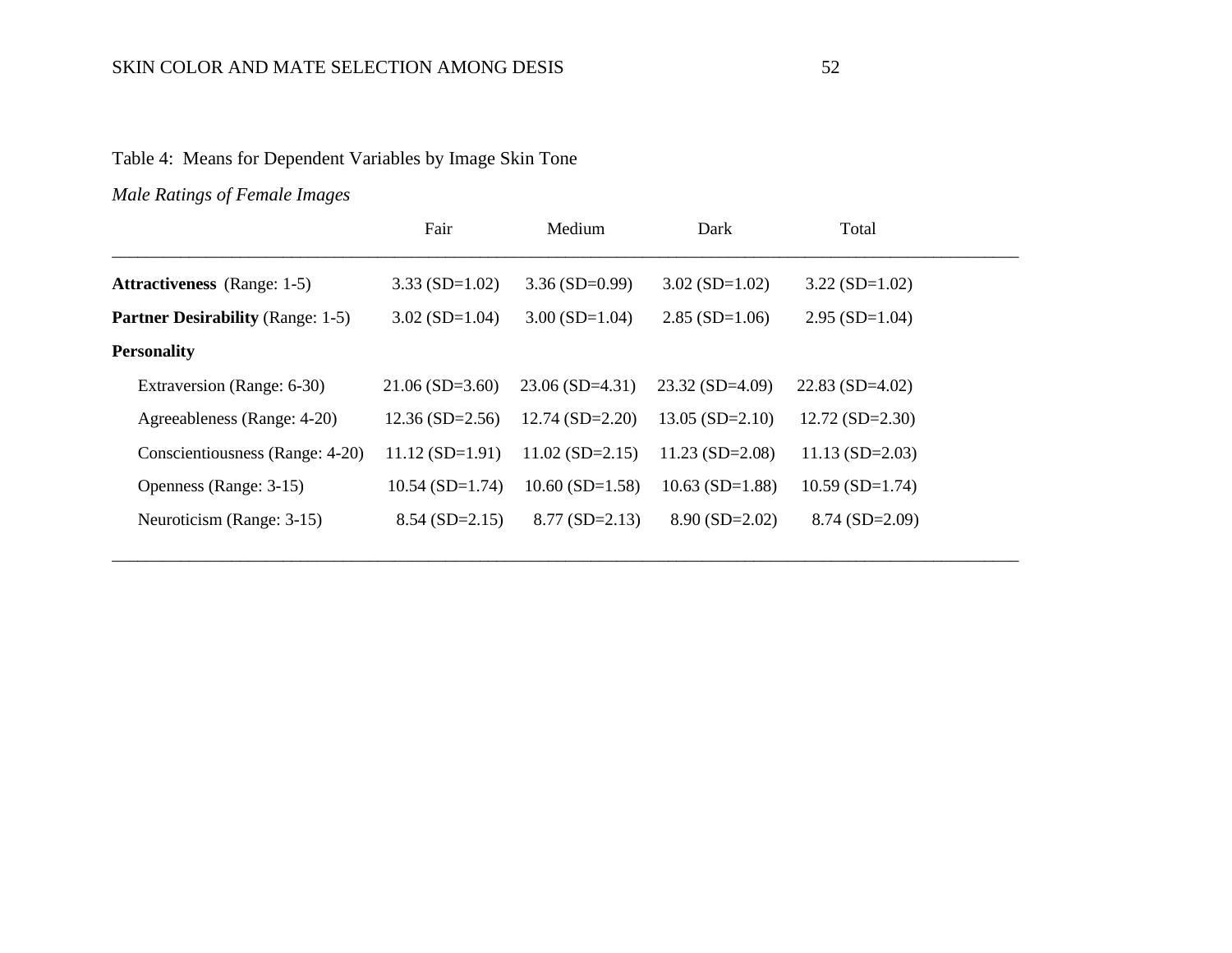Table 4: Means for Dependent Variables by Image Skin Tone

*Male Ratings of Female Images*

| | Fair | Medium | Dark | Total |
|---|---|---|---|---|
| **Attractiveness** (Range: 1-5) | 3.33 (SD=1.02) | 3.36 (SD=0.99) | 3.02 (SD=1.02) | 3.22 (SD=1.02) |
| **Partner Desirability** (Range: 1-5) | 3.02 (SD=1.04) | 3.00 (SD=1.04) | 2.85 (SD=1.06) | 2.95 (SD=1.04) |
| **Personality** | | | | |
| Extraversion (Range: 6-30) | 21.06 (SD=3.60) | 23.06 (SD=4.31) | 23.32 (SD=4.09) | 22.83 (SD=4.02) |
| Agreeableness (Range: 4-20) | 12.36 (SD=2.56) | 12.74 (SD=2.20) | 13.05 (SD=2.10) | 12.72 (SD=2.30) |
| Conscientiousness (Range: 4-20) | 11.12 (SD=1.91) | 11.02 (SD=2.15) | 11.23 (SD=2.08) | 11.13 (SD=2.03) |
| Openness (Range: 3-15) | 10.54 (SD=1.74) | 10.60 (SD=1.58) | 10.63 (SD=1.88) | 10.59 (SD=1.74) |
| Neuroticism (Range: 3-15) | 8.54 (SD=2.15) | 8.77 (SD=2.13) | 8.90 (SD=2.02) | 8.74 (SD=2.09) |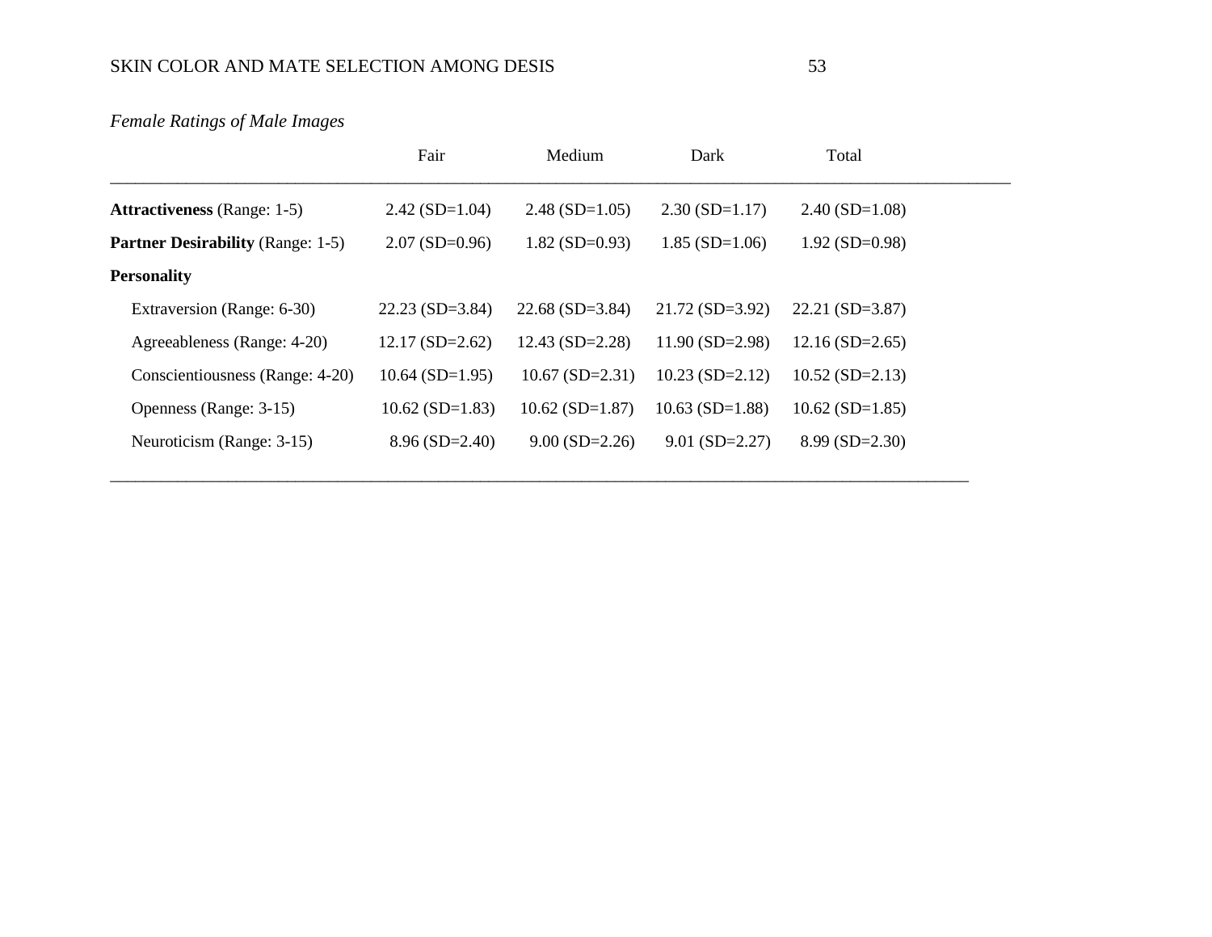*Female Ratings of Male Images*

| | Fair | Medium | Dark | Total |
|---|---|---|---|---|
| **Attractiveness** (Range: 1-5) | 2.42 (SD=1.04) | 2.48 (SD=1.05) | 2.30 (SD=1.17) | 2.40 (SD=1.08) |
| **Partner Desirability** (Range: 1-5) | 2.07 (SD=0.96) | 1.82 (SD=0.93) | 1.85 (SD=1.06) | 1.92 (SD=0.98) |
| **Personality** | | | | |
| Extraversion (Range: 6-30) | 22.23 (SD=3.84) | 22.68 (SD=3.84) | 21.72 (SD=3.92) | 22.21 (SD=3.87) |
| Agreeableness (Range: 4-20) | 12.17 (SD=2.62) | 12.43 (SD=2.28) | 11.90 (SD=2.98) | 12.16 (SD=2.65) |
| Conscientiousness (Range: 4-20) | 10.64 (SD=1.95) | 10.67 (SD=2.31) | 10.23 (SD=2.12) | 10.52 (SD=2.13) |
| Openness (Range: 3-15) | 10.62 (SD=1.83) | 10.62 (SD=1.87) | 10.63 (SD=1.88) | 10.62 (SD=1.85) |
| Neuroticism (Range: 3-15) | 8.96 (SD=2.40) | 9.00 (SD=2.26) | 9.01 (SD=2.27) | 8.99 (SD=2.30) |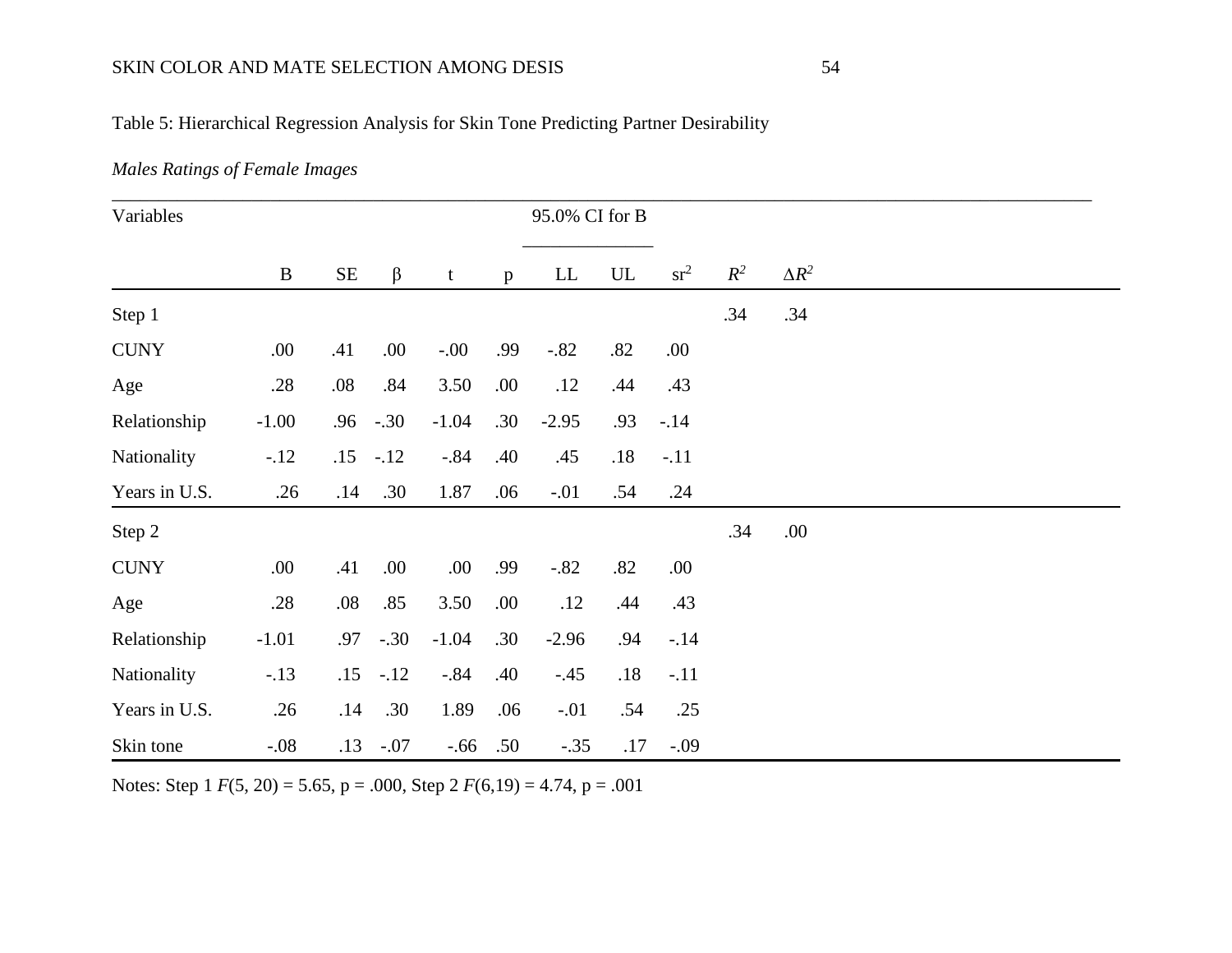Table 5: Hierarchical Regression Analysis for Skin Tone Predicting Partner Desirability

*Males Ratings of Female Images*

| Variables | | | | | | 95.0% CI for B | | | | |
|---|---|---|---|---|---|---|---|---|---|---|
| | B | SE | β | t | p | LL | UL | $sr^2$ | $R^2$ | $\Delta R^2$ |
| Step 1 | | | | | | | | | .34 | .34 |
| CUNY | .00 | .41 | .00 | -.00 | .99 | -.82 | .82 | .00 | | |
| Age | .28 | .08 | .84 | 3.50 | .00 | .12 | .44 | .43 | | |
| Relationship | -1.00 | .96 | -.30 | -1.04 | .30 | -2.95 | .93 | -.14 | | |
| Nationality | -.12 | .15 | -.12 | -.84 | .40 | .45 | .18 | -.11 | | |
| Years in U.S. | .26 | .14 | .30 | 1.87 | .06 | -.01 | .54 | .24 | | |
| Step 2 | | | | | | | | | .34 | .00 |
| CUNY | .00 | .41 | .00 | .00 | .99 | -.82 | .82 | .00 | | |
| Age | .28 | .08 | .85 | 3.50 | .00 | .12 | .44 | .43 | | |
| Relationship | -1.01 | .97 | -.30 | -1.04 | .30 | -2.96 | .94 | -.14 | | |
| Nationality | -.13 | .15 | -.12 | -.84 | .40 | -.45 | .18 | -.11 | | |
| Years in U.S. | .26 | .14 | .30 | 1.89 | .06 | -.01 | .54 | .25 | | |
| Skin tone | -.08 | .13 | -.07 | -.66 | .50 | -.35 | .17 | -.09 | | |

Notes: Step 1 $F(5, 20) = 5.65$, p = .000, Step 2 $F(6,19) = 4.74$, p = .001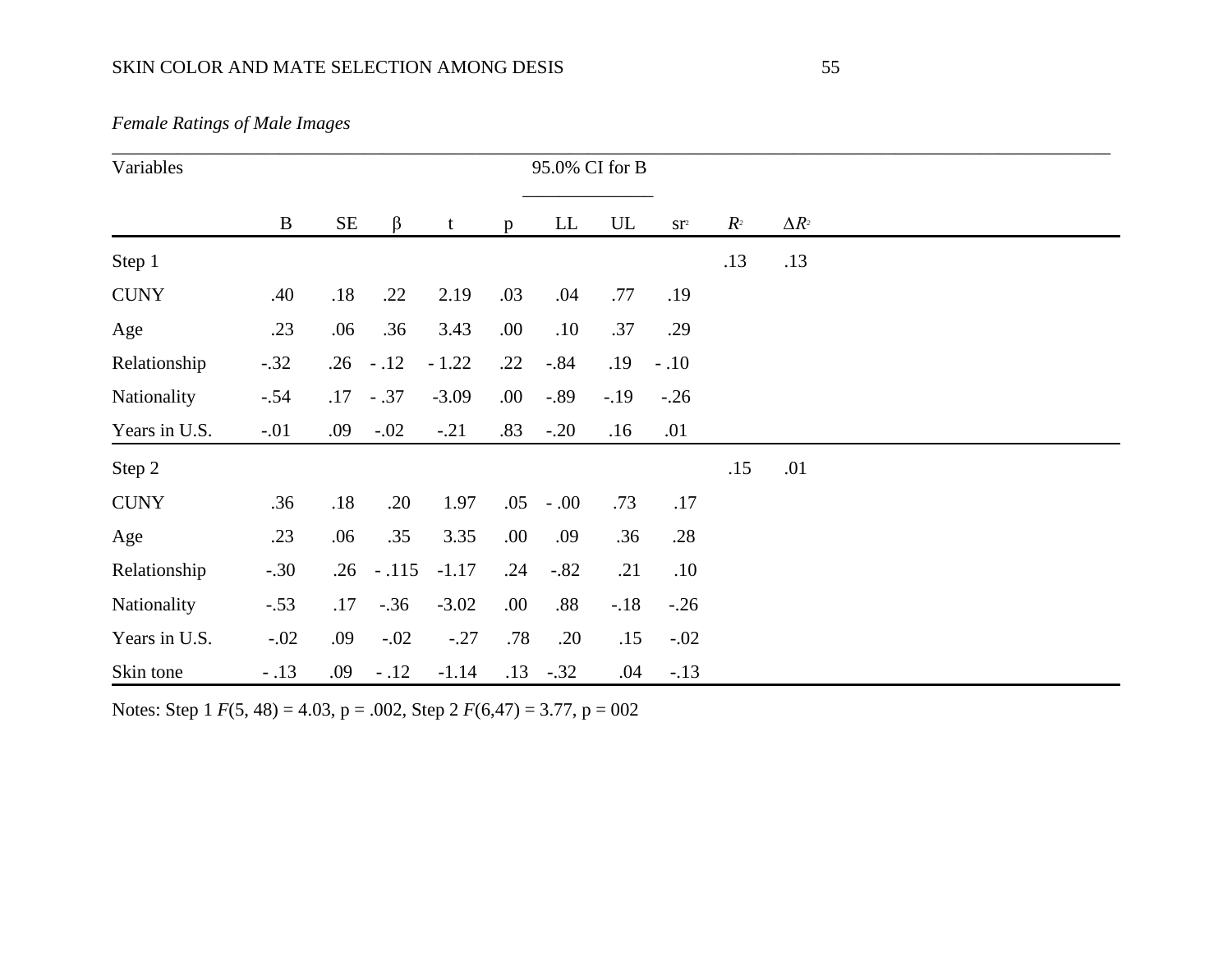*Female Ratings of Male Images*

| Variables | | | | | | 95.0% CI for B | | | | |
|---|---|---|---|---|---|---|---|---|---|---|
| | B | SE | β | t | p | LL | UL | $sr^2$ | $R^2$ | $\Delta R^2$ |
| Step 1 | | | | | | | | | .13 | .13 |
| CUNY | .40 | .18 | .22 | 2.19 | .03 | .04 | .77 | .19 | | |
| Age | .23 | .06 | .36 | 3.43 | .00 | .10 | .37 | .29 | | |
| Relationship | -.32 | .26 | - .12 | - 1.22 | .22 | -.84 | .19 | - .10 | | |
| Nationality | -.54 | .17 | - .37 | -3.09 | .00 | -.89 | -.19 | -.26 | | |
| Years in U.S. | -.01 | .09 | -.02 | -.21 | .83 | -.20 | .16 | .01 | | |
| Step 2 | | | | | | | | | .15 | .01 |
| CUNY | .36 | .18 | .20 | 1.97 | .05 | - .00 | .73 | .17 | | |
| Age | .23 | .06 | .35 | 3.35 | .00 | .09 | .36 | .28 | | |
| Relationship | -.30 | .26 | - .115 | -1.17 | .24 | -.82 | .21 | .10 | | |
| Nationality | -.53 | .17 | -.36 | -3.02 | .00 | .88 | -.18 | -.26 | | |
| Years in U.S. | -.02 | .09 | -.02 | -.27 | .78 | .20 | .15 | -.02 | | |
| Skin tone | - .13 | .09 | - .12 | -1.14 | .13 | -.32 | .04 | -.13 | | |

Notes: Step 1 $F(5, 48) = 4.03$, p = .002, Step 2 $F(6,47) = 3.77$, p = 002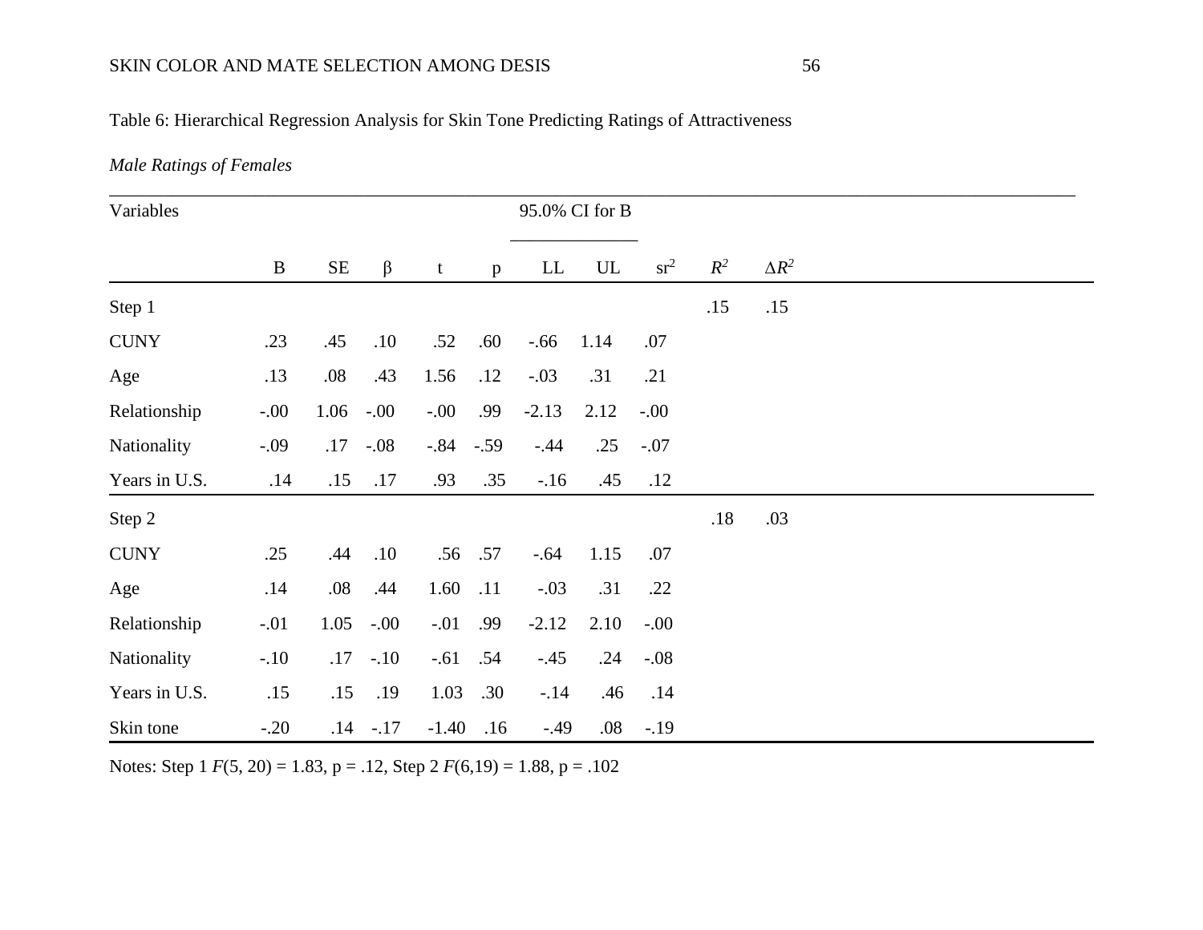Table 6: Hierarchical Regression Analysis for Skin Tone Predicting Ratings of Attractiveness

*Male Ratings of Females*

| Variables | | | | | | 95.0% CI for B | | | | |
|---|---|---|---|---|---|---|---|---|---|---|
| | B | SE | β | t | p | LL | UL | $sr^2$ | $R^2$ | $\Delta R^2$ |
| Step 1 | | | | | | | | | .15 | .15 |
| CUNY | .23 | .45 | .10 | .52 | .60 | -.66 | 1.14 | .07 | | |
| Age | .13 | .08 | .43 | 1.56 | .12 | -.03 | .31 | .21 | | |
| Relationship | -.00 | 1.06 | -.00 | -.00 | .99 | -2.13 | 2.12 | -.00 | | |
| Nationality | -.09 | .17 | -.08 | -.84 | -.59 | -.44 | .25 | -.07 | | |
| Years in U.S. | .14 | .15 | .17 | .93 | .35 | -.16 | .45 | .12 | | |
| Step 2 | | | | | | | | | .18 | .03 |
| CUNY | .25 | .44 | .10 | .56 | .57 | -.64 | 1.15 | .07 | | |
| Age | .14 | .08 | .44 | 1.60 | .11 | -.03 | .31 | .22 | | |
| Relationship | -.01 | 1.05 | -.00 | -.01 | .99 | -2.12 | 2.10 | -.00 | | |
| Nationality | -.10 | .17 | -.10 | -.61 | .54 | -.45 | .24 | -.08 | | |
| Years in U.S. | .15 | .15 | .19 | 1.03 | .30 | -.14 | .46 | .14 | | |
| Skin tone | -.20 | .14 | -.17 | -1.40 | .16 | -.49 | .08 | -.19 | | |

Notes: Step 1 $F(5, 20) = 1.83$, p = .12, Step 2 $F(6,19) = 1.88$, p = .102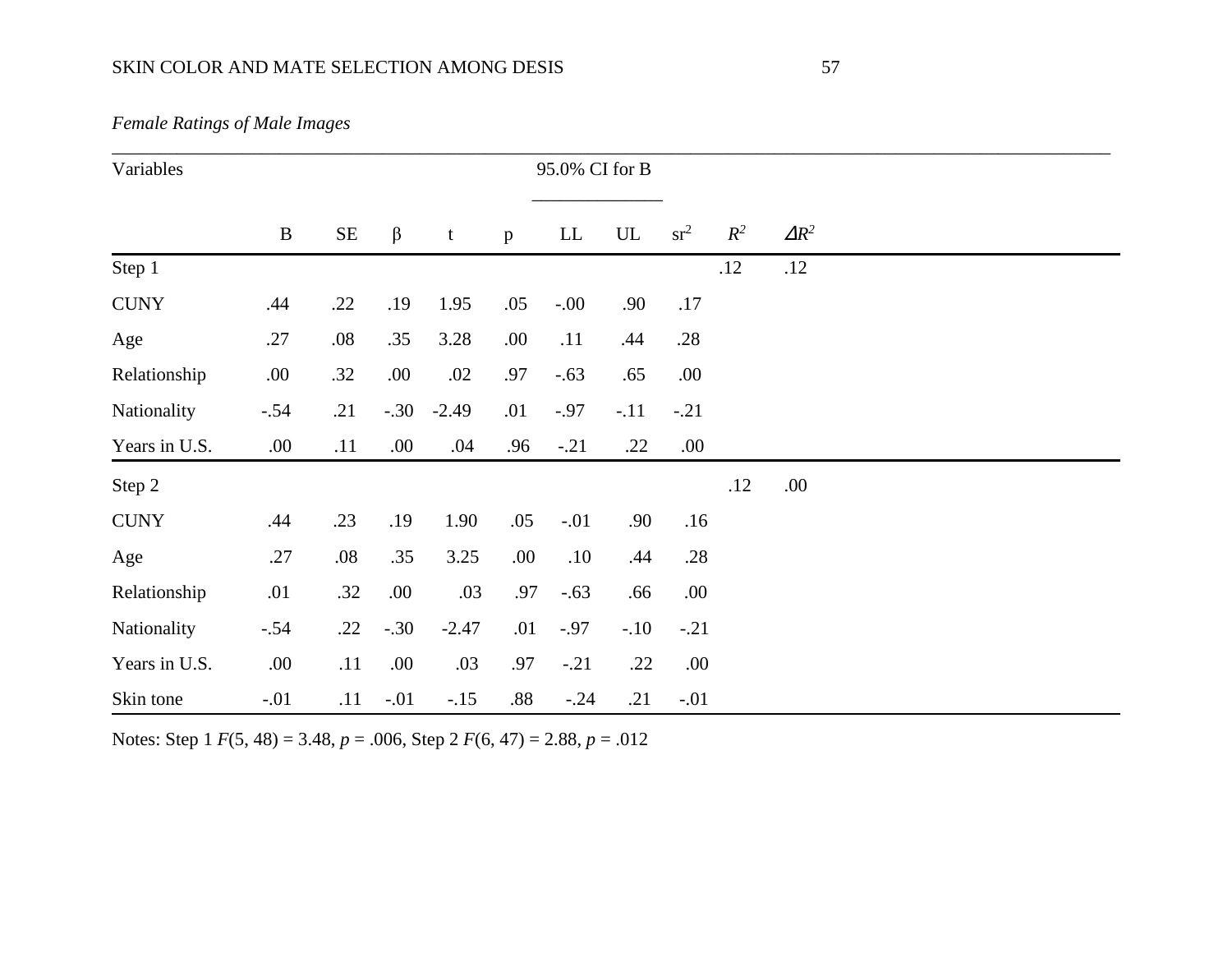*Female Ratings of Male Images*

| Variables | | | | | | 95.0% CI for B | | | | |
|---|---|---|---|---|---|---|---|---|---|---|
| | B | SE | β | t | p | LL | UL | $sr^2$ | $R^2$ | $\Delta R^2$ |
| Step 1 | | | | | | | | | .12 | .12 |
| CUNY | .44 | .22 | .19 | 1.95 | .05 | -.00 | .90 | .17 | | |
| Age | .27 | .08 | .35 | 3.28 | .00 | .11 | .44 | .28 | | |
| Relationship | .00 | .32 | .00 | .02 | .97 | -.63 | .65 | .00 | | |
| Nationality | -.54 | .21 | -.30 | -2.49 | .01 | -.97 | -.11 | -.21 | | |
| Years in U.S. | .00 | .11 | .00 | .04 | .96 | -.21 | .22 | .00 | | |
| Step 2 | | | | | | | | | .12 | .00 |
| CUNY | .44 | .23 | .19 | 1.90 | .05 | -.01 | .90 | .16 | | |
| Age | .27 | .08 | .35 | 3.25 | .00 | .10 | .44 | .28 | | |
| Relationship | .01 | .32 | .00 | .03 | .97 | -.63 | .66 | .00 | | |
| Nationality | -.54 | .22 | -.30 | -2.47 | .01 | -.97 | -.10 | -.21 | | |
| Years in U.S. | .00 | .11 | .00 | .03 | .97 | -.21 | .22 | .00 | | |
| Skin tone | -.01 | .11 | -.01 | -.15 | .88 | -.24 | .21 | -.01 | | |

Notes: Step 1 $F(5, 48) = 3.48$, $p = .006$, Step 2 $F(6, 47) = 2.88$, $p = .012$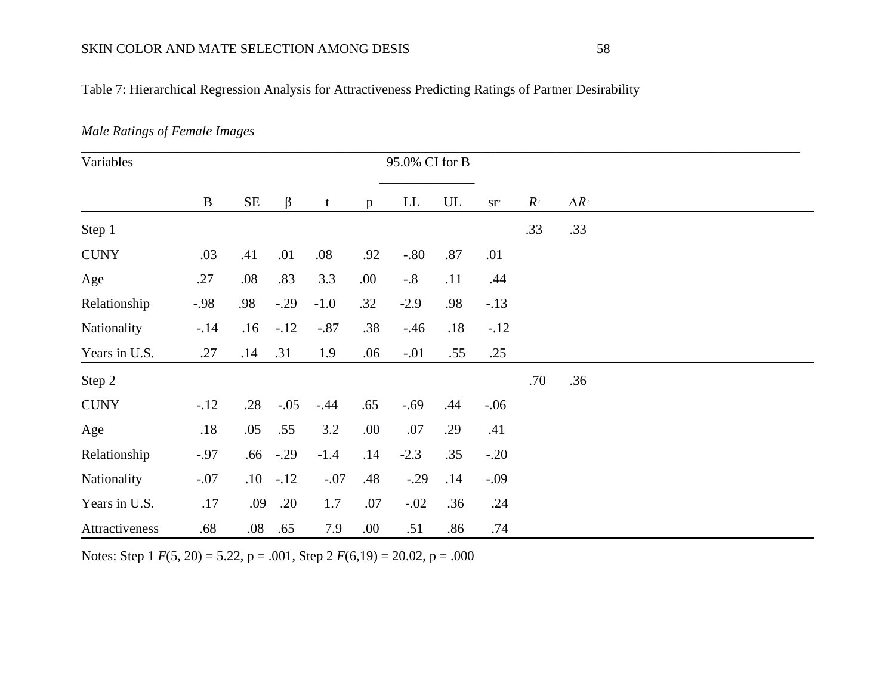Table 7: Hierarchical Regression Analysis for Attractiveness Predicting Ratings of Partner Desirability

*Male Ratings of Female Images*

| Variables | | | | | | 95.0% CI for B | | | | |
|---|---|---|---|---|---|---|---|---|---|---|
| | B | SE | β | t | p | LL | UL | $sr^2$ | $R^2$ | $\Delta R^2$ |
| Step 1 | | | | | | | | | .33 | .33 |
| CUNY | .03 | .41 | .01 | .08 | .92 | -.80 | .87 | .01 | | |
| Age | .27 | .08 | .83 | 3.3 | .00 | -.8 | .11 | .44 | | |
| Relationship | -.98 | .98 | -.29 | -1.0 | .32 | -2.9 | .98 | -.13 | | |
| Nationality | -.14 | .16 | -.12 | -.87 | .38 | -.46 | .18 | -.12 | | |
| Years in U.S. | .27 | .14 | .31 | 1.9 | .06 | -.01 | .55 | .25 | | |
| Step 2 | | | | | | | | | .70 | .36 |
| CUNY | -.12 | .28 | -.05 | -.44 | .65 | -.69 | .44 | -.06 | | |
| Age | .18 | .05 | .55 | 3.2 | .00 | .07 | .29 | .41 | | |
| Relationship | -.97 | .66 | -.29 | -1.4 | .14 | -2.3 | .35 | -.20 | | |
| Nationality | -.07 | .10 | -.12 | -.07 | .48 | -.29 | .14 | -.09 | | |
| Years in U.S. | .17 | .09 | .20 | 1.7 | .07 | -.02 | .36 | .24 | | |
| Attractiveness | .68 | .08 | .65 | 7.9 | .00 | .51 | .86 | .74 | | |

Notes: Step 1 $F(5, 20) = 5.22$, $p = .001$, Step 2 $F(6,19) = 20.02$, $p = .000$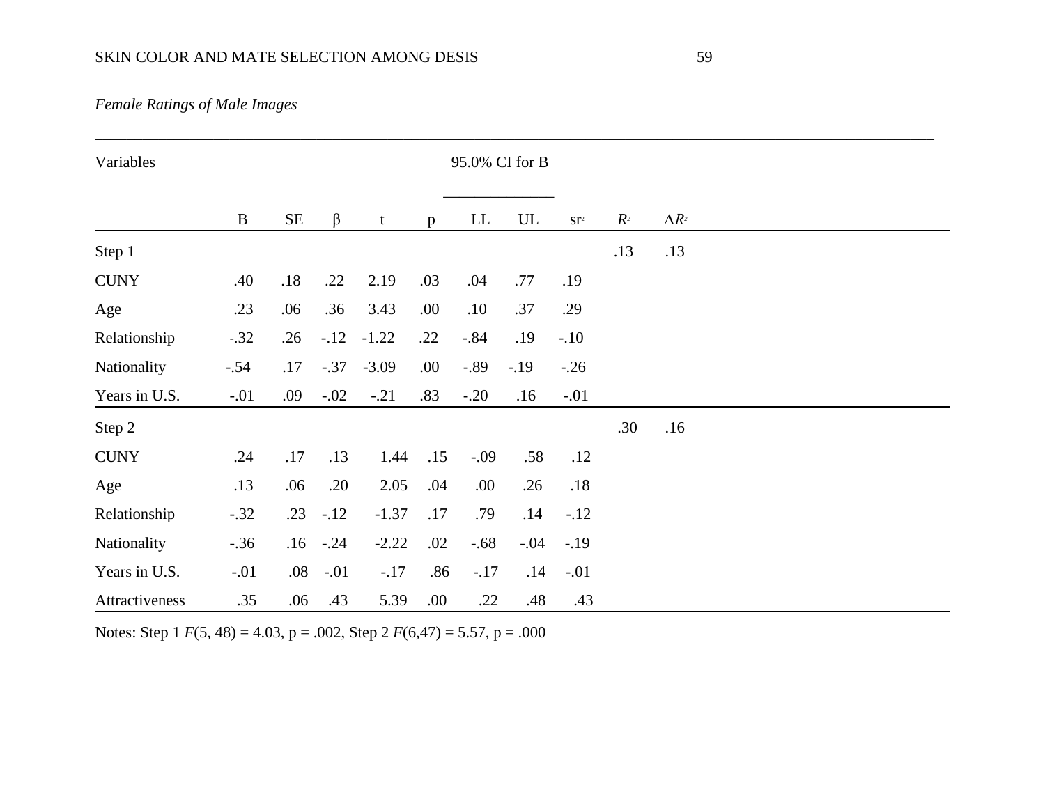*Female Ratings of Male Images*

| Variables | | | | | | 95.0% CI for B | | | | |
|---|---|---|---|---|---|---|---|---|---|---|
| | B | SE | β | t | p | LL | UL | $sr^2$ | $R^2$ | $\Delta R^2$ |
| Step 1 | | | | | | | | | .13 | .13 |
| CUNY | .40 | .18 | .22 | 2.19 | .03 | .04 | .77 | .19 | | |
| Age | .23 | .06 | .36 | 3.43 | .00 | .10 | .37 | .29 | | |
| Relationship | -.32 | .26 | -.12 | -1.22 | .22 | -.84 | .19 | -.10 | | |
| Nationality | -.54 | .17 | -.37 | -3.09 | .00 | -.89 | -.19 | -.26 | | |
| Years in U.S. | -.01 | .09 | -.02 | -.21 | .83 | -.20 | .16 | -.01 | | |
| Step 2 | | | | | | | | | .30 | .16 |
| CUNY | .24 | .17 | .13 | 1.44 | .15 | -.09 | .58 | .12 | | |
| Age | .13 | .06 | .20 | 2.05 | .04 | .00 | .26 | .18 | | |
| Relationship | -.32 | .23 | -.12 | -1.37 | .17 | .79 | .14 | -.12 | | |
| Nationality | -.36 | .16 | -.24 | -2.22 | .02 | -.68 | -.04 | -.19 | | |
| Years in U.S. | -.01 | .08 | -.01 | -.17 | .86 | -.17 | .14 | -.01 | | |
| Attractiveness | .35 | .06 | .43 | 5.39 | .00 | .22 | .48 | .43 | | |

Notes: Step 1 $F(5, 48) = 4.03$, $p = .002$, Step 2 $F(6,47) = 5.57$, $p = .000$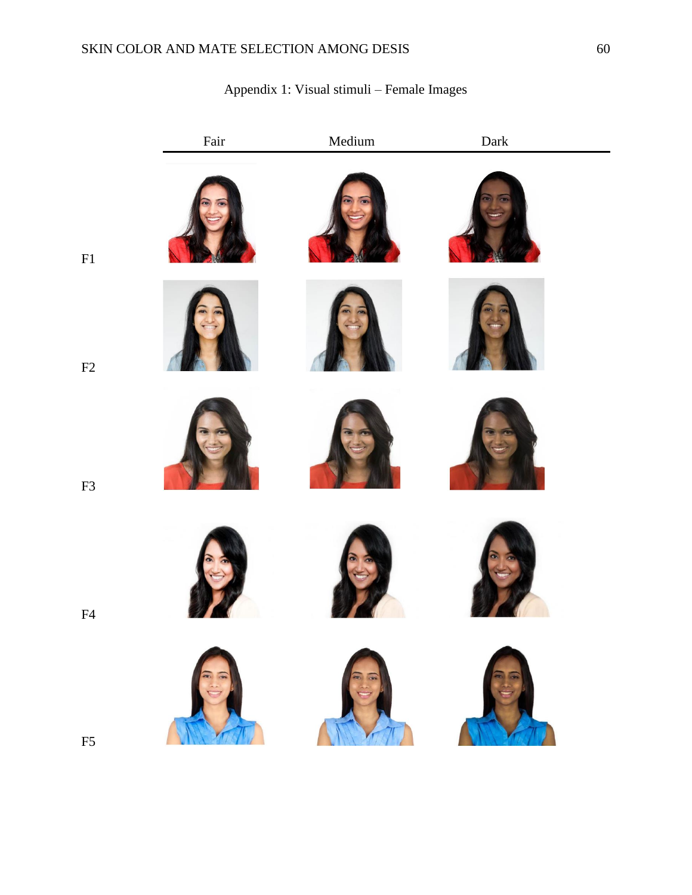Appendix 1: Visual stimuli – Female Images

| | Fair | Medium | Dark |
|---|---|---|---|
| F1 | | | |
| F2 | | | |
| F3 | | | |
| F4 | | | |
| F5 | | | |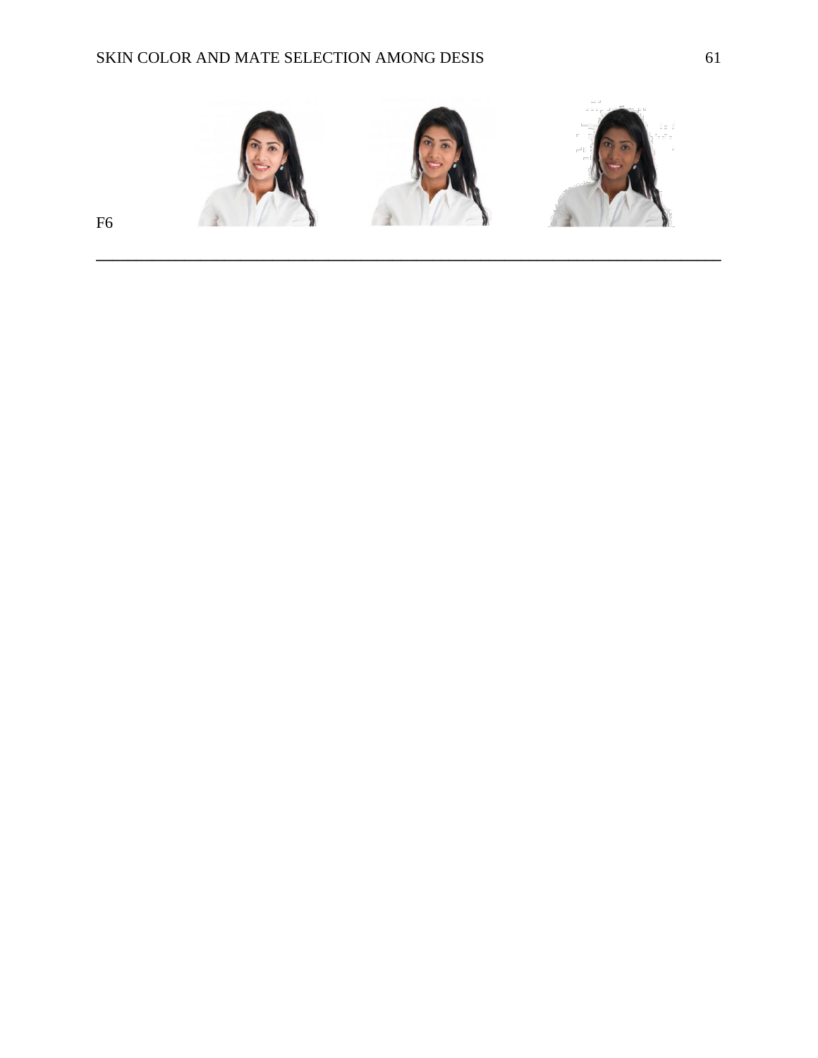F6

---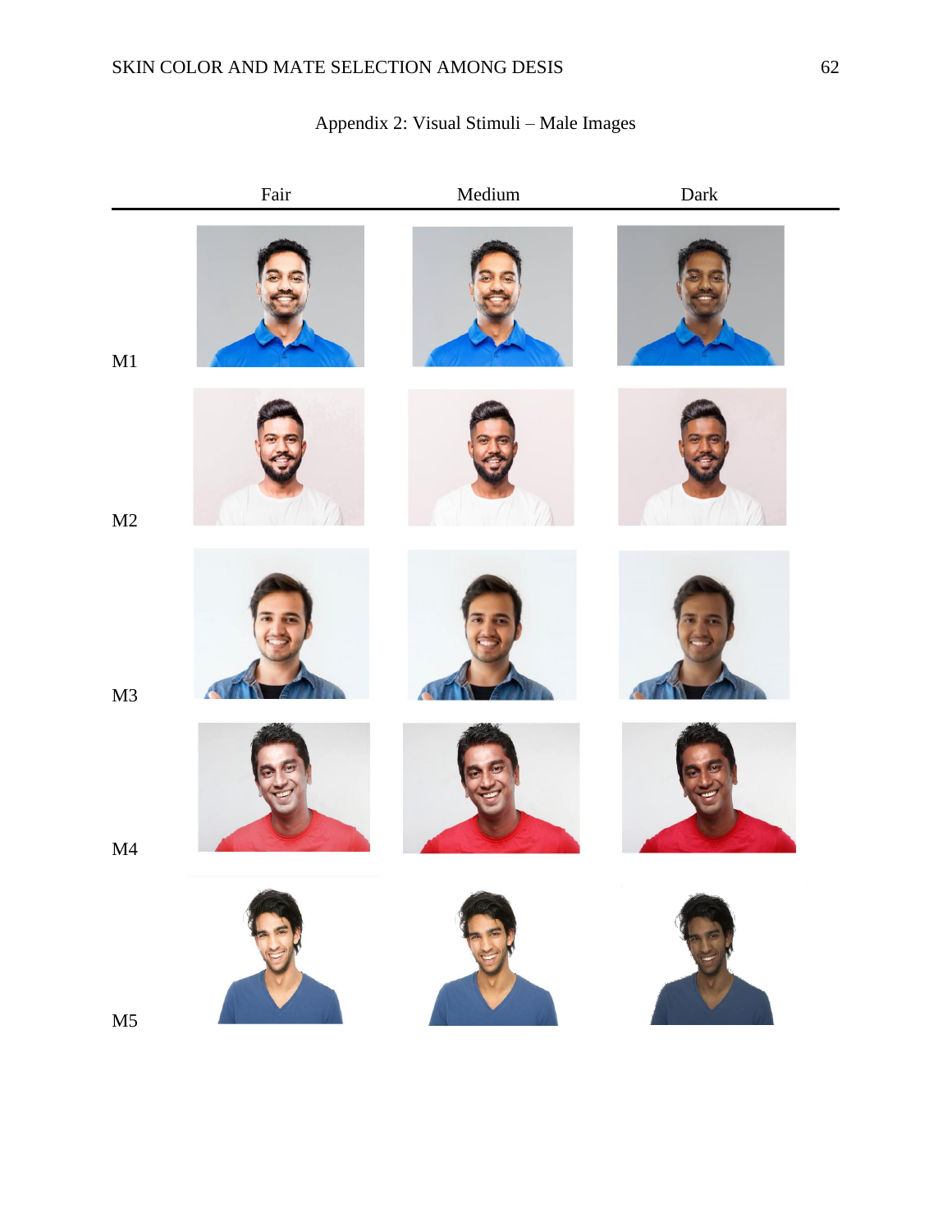## Appendix 2: Visual Stimuli – Male Images

| | Fair | Medium | Dark |
|---|---|---|---|
| M1 | | | |
| M2 | | | |
| M3 | | | |
| M4 | | | |
| M5 | | | |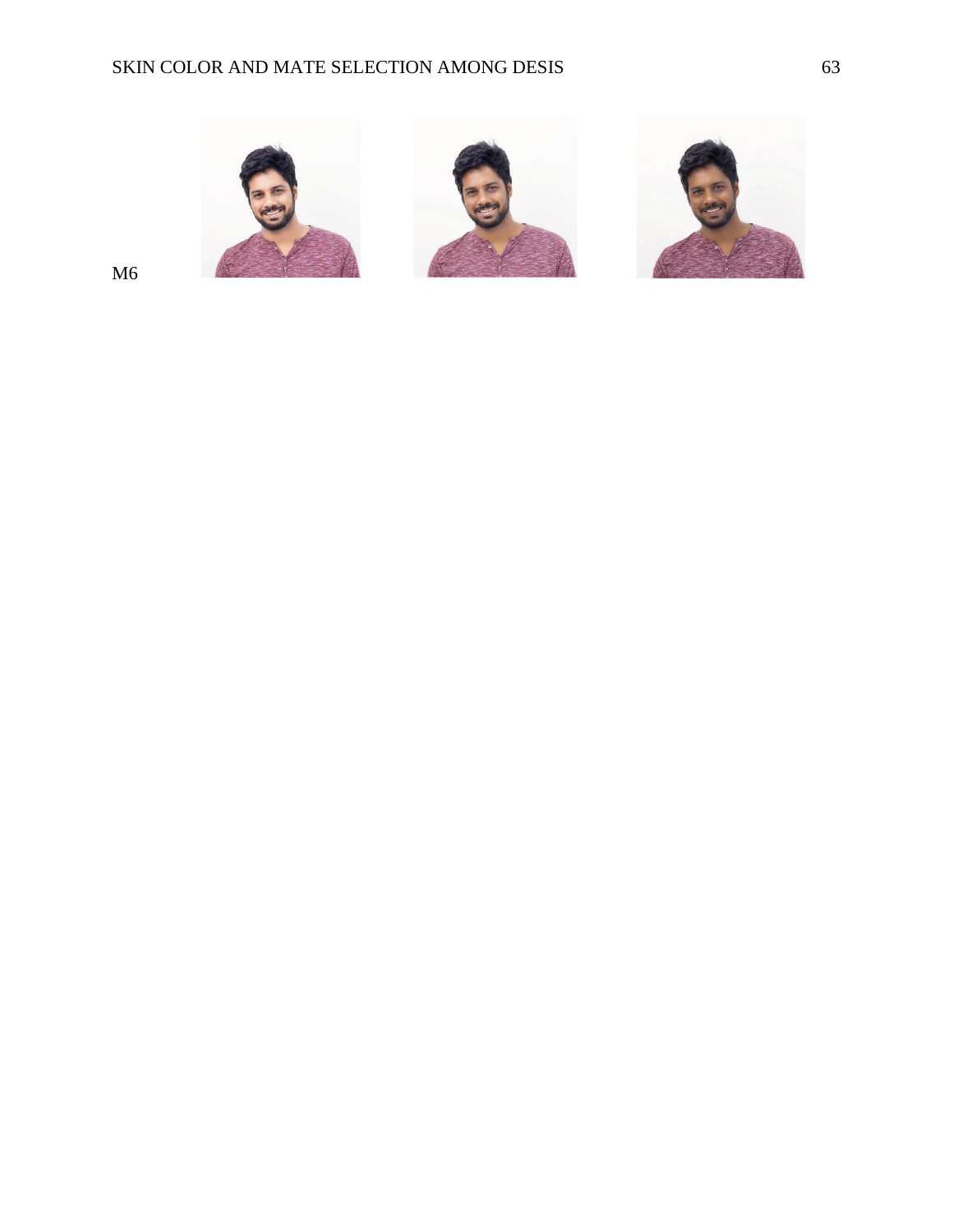M6